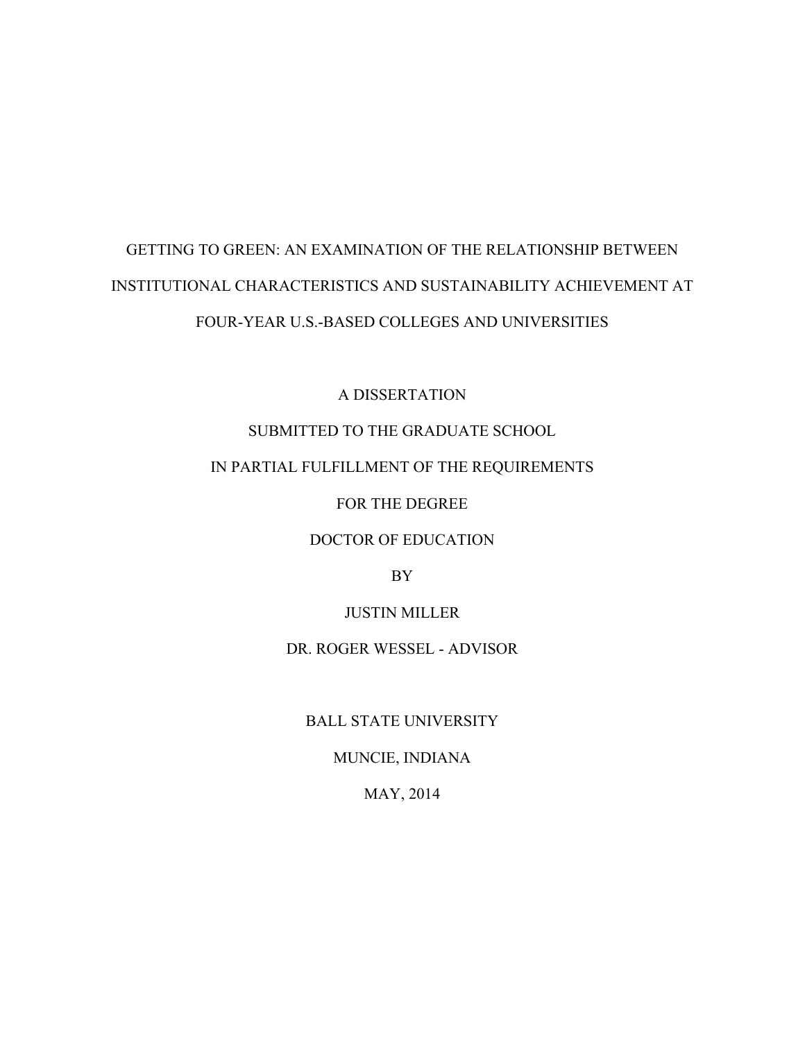# GETTING TO GREEN: AN EXAMINATION OF THE RELATIONSHIP BETWEEN INSTITUTIONAL CHARACTERISTICS AND SUSTAINABILITY ACHIEVEMENT AT FOUR-YEAR U.S.-BASED COLLEGES AND UNIVERSITIES

A DISSERTATION

SUBMITTED TO THE GRADUATE SCHOOL

IN PARTIAL FULFILLMENT OF THE REQUIREMENTS

FOR THE DEGREE

DOCTOR OF EDUCATION

BY

JUSTIN MILLER

DR. ROGER WESSEL - ADVISOR

BALL STATE UNIVERSITY

MUNCIE, INDIANA

MAY, 2014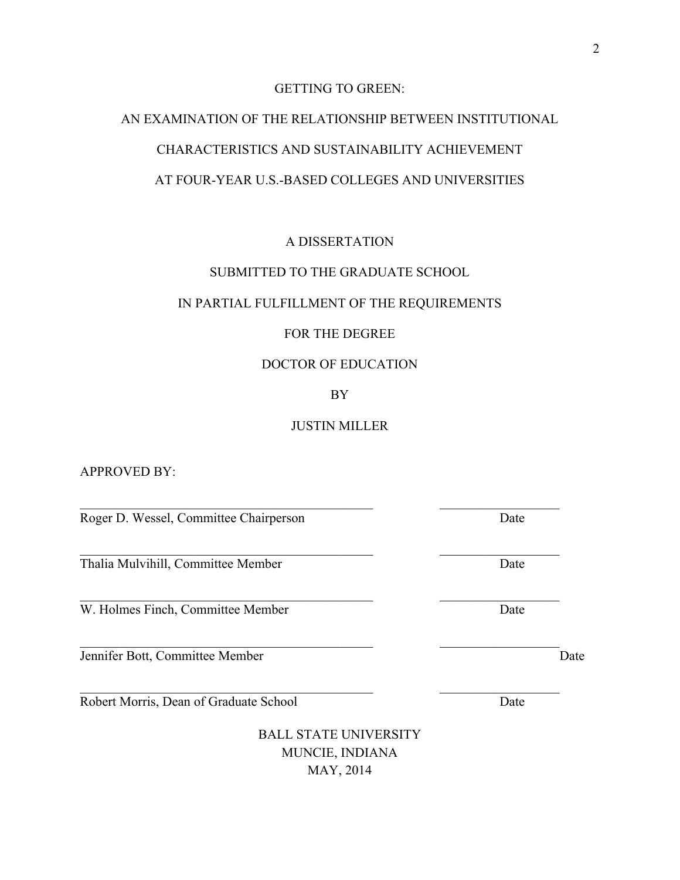GETTING TO GREEN:

AN EXAMINATION OF THE RELATIONSHIP BETWEEN INSTITUTIONAL CHARACTERISTICS AND SUSTAINABILITY ACHIEVEMENT AT FOUR-YEAR U.S.-BASED COLLEGES AND UNIVERSITIES

A DISSERTATION

SUBMITTED TO THE GRADUATE SCHOOL

IN PARTIAL FULFILLMENT OF THE REQUIREMENTS

FOR THE DEGREE

DOCTOR OF EDUCATION

BY

JUSTIN MILLER

APPROVED BY:

\_\_\_\_\_\_\_\_\_\_\_\_\_\_\_\_\_\_\_\_\_\_\_\_\_\_\_\_\_\_\_\_\_\_\_\_\_\_\_\_ \_\_\_\_\_\_\_\_\_\_\_\_\_\_\_\_\_\_
Roger D. Wessel, Committee Chairperson Date

\_\_\_\_\_\_\_\_\_\_\_\_\_\_\_\_\_\_\_\_\_\_\_\_\_\_\_\_\_\_\_\_\_\_\_\_\_\_\_\_ \_\_\_\_\_\_\_\_\_\_\_\_\_\_\_\_\_\_
Thalia Mulvihill, Committee Member Date

\_\_\_\_\_\_\_\_\_\_\_\_\_\_\_\_\_\_\_\_\_\_\_\_\_\_\_\_\_\_\_\_\_\_\_\_\_\_\_\_ \_\_\_\_\_\_\_\_\_\_\_\_\_\_\_\_\_\_
W. Holmes Finch, Committee Member Date

\_\_\_\_\_\_\_\_\_\_\_\_\_\_\_\_\_\_\_\_\_\_\_\_\_\_\_\_\_\_\_\_\_\_\_\_\_\_\_\_ \_\_\_\_\_\_\_\_\_\_\_\_\_\_\_\_\_\_
Jennifer Bott, Committee Member Date

\_\_\_\_\_\_\_\_\_\_\_\_\_\_\_\_\_\_\_\_\_\_\_\_\_\_\_\_\_\_\_\_\_\_\_\_\_\_\_\_ \_\_\_\_\_\_\_\_\_\_\_\_\_\_\_\_\_\_
Robert Morris, Dean of Graduate School Date

BALL STATE UNIVERSITY
MUNCIE, INDIANA
MAY, 2014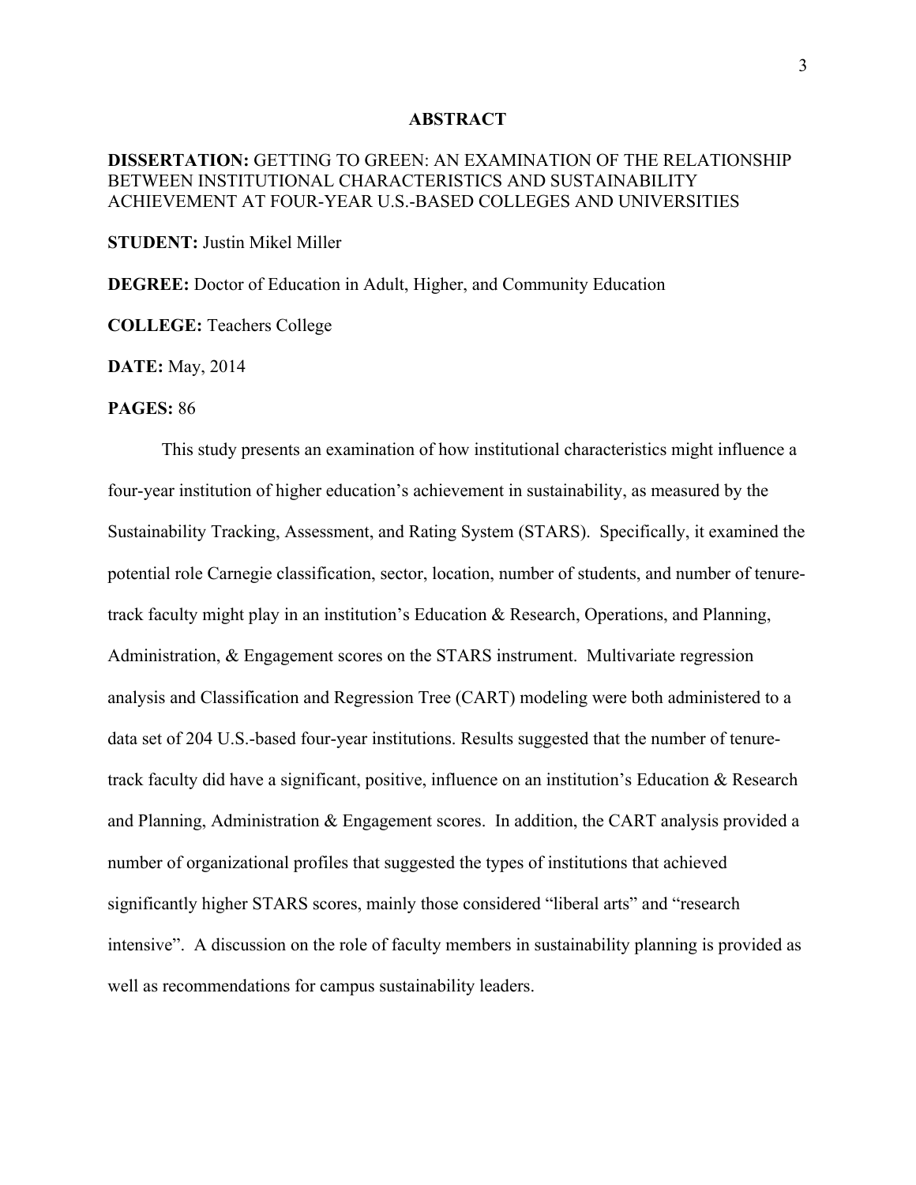# ABSTRACT

**DISSERTATION:** GETTING TO GREEN: AN EXAMINATION OF THE RELATIONSHIP BETWEEN INSTITUTIONAL CHARACTERISTICS AND SUSTAINABILITY ACHIEVEMENT AT FOUR-YEAR U.S.-BASED COLLEGES AND UNIVERSITIES

**STUDENT:** Justin Mikel Miller

**DEGREE:** Doctor of Education in Adult, Higher, and Community Education

**COLLEGE:** Teachers College

**DATE:** May, 2014

**PAGES:** 86

This study presents an examination of how institutional characteristics might influence a four-year institution of higher education's achievement in sustainability, as measured by the Sustainability Tracking, Assessment, and Rating System (STARS). Specifically, it examined the potential role Carnegie classification, sector, location, number of students, and number of tenure-track faculty might play in an institution's Education & Research, Operations, and Planning, Administration, & Engagement scores on the STARS instrument. Multivariate regression analysis and Classification and Regression Tree (CART) modeling were both administered to a data set of 204 U.S.-based four-year institutions. Results suggested that the number of tenure-track faculty did have a significant, positive, influence on an institution's Education & Research and Planning, Administration & Engagement scores. In addition, the CART analysis provided a number of organizational profiles that suggested the types of institutions that achieved significantly higher STARS scores, mainly those considered "liberal arts" and "research intensive". A discussion on the role of faculty members in sustainability planning is provided as well as recommendations for campus sustainability leaders.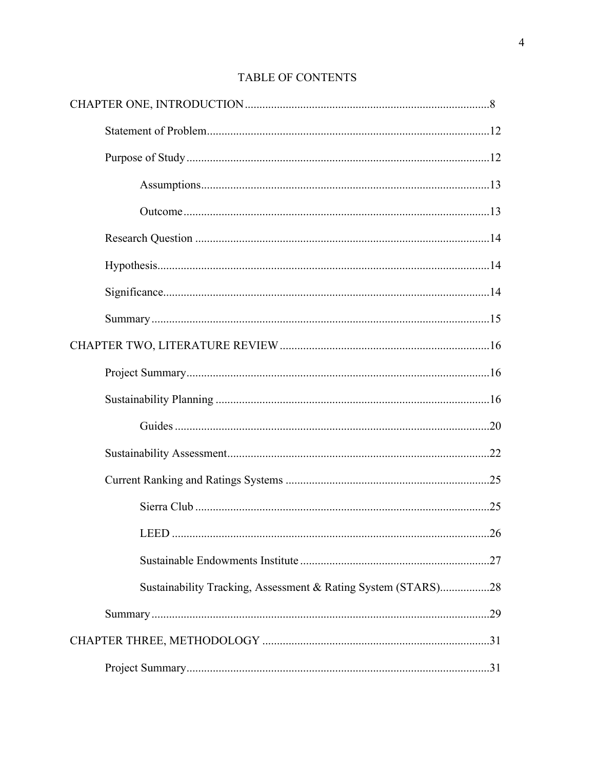# TABLE OF CONTENTS

CHAPTER ONE, INTRODUCTION....................................................................................8

- Statement of Problem..................................................................................................12
- Purpose of Study.........................................................................................................12
  - Assumptions..........................................................................................................13
  - Outcome................................................................................................................13
- Research Question .....................................................................................................14
- Hypothesis..................................................................................................................14
- Significance................................................................................................................14
- Summary.....................................................................................................................15

CHAPTER TWO, LITERATURE REVIEW.......................................................................16

- Project Summary.........................................................................................................16
- Sustainability Planning ...............................................................................................16
  - Guides...................................................................................................................20
- Sustainability Assessment...........................................................................................22
- Current Ranking and Ratings Systems .......................................................................25
  - Sierra Club ............................................................................................................25
  - LEED ....................................................................................................................26
  - Sustainable Endowments Institute .........................................................................27
  - Sustainability Tracking, Assessment & Rating System (STARS).................28
- Summary.....................................................................................................................29

CHAPTER THREE, METHODOLOGY .............................................................................31

- Project Summary.........................................................................................................31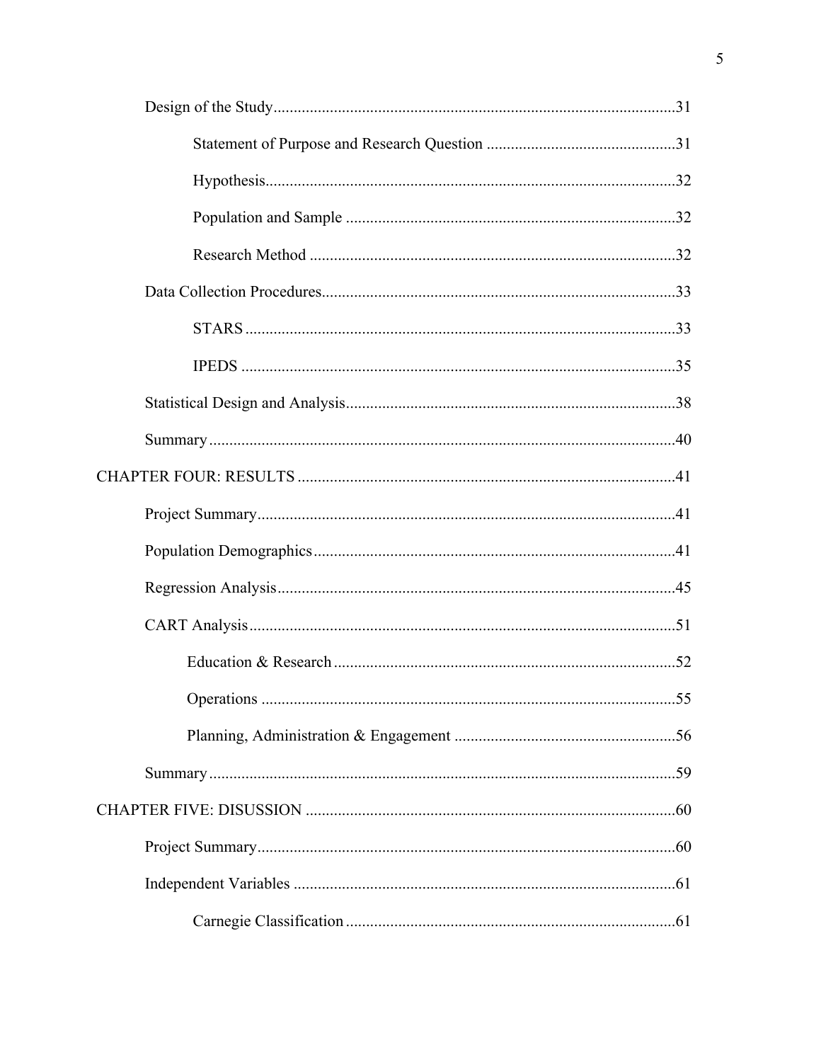Design of the Study ......................................................................................31

Statement of Purpose and Research Question ..............................................31

Hypothesis.....................................................................................................32

Population and Sample .................................................................................32

Research Method ..........................................................................................32

Data Collection Procedures.......................................................................................33

STARS ..........................................................................................................33

IPEDS ...........................................................................................................35

Statistical Design and Analysis.................................................................................38

Summary ...................................................................................................................40

CHAPTER FOUR: RESULTS .............................................................................................41

Project Summary.......................................................................................................41

Population Demographics .........................................................................................41

Regression Analysis..................................................................................................45

CART Analysis .........................................................................................................51

Education & Research ....................................................................................52

Operations ......................................................................................................55

Planning, Administration & Engagement .......................................................56

Summary ...................................................................................................................59

CHAPTER FIVE: DISUSSION ...........................................................................................60

Project Summary.......................................................................................................60

Independent Variables ..............................................................................................61

Carnegie Classification .................................................................................61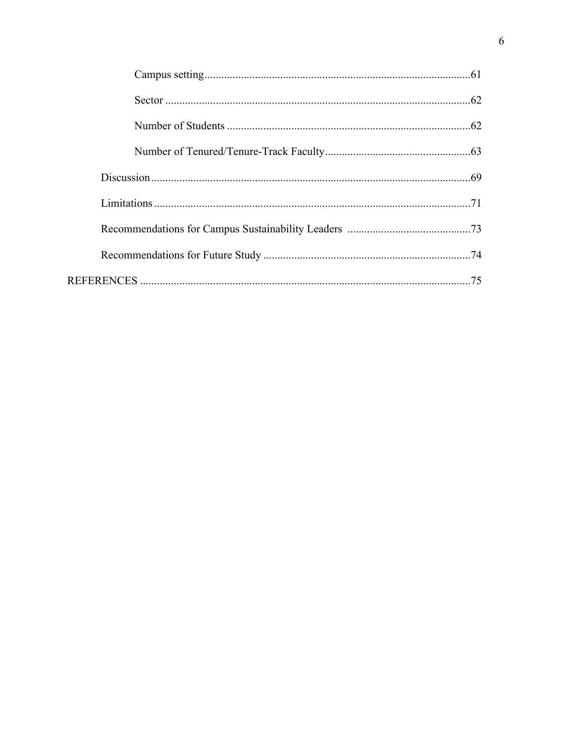Campus setting .......................................................................................61

Sector ..................................................................................................62

Number of Students ..............................................................................62

Number of Tenured/Tenure-Track Faculty ...........................................63

Discussion .................................................................................................69

Limitations ................................................................................................71

Recommendations for Campus Sustainability Leaders ..............................73

Recommendations for Future Study ..........................................................74

REFERENCES ...............................................................................................75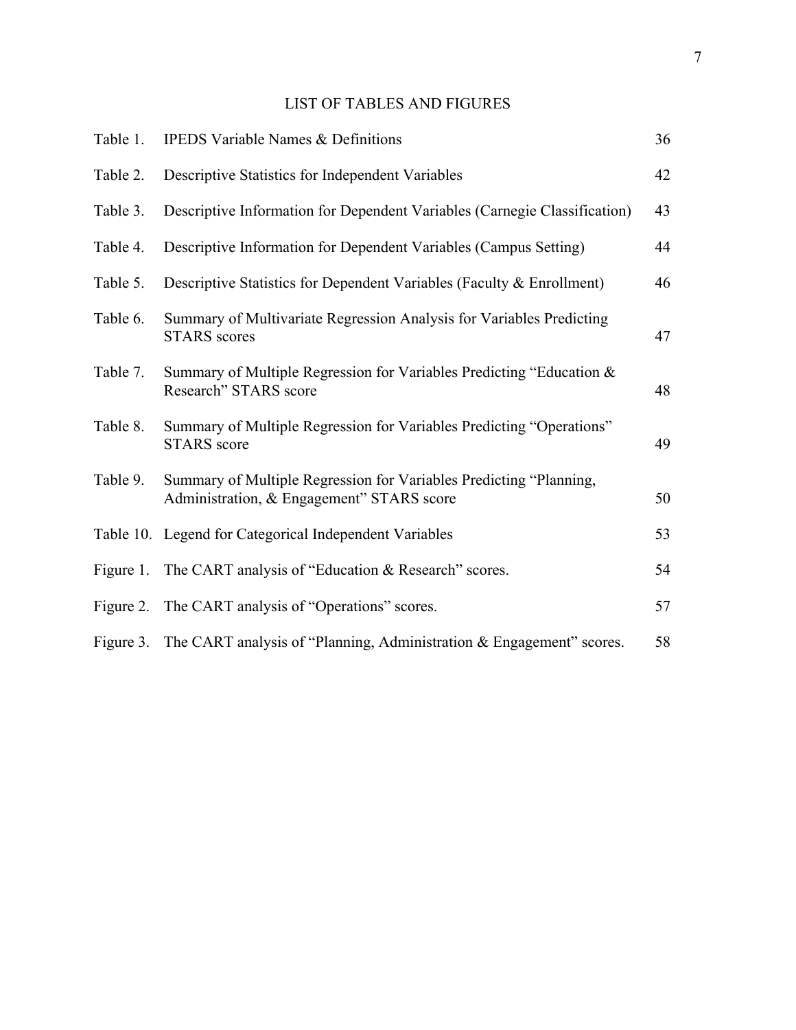# LIST OF TABLES AND FIGURES

| | | |
|---|---|---|
| Table 1. | IPEDS Variable Names & Definitions | 36 |
| Table 2. | Descriptive Statistics for Independent Variables | 42 |
| Table 3. | Descriptive Information for Dependent Variables (Carnegie Classification) | 43 |
| Table 4. | Descriptive Information for Dependent Variables (Campus Setting) | 44 |
| Table 5. | Descriptive Statistics for Dependent Variables (Faculty & Enrollment) | 46 |
| Table 6. | Summary of Multivariate Regression Analysis for Variables Predicting STARS scores | 47 |
| Table 7. | Summary of Multiple Regression for Variables Predicting "Education & Research" STARS score | 48 |
| Table 8. | Summary of Multiple Regression for Variables Predicting "Operations" STARS score | 49 |
| Table 9. | Summary of Multiple Regression for Variables Predicting "Planning, Administration, & Engagement" STARS score | 50 |
| Table 10. | Legend for Categorical Independent Variables | 53 |
| Figure 1. | The CART analysis of "Education & Research" scores. | 54 |
| Figure 2. | The CART analysis of "Operations" scores. | 57 |
| Figure 3. | The CART analysis of "Planning, Administration & Engagement" scores. | 58 |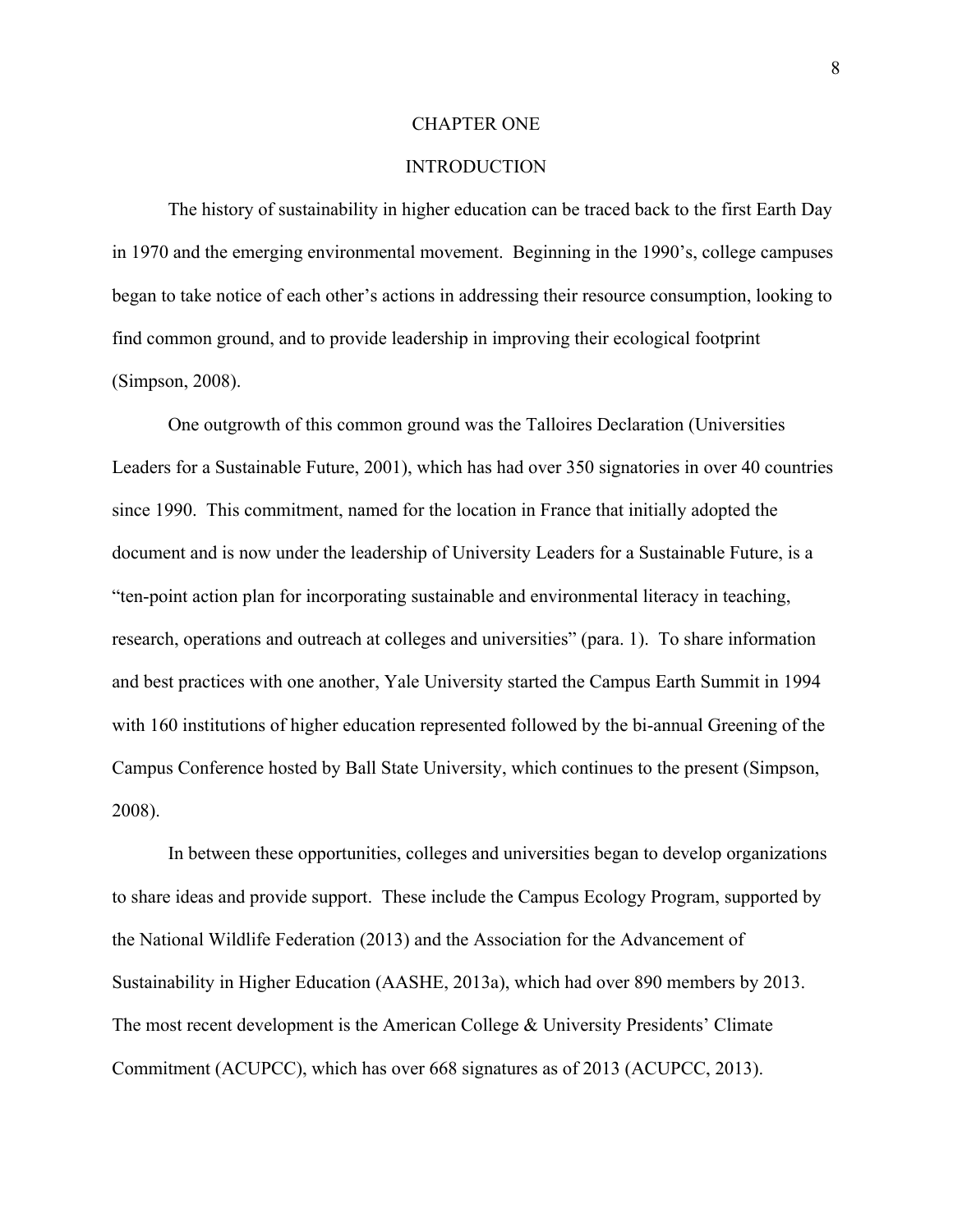# CHAPTER ONE

## INTRODUCTION

The history of sustainability in higher education can be traced back to the first Earth Day in 1970 and the emerging environmental movement. Beginning in the 1990's, college campuses began to take notice of each other's actions in addressing their resource consumption, looking to find common ground, and to provide leadership in improving their ecological footprint (Simpson, 2008).

One outgrowth of this common ground was the Talloires Declaration (Universities Leaders for a Sustainable Future, 2001), which has had over 350 signatories in over 40 countries since 1990. This commitment, named for the location in France that initially adopted the document and is now under the leadership of University Leaders for a Sustainable Future, is a "ten-point action plan for incorporating sustainable and environmental literacy in teaching, research, operations and outreach at colleges and universities" (para. 1). To share information and best practices with one another, Yale University started the Campus Earth Summit in 1994 with 160 institutions of higher education represented followed by the bi-annual Greening of the Campus Conference hosted by Ball State University, which continues to the present (Simpson, 2008).

In between these opportunities, colleges and universities began to develop organizations to share ideas and provide support. These include the Campus Ecology Program, supported by the National Wildlife Federation (2013) and the Association for the Advancement of Sustainability in Higher Education (AASHE, 2013a), which had over 890 members by 2013. The most recent development is the American College & University Presidents' Climate Commitment (ACUPCC), which has over 668 signatures as of 2013 (ACUPCC, 2013).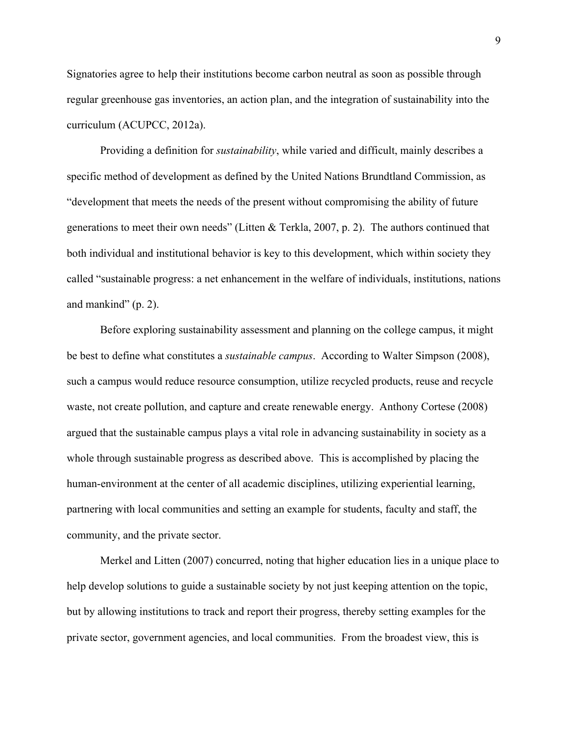Signatories agree to help their institutions become carbon neutral as soon as possible through regular greenhouse gas inventories, an action plan, and the integration of sustainability into the curriculum (ACUPCC, 2012a).

Providing a definition for *sustainability*, while varied and difficult, mainly describes a specific method of development as defined by the United Nations Brundtland Commission, as "development that meets the needs of the present without compromising the ability of future generations to meet their own needs" (Litten & Terkla, 2007, p. 2). The authors continued that both individual and institutional behavior is key to this development, which within society they called "sustainable progress: a net enhancement in the welfare of individuals, institutions, nations and mankind" (p. 2).

Before exploring sustainability assessment and planning on the college campus, it might be best to define what constitutes a *sustainable campus*. According to Walter Simpson (2008), such a campus would reduce resource consumption, utilize recycled products, reuse and recycle waste, not create pollution, and capture and create renewable energy. Anthony Cortese (2008) argued that the sustainable campus plays a vital role in advancing sustainability in society as a whole through sustainable progress as described above. This is accomplished by placing the human-environment at the center of all academic disciplines, utilizing experiential learning, partnering with local communities and setting an example for students, faculty and staff, the community, and the private sector.

Merkel and Litten (2007) concurred, noting that higher education lies in a unique place to help develop solutions to guide a sustainable society by not just keeping attention on the topic, but by allowing institutions to track and report their progress, thereby setting examples for the private sector, government agencies, and local communities. From the broadest view, this is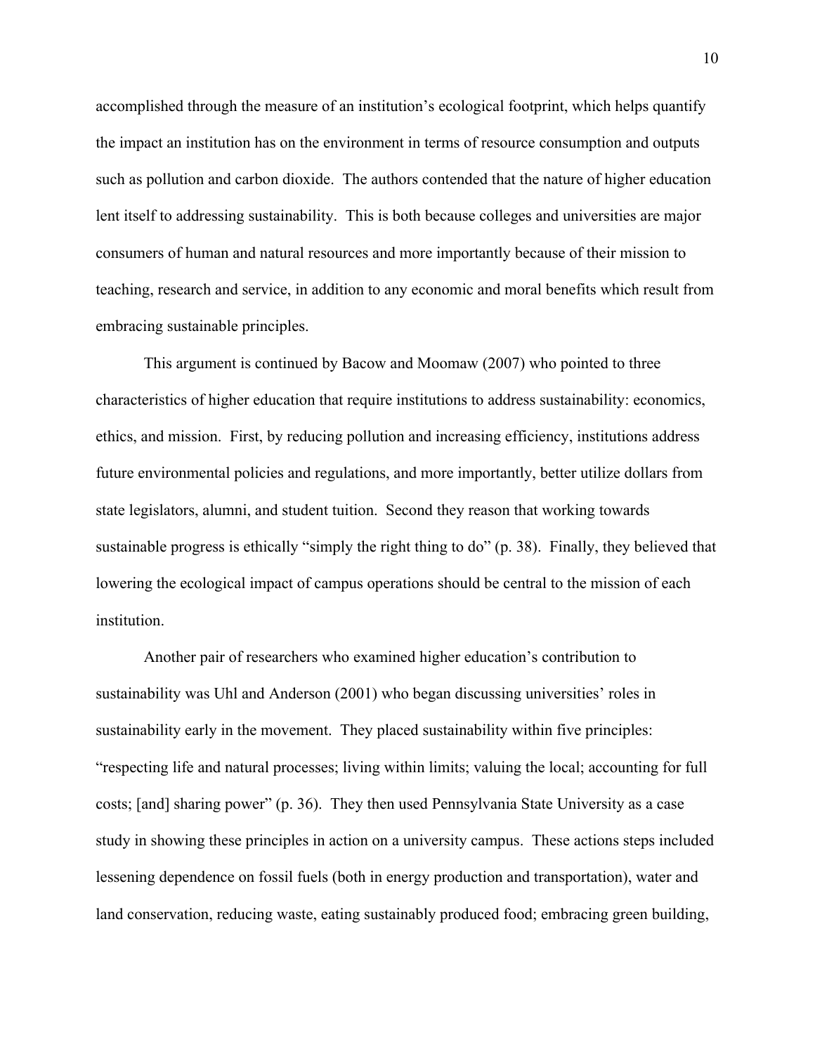accomplished through the measure of an institution's ecological footprint, which helps quantify the impact an institution has on the environment in terms of resource consumption and outputs such as pollution and carbon dioxide. The authors contended that the nature of higher education lent itself to addressing sustainability. This is both because colleges and universities are major consumers of human and natural resources and more importantly because of their mission to teaching, research and service, in addition to any economic and moral benefits which result from embracing sustainable principles.

This argument is continued by Bacow and Moomaw (2007) who pointed to three characteristics of higher education that require institutions to address sustainability: economics, ethics, and mission. First, by reducing pollution and increasing efficiency, institutions address future environmental policies and regulations, and more importantly, better utilize dollars from state legislators, alumni, and student tuition. Second they reason that working towards sustainable progress is ethically "simply the right thing to do" (p. 38). Finally, they believed that lowering the ecological impact of campus operations should be central to the mission of each institution.

Another pair of researchers who examined higher education's contribution to sustainability was Uhl and Anderson (2001) who began discussing universities' roles in sustainability early in the movement. They placed sustainability within five principles: "respecting life and natural processes; living within limits; valuing the local; accounting for full costs; [and] sharing power" (p. 36). They then used Pennsylvania State University as a case study in showing these principles in action on a university campus. These actions steps included lessening dependence on fossil fuels (both in energy production and transportation), water and land conservation, reducing waste, eating sustainably produced food; embracing green building,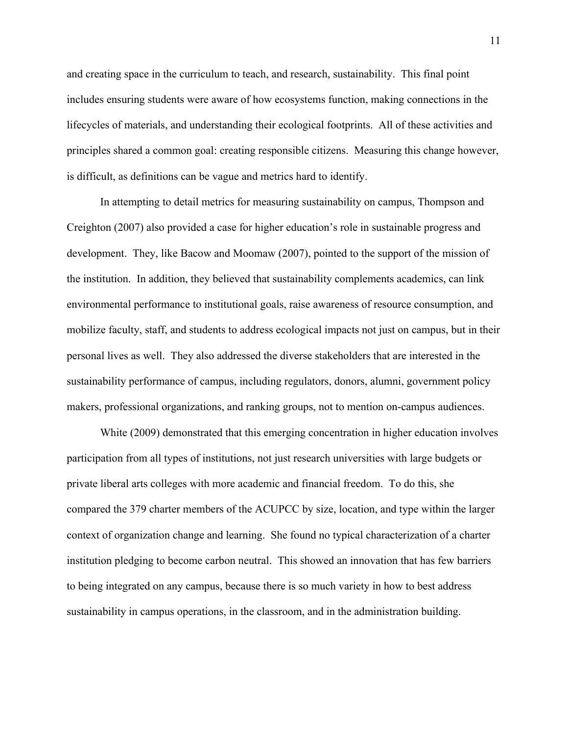and creating space in the curriculum to teach, and research, sustainability. This final point includes ensuring students were aware of how ecosystems function, making connections in the lifecycles of materials, and understanding their ecological footprints. All of these activities and principles shared a common goal: creating responsible citizens. Measuring this change however, is difficult, as definitions can be vague and metrics hard to identify.

In attempting to detail metrics for measuring sustainability on campus, Thompson and Creighton (2007) also provided a case for higher education's role in sustainable progress and development. They, like Bacow and Moomaw (2007), pointed to the support of the mission of the institution. In addition, they believed that sustainability complements academics, can link environmental performance to institutional goals, raise awareness of resource consumption, and mobilize faculty, staff, and students to address ecological impacts not just on campus, but in their personal lives as well. They also addressed the diverse stakeholders that are interested in the sustainability performance of campus, including regulators, donors, alumni, government policy makers, professional organizations, and ranking groups, not to mention on-campus audiences.

White (2009) demonstrated that this emerging concentration in higher education involves participation from all types of institutions, not just research universities with large budgets or private liberal arts colleges with more academic and financial freedom. To do this, she compared the 379 charter members of the ACUPCC by size, location, and type within the larger context of organization change and learning. She found no typical characterization of a charter institution pledging to become carbon neutral. This showed an innovation that has few barriers to being integrated on any campus, because there is so much variety in how to best address sustainability in campus operations, in the classroom, and in the administration building.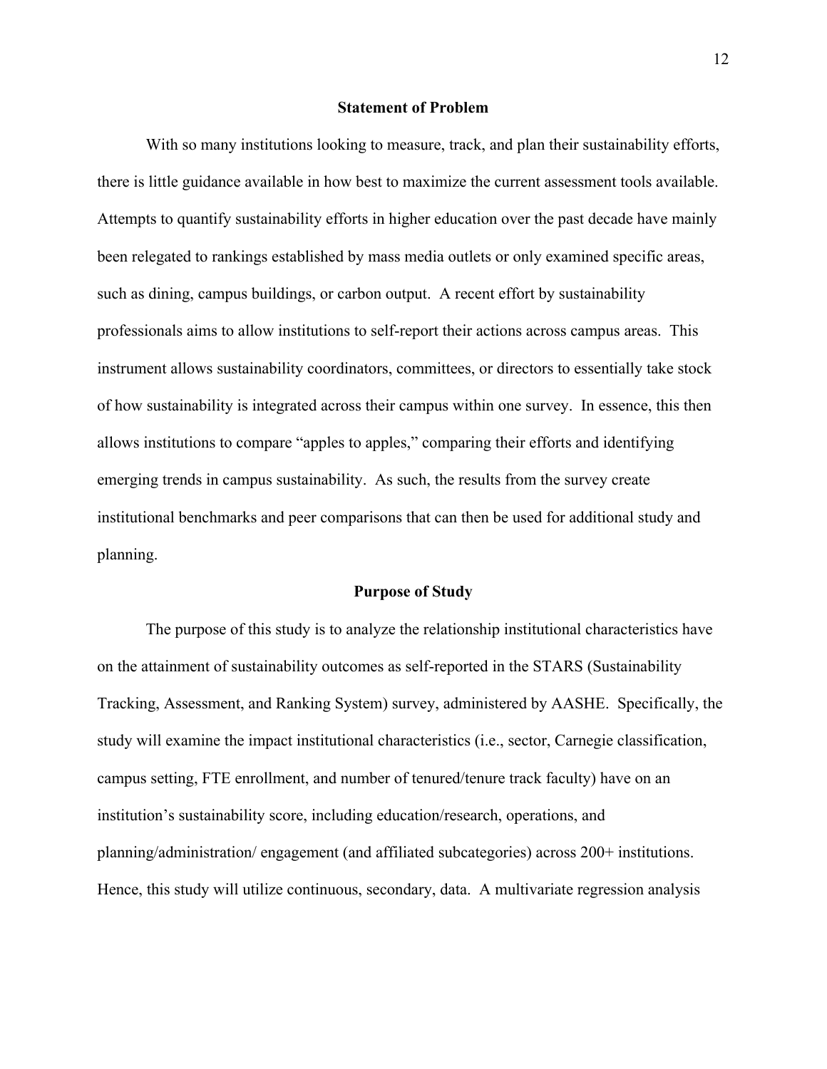## Statement of Problem

With so many institutions looking to measure, track, and plan their sustainability efforts, there is little guidance available in how best to maximize the current assessment tools available. Attempts to quantify sustainability efforts in higher education over the past decade have mainly been relegated to rankings established by mass media outlets or only examined specific areas, such as dining, campus buildings, or carbon output. A recent effort by sustainability professionals aims to allow institutions to self-report their actions across campus areas. This instrument allows sustainability coordinators, committees, or directors to essentially take stock of how sustainability is integrated across their campus within one survey. In essence, this then allows institutions to compare "apples to apples," comparing their efforts and identifying emerging trends in campus sustainability. As such, the results from the survey create institutional benchmarks and peer comparisons that can then be used for additional study and planning.

## Purpose of Study

The purpose of this study is to analyze the relationship institutional characteristics have on the attainment of sustainability outcomes as self-reported in the STARS (Sustainability Tracking, Assessment, and Ranking System) survey, administered by AASHE. Specifically, the study will examine the impact institutional characteristics (i.e., sector, Carnegie classification, campus setting, FTE enrollment, and number of tenured/tenure track faculty) have on an institution's sustainability score, including education/research, operations, and planning/administration/ engagement (and affiliated subcategories) across 200+ institutions. Hence, this study will utilize continuous, secondary, data. A multivariate regression analysis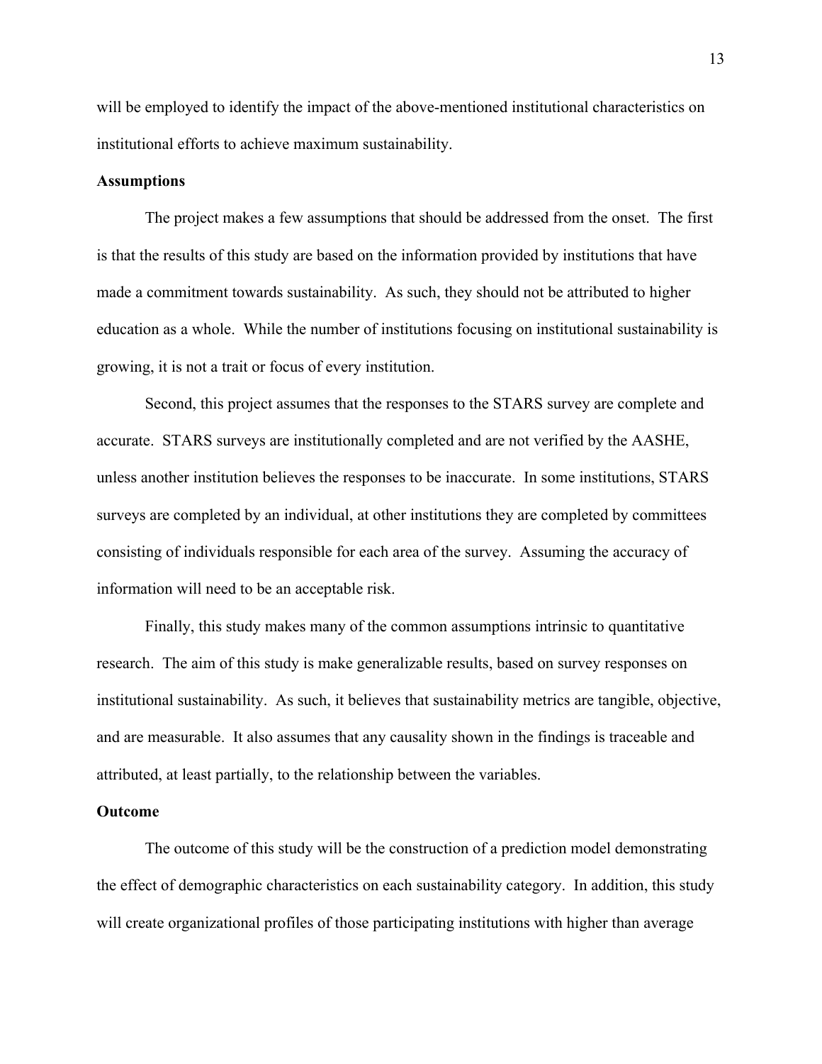will be employed to identify the impact of the above-mentioned institutional characteristics on institutional efforts to achieve maximum sustainability.

**Assumptions**

The project makes a few assumptions that should be addressed from the onset. The first is that the results of this study are based on the information provided by institutions that have made a commitment towards sustainability. As such, they should not be attributed to higher education as a whole. While the number of institutions focusing on institutional sustainability is growing, it is not a trait or focus of every institution.

Second, this project assumes that the responses to the STARS survey are complete and accurate. STARS surveys are institutionally completed and are not verified by the AASHE, unless another institution believes the responses to be inaccurate. In some institutions, STARS surveys are completed by an individual, at other institutions they are completed by committees consisting of individuals responsible for each area of the survey. Assuming the accuracy of information will need to be an acceptable risk.

Finally, this study makes many of the common assumptions intrinsic to quantitative research. The aim of this study is make generalizable results, based on survey responses on institutional sustainability. As such, it believes that sustainability metrics are tangible, objective, and are measurable. It also assumes that any causality shown in the findings is traceable and attributed, at least partially, to the relationship between the variables.

**Outcome**

The outcome of this study will be the construction of a prediction model demonstrating the effect of demographic characteristics on each sustainability category. In addition, this study will create organizational profiles of those participating institutions with higher than average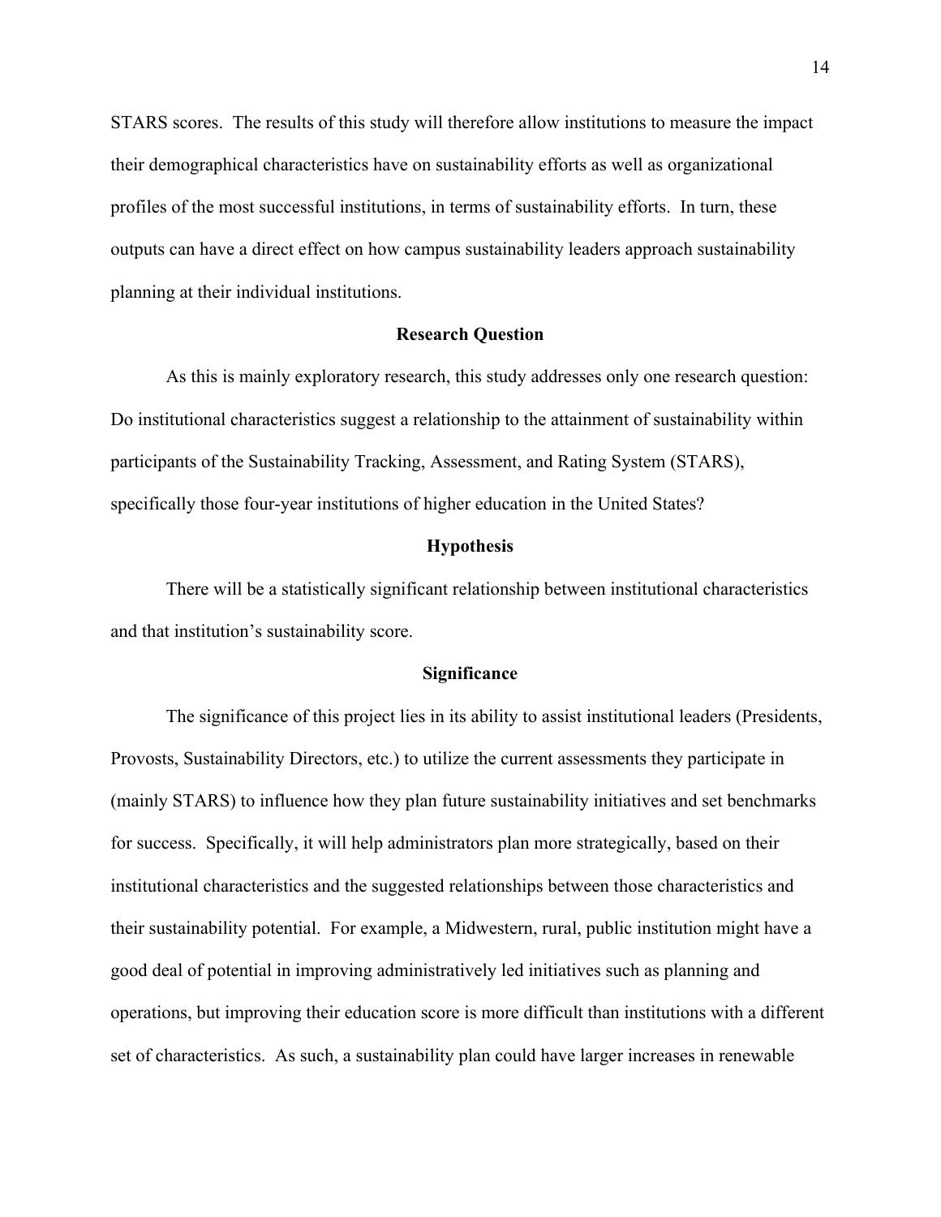STARS scores. The results of this study will therefore allow institutions to measure the impact their demographical characteristics have on sustainability efforts as well as organizational profiles of the most successful institutions, in terms of sustainability efforts. In turn, these outputs can have a direct effect on how campus sustainability leaders approach sustainability planning at their individual institutions.

## Research Question

As this is mainly exploratory research, this study addresses only one research question: Do institutional characteristics suggest a relationship to the attainment of sustainability within participants of the Sustainability Tracking, Assessment, and Rating System (STARS), specifically those four-year institutions of higher education in the United States?

## Hypothesis

There will be a statistically significant relationship between institutional characteristics and that institution's sustainability score.

## Significance

The significance of this project lies in its ability to assist institutional leaders (Presidents, Provosts, Sustainability Directors, etc.) to utilize the current assessments they participate in (mainly STARS) to influence how they plan future sustainability initiatives and set benchmarks for success. Specifically, it will help administrators plan more strategically, based on their institutional characteristics and the suggested relationships between those characteristics and their sustainability potential. For example, a Midwestern, rural, public institution might have a good deal of potential in improving administratively led initiatives such as planning and operations, but improving their education score is more difficult than institutions with a different set of characteristics. As such, a sustainability plan could have larger increases in renewable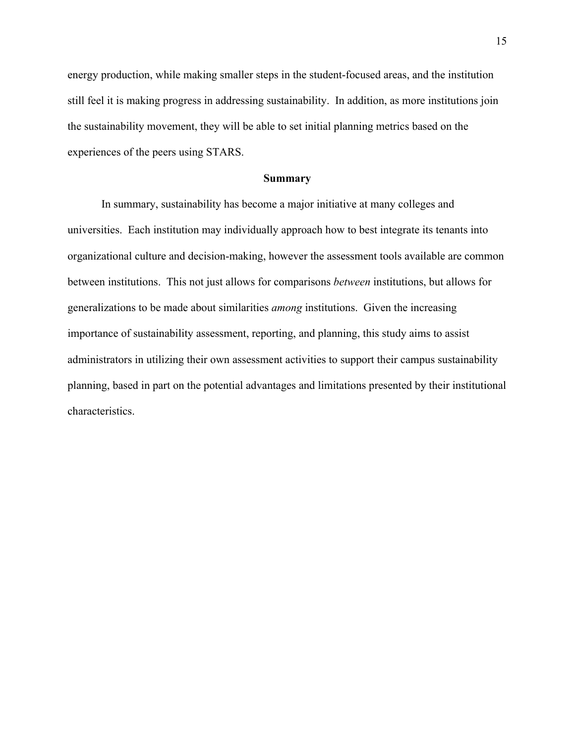energy production, while making smaller steps in the student-focused areas, and the institution still feel it is making progress in addressing sustainability. In addition, as more institutions join the sustainability movement, they will be able to set initial planning metrics based on the experiences of the peers using STARS.

## Summary

In summary, sustainability has become a major initiative at many colleges and universities. Each institution may individually approach how to best integrate its tenants into organizational culture and decision-making, however the assessment tools available are common between institutions. This not just allows for comparisons *between* institutions, but allows for generalizations to be made about similarities *among* institutions. Given the increasing importance of sustainability assessment, reporting, and planning, this study aims to assist administrators in utilizing their own assessment activities to support their campus sustainability planning, based in part on the potential advantages and limitations presented by their institutional characteristics.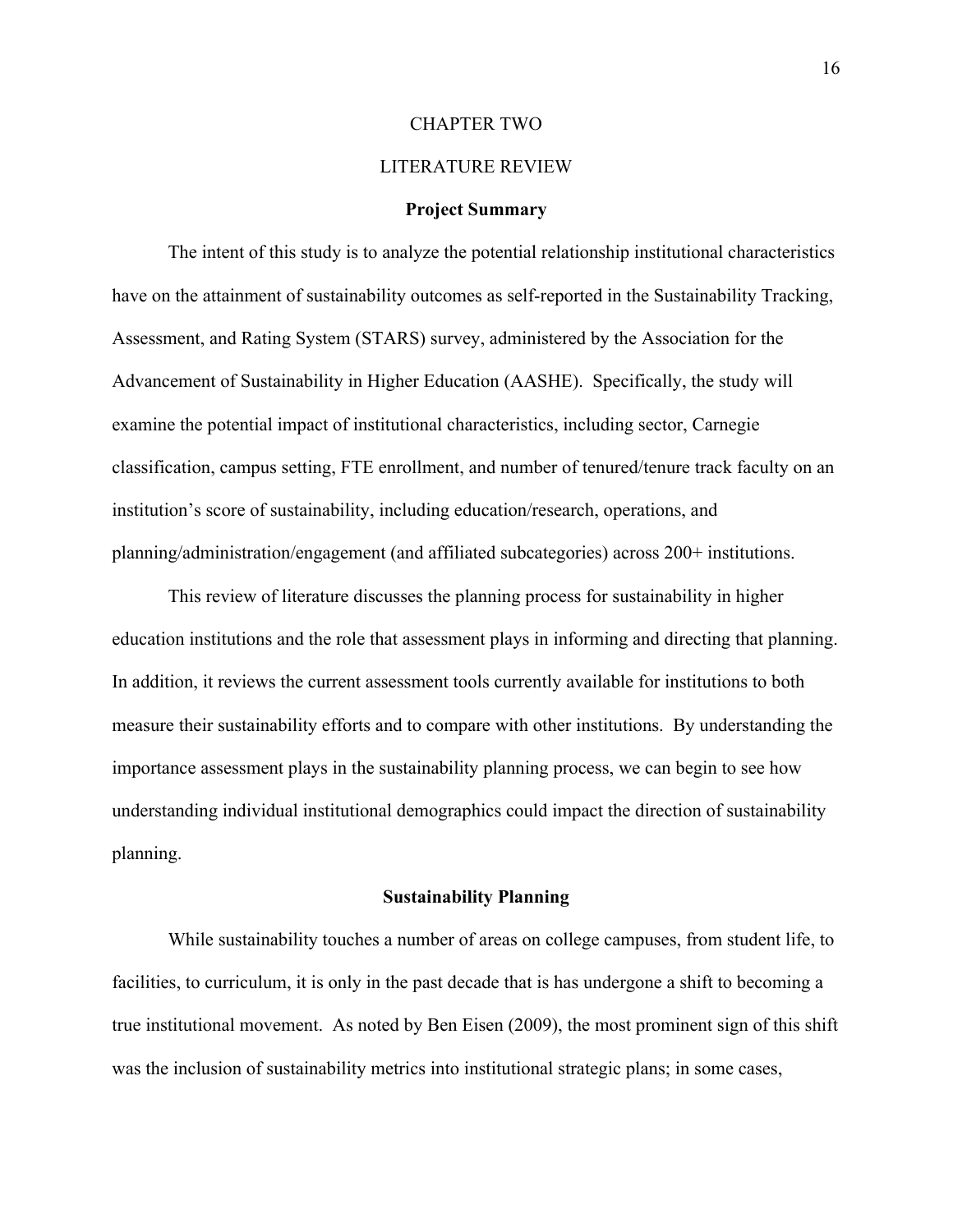# CHAPTER TWO

# LITERATURE REVIEW

## Project Summary

The intent of this study is to analyze the potential relationship institutional characteristics have on the attainment of sustainability outcomes as self-reported in the Sustainability Tracking, Assessment, and Rating System (STARS) survey, administered by the Association for the Advancement of Sustainability in Higher Education (AASHE). Specifically, the study will examine the potential impact of institutional characteristics, including sector, Carnegie classification, campus setting, FTE enrollment, and number of tenured/tenure track faculty on an institution's score of sustainability, including education/research, operations, and planning/administration/engagement (and affiliated subcategories) across 200+ institutions.

This review of literature discusses the planning process for sustainability in higher education institutions and the role that assessment plays in informing and directing that planning. In addition, it reviews the current assessment tools currently available for institutions to both measure their sustainability efforts and to compare with other institutions. By understanding the importance assessment plays in the sustainability planning process, we can begin to see how understanding individual institutional demographics could impact the direction of sustainability planning.

## Sustainability Planning

While sustainability touches a number of areas on college campuses, from student life, to facilities, to curriculum, it is only in the past decade that is has undergone a shift to becoming a true institutional movement. As noted by Ben Eisen (2009), the most prominent sign of this shift was the inclusion of sustainability metrics into institutional strategic plans; in some cases,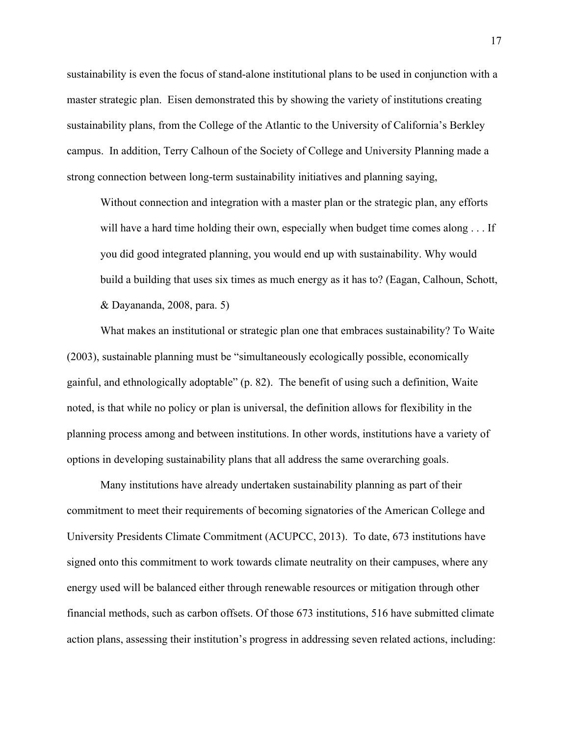sustainability is even the focus of stand-alone institutional plans to be used in conjunction with a master strategic plan.  Eisen demonstrated this by showing the variety of institutions creating sustainability plans, from the College of the Atlantic to the University of California's Berkley campus.  In addition, Terry Calhoun of the Society of College and University Planning made a strong connection between long-term sustainability initiatives and planning saying,

> Without connection and integration with a master plan or the strategic plan, any efforts will have a hard time holding their own, especially when budget time comes along . . . If you did good integrated planning, you would end up with sustainability. Why would build a building that uses six times as much energy as it has to? (Eagan, Calhoun, Schott, & Dayananda, 2008, para. 5)

What makes an institutional or strategic plan one that embraces sustainability? To Waite (2003), sustainable planning must be "simultaneously ecologically possible, economically gainful, and ethnologically adoptable" (p. 82).  The benefit of using such a definition, Waite noted, is that while no policy or plan is universal, the definition allows for flexibility in the planning process among and between institutions. In other words, institutions have a variety of options in developing sustainability plans that all address the same overarching goals.

Many institutions have already undertaken sustainability planning as part of their commitment to meet their requirements of becoming signatories of the American College and University Presidents Climate Commitment (ACUPCC, 2013).  To date, 673 institutions have signed onto this commitment to work towards climate neutrality on their campuses, where any energy used will be balanced either through renewable resources or mitigation through other financial methods, such as carbon offsets. Of those 673 institutions, 516 have submitted climate action plans, assessing their institution's progress in addressing seven related actions, including: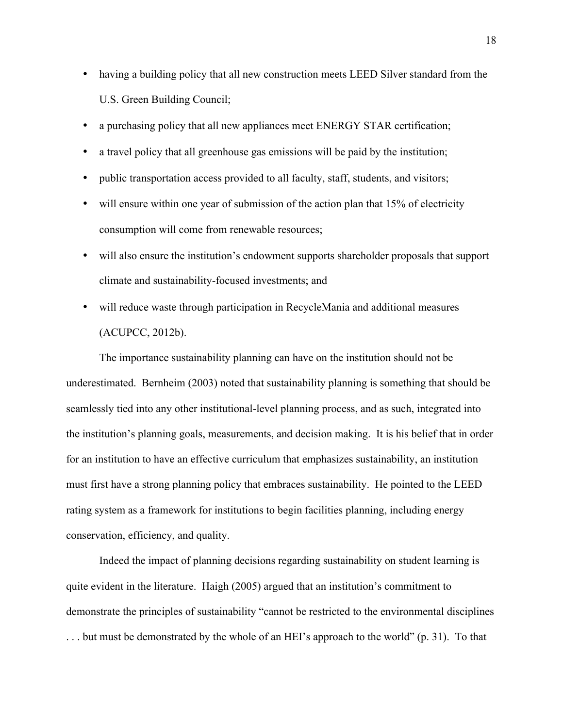- having a building policy that all new construction meets LEED Silver standard from the U.S. Green Building Council;
- a purchasing policy that all new appliances meet ENERGY STAR certification;
- a travel policy that all greenhouse gas emissions will be paid by the institution;
- public transportation access provided to all faculty, staff, students, and visitors;
- will ensure within one year of submission of the action plan that 15% of electricity consumption will come from renewable resources;
- will also ensure the institution's endowment supports shareholder proposals that support climate and sustainability-focused investments; and
- will reduce waste through participation in RecycleMania and additional measures (ACUPCC, 2012b).

The importance sustainability planning can have on the institution should not be underestimated. Bernheim (2003) noted that sustainability planning is something that should be seamlessly tied into any other institutional-level planning process, and as such, integrated into the institution's planning goals, measurements, and decision making. It is his belief that in order for an institution to have an effective curriculum that emphasizes sustainability, an institution must first have a strong planning policy that embraces sustainability. He pointed to the LEED rating system as a framework for institutions to begin facilities planning, including energy conservation, efficiency, and quality.

Indeed the impact of planning decisions regarding sustainability on student learning is quite evident in the literature. Haigh (2005) argued that an institution's commitment to demonstrate the principles of sustainability "cannot be restricted to the environmental disciplines . . . but must be demonstrated by the whole of an HEI's approach to the world" (p. 31). To that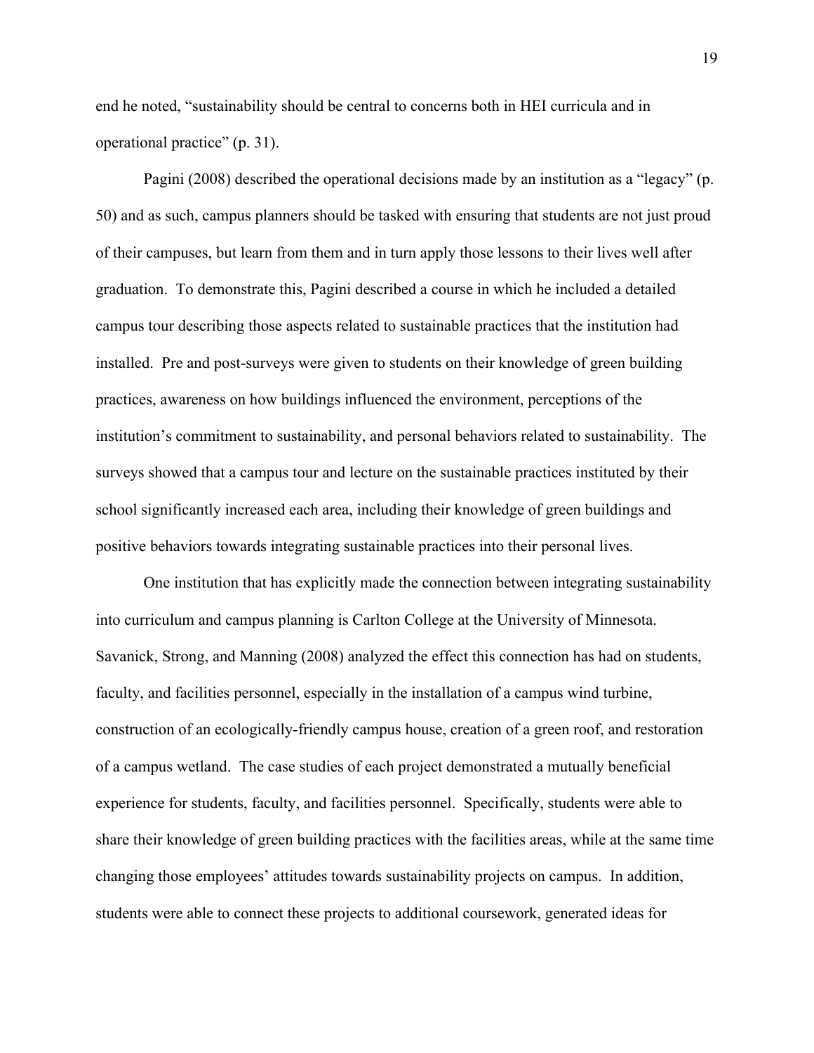end he noted, "sustainability should be central to concerns both in HEI curricula and in operational practice" (p. 31).

Pagini (2008) described the operational decisions made by an institution as a "legacy" (p. 50) and as such, campus planners should be tasked with ensuring that students are not just proud of their campuses, but learn from them and in turn apply those lessons to their lives well after graduation. To demonstrate this, Pagini described a course in which he included a detailed campus tour describing those aspects related to sustainable practices that the institution had installed. Pre and post-surveys were given to students on their knowledge of green building practices, awareness on how buildings influenced the environment, perceptions of the institution's commitment to sustainability, and personal behaviors related to sustainability. The surveys showed that a campus tour and lecture on the sustainable practices instituted by their school significantly increased each area, including their knowledge of green buildings and positive behaviors towards integrating sustainable practices into their personal lives.

One institution that has explicitly made the connection between integrating sustainability into curriculum and campus planning is Carlton College at the University of Minnesota. Savanick, Strong, and Manning (2008) analyzed the effect this connection has had on students, faculty, and facilities personnel, especially in the installation of a campus wind turbine, construction of an ecologically-friendly campus house, creation of a green roof, and restoration of a campus wetland. The case studies of each project demonstrated a mutually beneficial experience for students, faculty, and facilities personnel. Specifically, students were able to share their knowledge of green building practices with the facilities areas, while at the same time changing those employees' attitudes towards sustainability projects on campus. In addition, students were able to connect these projects to additional coursework, generated ideas for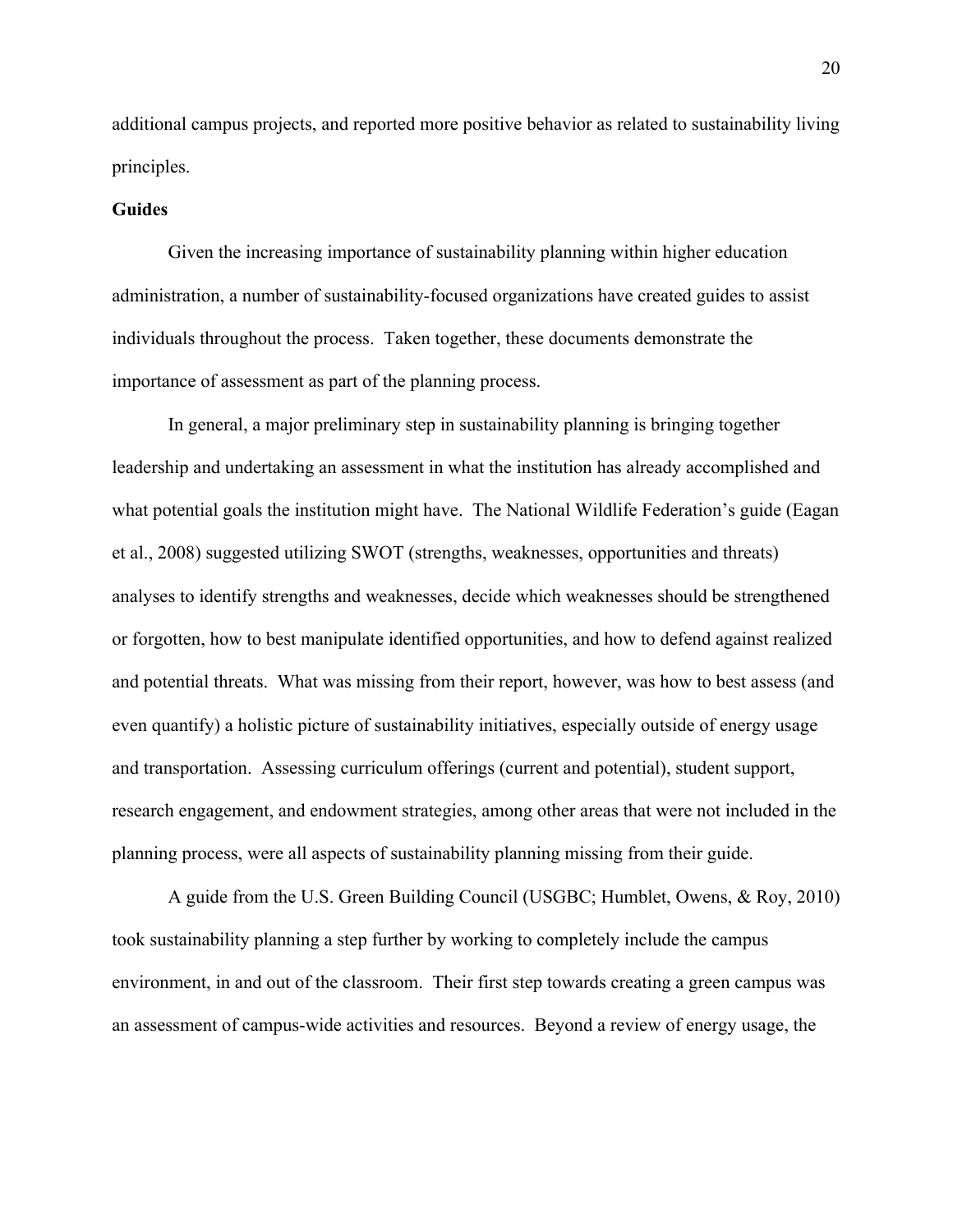additional campus projects, and reported more positive behavior as related to sustainability living principles.

**Guides**

Given the increasing importance of sustainability planning within higher education administration, a number of sustainability-focused organizations have created guides to assist individuals throughout the process. Taken together, these documents demonstrate the importance of assessment as part of the planning process.

In general, a major preliminary step in sustainability planning is bringing together leadership and undertaking an assessment in what the institution has already accomplished and what potential goals the institution might have. The National Wildlife Federation's guide (Eagan et al., 2008) suggested utilizing SWOT (strengths, weaknesses, opportunities and threats) analyses to identify strengths and weaknesses, decide which weaknesses should be strengthened or forgotten, how to best manipulate identified opportunities, and how to defend against realized and potential threats. What was missing from their report, however, was how to best assess (and even quantify) a holistic picture of sustainability initiatives, especially outside of energy usage and transportation. Assessing curriculum offerings (current and potential), student support, research engagement, and endowment strategies, among other areas that were not included in the planning process, were all aspects of sustainability planning missing from their guide.

A guide from the U.S. Green Building Council (USGBC; Humblet, Owens, & Roy, 2010) took sustainability planning a step further by working to completely include the campus environment, in and out of the classroom. Their first step towards creating a green campus was an assessment of campus-wide activities and resources. Beyond a review of energy usage, the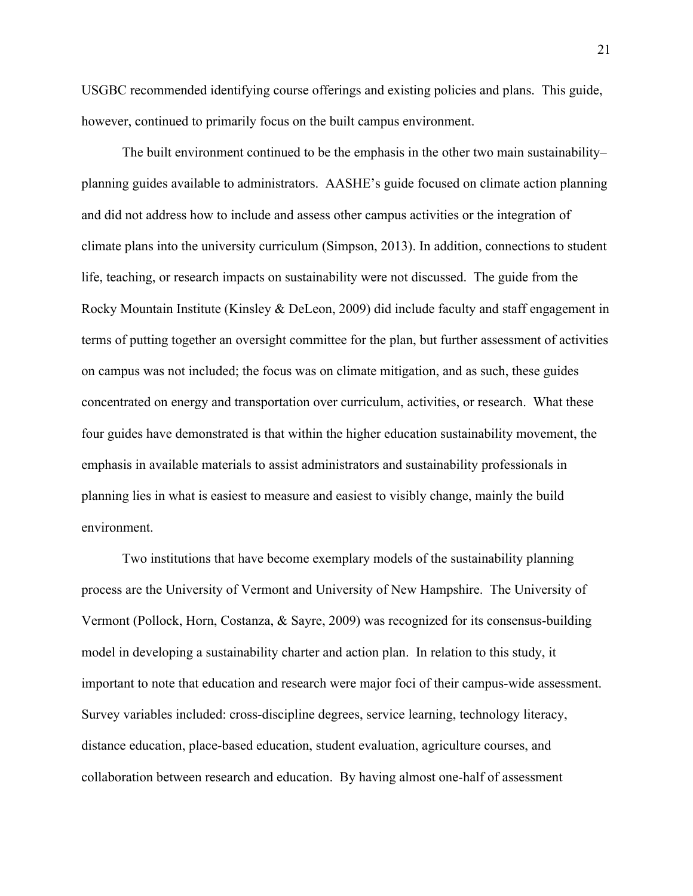USGBC recommended identifying course offerings and existing policies and plans. This guide, however, continued to primarily focus on the built campus environment.

The built environment continued to be the emphasis in the other two main sustainability–planning guides available to administrators. AASHE's guide focused on climate action planning and did not address how to include and assess other campus activities or the integration of climate plans into the university curriculum (Simpson, 2013). In addition, connections to student life, teaching, or research impacts on sustainability were not discussed. The guide from the Rocky Mountain Institute (Kinsley & DeLeon, 2009) did include faculty and staff engagement in terms of putting together an oversight committee for the plan, but further assessment of activities on campus was not included; the focus was on climate mitigation, and as such, these guides concentrated on energy and transportation over curriculum, activities, or research. What these four guides have demonstrated is that within the higher education sustainability movement, the emphasis in available materials to assist administrators and sustainability professionals in planning lies in what is easiest to measure and easiest to visibly change, mainly the build environment.

Two institutions that have become exemplary models of the sustainability planning process are the University of Vermont and University of New Hampshire. The University of Vermont (Pollock, Horn, Costanza, & Sayre, 2009) was recognized for its consensus-building model in developing a sustainability charter and action plan. In relation to this study, it important to note that education and research were major foci of their campus-wide assessment. Survey variables included: cross-discipline degrees, service learning, technology literacy, distance education, place-based education, student evaluation, agriculture courses, and collaboration between research and education. By having almost one-half of assessment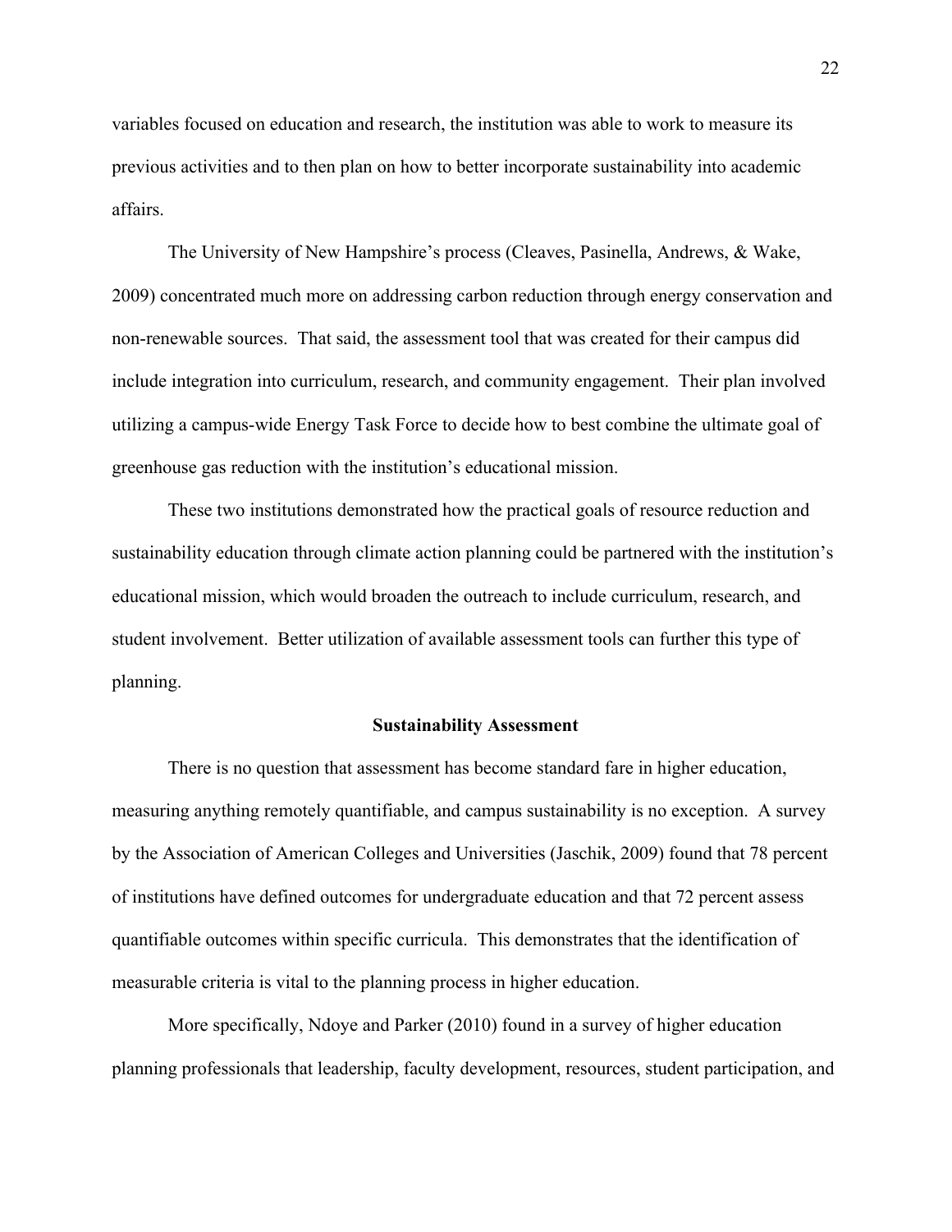variables focused on education and research, the institution was able to work to measure its previous activities and to then plan on how to better incorporate sustainability into academic affairs.

The University of New Hampshire's process (Cleaves, Pasinella, Andrews, & Wake, 2009) concentrated much more on addressing carbon reduction through energy conservation and non-renewable sources. That said, the assessment tool that was created for their campus did include integration into curriculum, research, and community engagement. Their plan involved utilizing a campus-wide Energy Task Force to decide how to best combine the ultimate goal of greenhouse gas reduction with the institution's educational mission.

These two institutions demonstrated how the practical goals of resource reduction and sustainability education through climate action planning could be partnered with the institution's educational mission, which would broaden the outreach to include curriculum, research, and student involvement. Better utilization of available assessment tools can further this type of planning.

## Sustainability Assessment

There is no question that assessment has become standard fare in higher education, measuring anything remotely quantifiable, and campus sustainability is no exception. A survey by the Association of American Colleges and Universities (Jaschik, 2009) found that 78 percent of institutions have defined outcomes for undergraduate education and that 72 percent assess quantifiable outcomes within specific curricula. This demonstrates that the identification of measurable criteria is vital to the planning process in higher education.

More specifically, Ndoye and Parker (2010) found in a survey of higher education planning professionals that leadership, faculty development, resources, student participation, and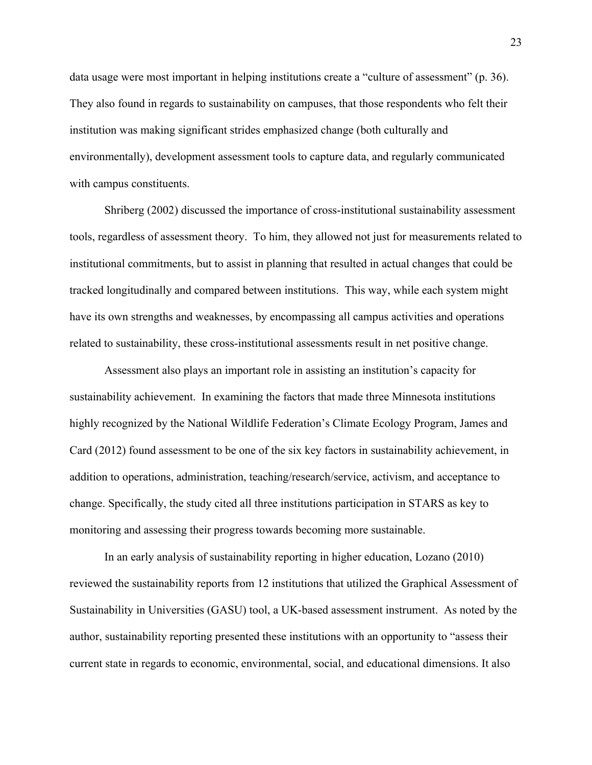data usage were most important in helping institutions create a "culture of assessment" (p. 36). They also found in regards to sustainability on campuses, that those respondents who felt their institution was making significant strides emphasized change (both culturally and environmentally), development assessment tools to capture data, and regularly communicated with campus constituents.

Shriberg (2002) discussed the importance of cross-institutional sustainability assessment tools, regardless of assessment theory. To him, they allowed not just for measurements related to institutional commitments, but to assist in planning that resulted in actual changes that could be tracked longitudinally and compared between institutions. This way, while each system might have its own strengths and weaknesses, by encompassing all campus activities and operations related to sustainability, these cross-institutional assessments result in net positive change.

Assessment also plays an important role in assisting an institution's capacity for sustainability achievement. In examining the factors that made three Minnesota institutions highly recognized by the National Wildlife Federation's Climate Ecology Program, James and Card (2012) found assessment to be one of the six key factors in sustainability achievement, in addition to operations, administration, teaching/research/service, activism, and acceptance to change. Specifically, the study cited all three institutions participation in STARS as key to monitoring and assessing their progress towards becoming more sustainable.

In an early analysis of sustainability reporting in higher education, Lozano (2010) reviewed the sustainability reports from 12 institutions that utilized the Graphical Assessment of Sustainability in Universities (GASU) tool, a UK-based assessment instrument. As noted by the author, sustainability reporting presented these institutions with an opportunity to "assess their current state in regards to economic, environmental, social, and educational dimensions. It also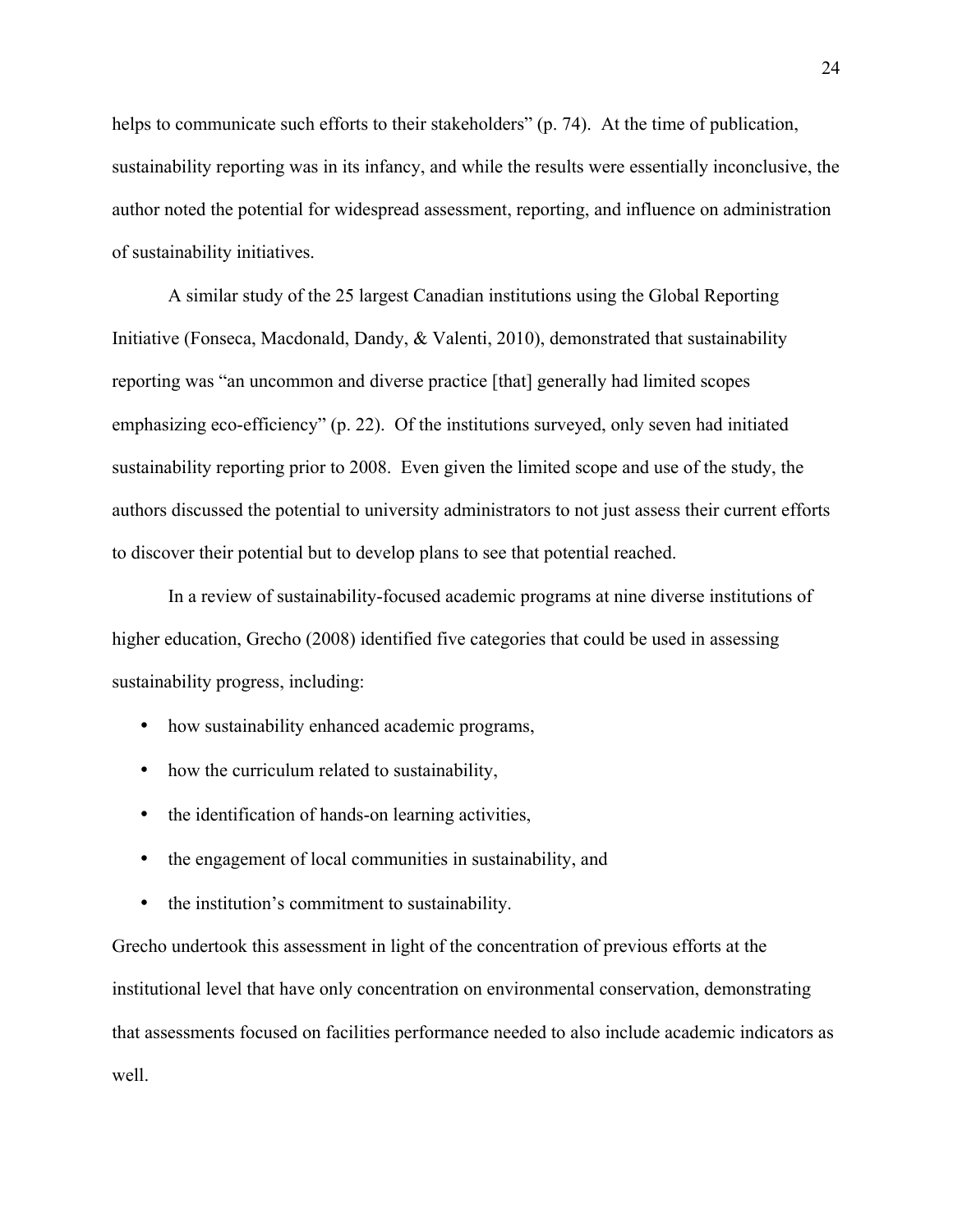helps to communicate such efforts to their stakeholders" (p. 74). At the time of publication, sustainability reporting was in its infancy, and while the results were essentially inconclusive, the author noted the potential for widespread assessment, reporting, and influence on administration of sustainability initiatives.

A similar study of the 25 largest Canadian institutions using the Global Reporting Initiative (Fonseca, Macdonald, Dandy, & Valenti, 2010), demonstrated that sustainability reporting was "an uncommon and diverse practice [that] generally had limited scopes emphasizing eco-efficiency" (p. 22). Of the institutions surveyed, only seven had initiated sustainability reporting prior to 2008. Even given the limited scope and use of the study, the authors discussed the potential to university administrators to not just assess their current efforts to discover their potential but to develop plans to see that potential reached.

In a review of sustainability-focused academic programs at nine diverse institutions of higher education, Grecho (2008) identified five categories that could be used in assessing sustainability progress, including:

- how sustainability enhanced academic programs,
- how the curriculum related to sustainability,
- the identification of hands-on learning activities,
- the engagement of local communities in sustainability, and
- the institution's commitment to sustainability.

Grecho undertook this assessment in light of the concentration of previous efforts at the institutional level that have only concentration on environmental conservation, demonstrating that assessments focused on facilities performance needed to also include academic indicators as well.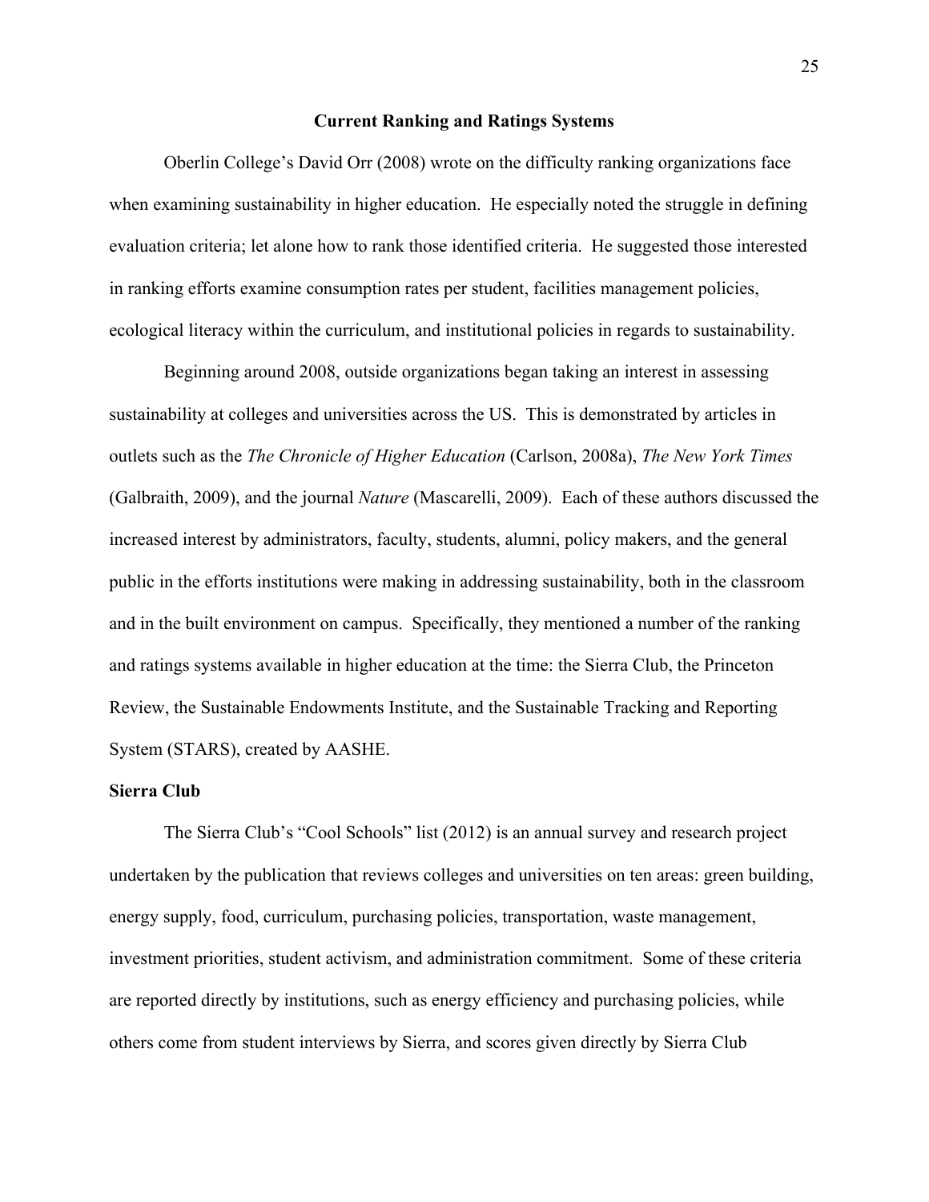## Current Ranking and Ratings Systems

Oberlin College's David Orr (2008) wrote on the difficulty ranking organizations face when examining sustainability in higher education. He especially noted the struggle in defining evaluation criteria; let alone how to rank those identified criteria. He suggested those interested in ranking efforts examine consumption rates per student, facilities management policies, ecological literacy within the curriculum, and institutional policies in regards to sustainability.

Beginning around 2008, outside organizations began taking an interest in assessing sustainability at colleges and universities across the US. This is demonstrated by articles in outlets such as the *The Chronicle of Higher Education* (Carlson, 2008a), *The New York Times* (Galbraith, 2009), and the journal *Nature* (Mascarelli, 2009). Each of these authors discussed the increased interest by administrators, faculty, students, alumni, policy makers, and the general public in the efforts institutions were making in addressing sustainability, both in the classroom and in the built environment on campus. Specifically, they mentioned a number of the ranking and ratings systems available in higher education at the time: the Sierra Club, the Princeton Review, the Sustainable Endowments Institute, and the Sustainable Tracking and Reporting System (STARS), created by AASHE.

### Sierra Club

The Sierra Club's "Cool Schools" list (2012) is an annual survey and research project undertaken by the publication that reviews colleges and universities on ten areas: green building, energy supply, food, curriculum, purchasing policies, transportation, waste management, investment priorities, student activism, and administration commitment. Some of these criteria are reported directly by institutions, such as energy efficiency and purchasing policies, while others come from student interviews by Sierra, and scores given directly by Sierra Club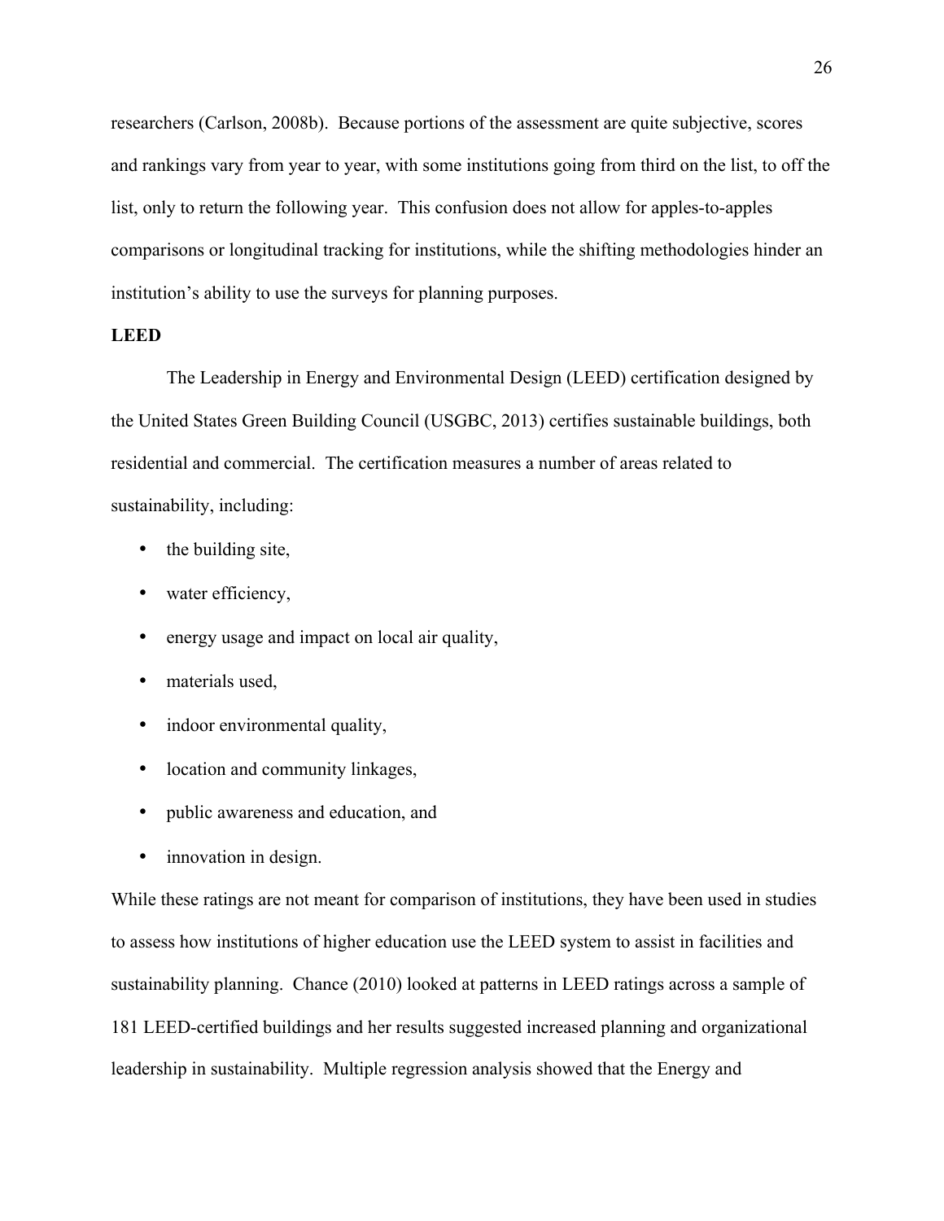researchers (Carlson, 2008b). Because portions of the assessment are quite subjective, scores and rankings vary from year to year, with some institutions going from third on the list, to off the list, only to return the following year. This confusion does not allow for apples-to-apples comparisons or longitudinal tracking for institutions, while the shifting methodologies hinder an institution's ability to use the surveys for planning purposes.

**LEED**

The Leadership in Energy and Environmental Design (LEED) certification designed by the United States Green Building Council (USGBC, 2013) certifies sustainable buildings, both residential and commercial. The certification measures a number of areas related to sustainability, including:

- the building site,
- water efficiency,
- energy usage and impact on local air quality,
- materials used,
- indoor environmental quality,
- location and community linkages,
- public awareness and education, and
- innovation in design.

While these ratings are not meant for comparison of institutions, they have been used in studies to assess how institutions of higher education use the LEED system to assist in facilities and sustainability planning. Chance (2010) looked at patterns in LEED ratings across a sample of 181 LEED-certified buildings and her results suggested increased planning and organizational leadership in sustainability. Multiple regression analysis showed that the Energy and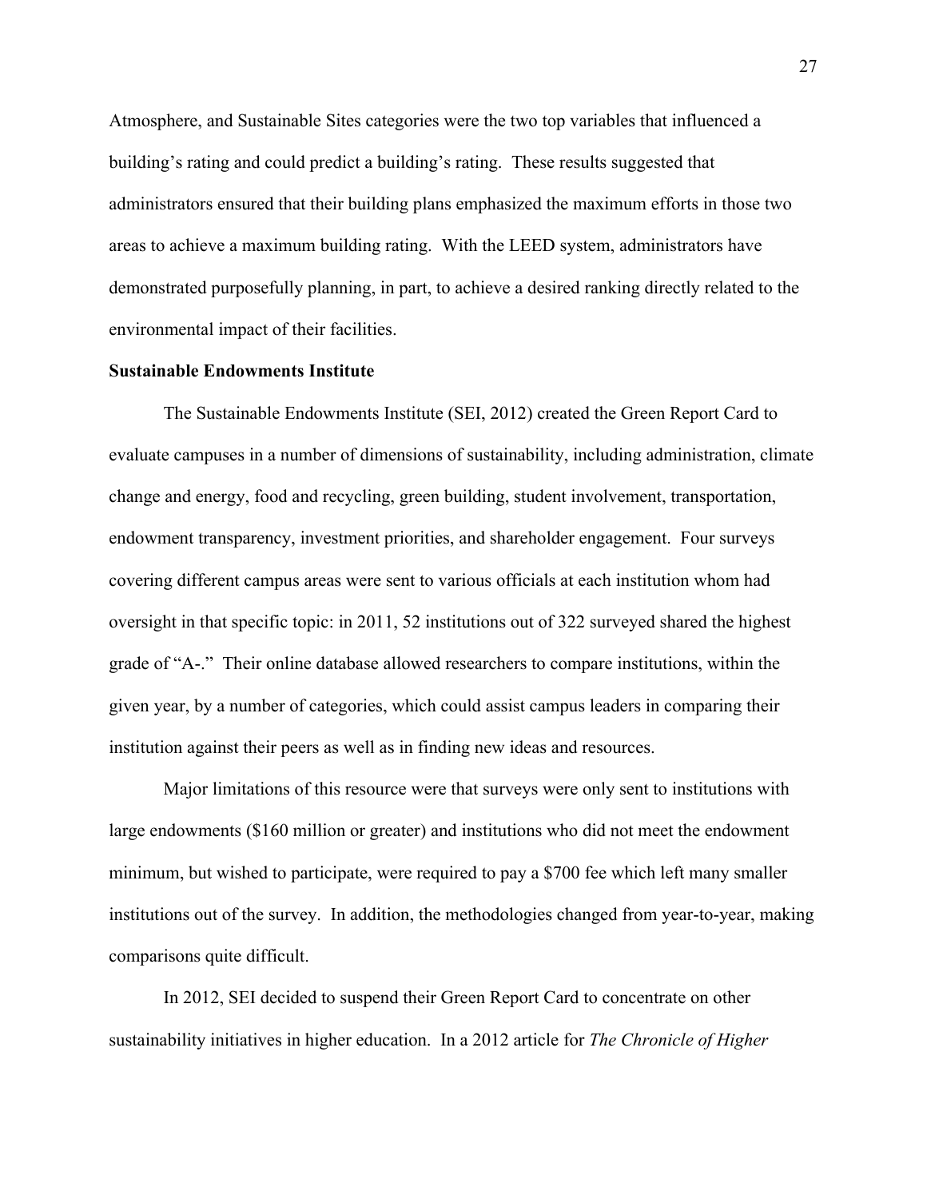Atmosphere, and Sustainable Sites categories were the two top variables that influenced a building's rating and could predict a building's rating. These results suggested that administrators ensured that their building plans emphasized the maximum efforts in those two areas to achieve a maximum building rating. With the LEED system, administrators have demonstrated purposefully planning, in part, to achieve a desired ranking directly related to the environmental impact of their facilities.

**Sustainable Endowments Institute**

The Sustainable Endowments Institute (SEI, 2012) created the Green Report Card to evaluate campuses in a number of dimensions of sustainability, including administration, climate change and energy, food and recycling, green building, student involvement, transportation, endowment transparency, investment priorities, and shareholder engagement. Four surveys covering different campus areas were sent to various officials at each institution whom had oversight in that specific topic: in 2011, 52 institutions out of 322 surveyed shared the highest grade of "A-." Their online database allowed researchers to compare institutions, within the given year, by a number of categories, which could assist campus leaders in comparing their institution against their peers as well as in finding new ideas and resources.

Major limitations of this resource were that surveys were only sent to institutions with large endowments ($160 million or greater) and institutions who did not meet the endowment minimum, but wished to participate, were required to pay a $700 fee which left many smaller institutions out of the survey. In addition, the methodologies changed from year-to-year, making comparisons quite difficult.

In 2012, SEI decided to suspend their Green Report Card to concentrate on other sustainability initiatives in higher education. In a 2012 article for *The Chronicle of Higher*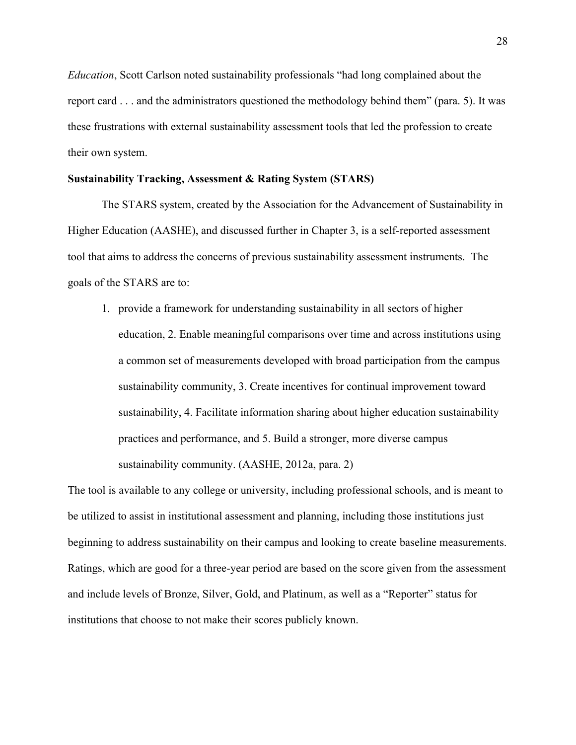*Education*, Scott Carlson noted sustainability professionals "had long complained about the report card . . . and the administrators questioned the methodology behind them" (para. 5). It was these frustrations with external sustainability assessment tools that led the profession to create their own system.

**Sustainability Tracking, Assessment & Rating System (STARS)**

The STARS system, created by the Association for the Advancement of Sustainability in Higher Education (AASHE), and discussed further in Chapter 3, is a self-reported assessment tool that aims to address the concerns of previous sustainability assessment instruments. The goals of the STARS are to:

> 1. provide a framework for understanding sustainability in all sectors of higher education, 2. Enable meaningful comparisons over time and across institutions using a common set of measurements developed with broad participation from the campus sustainability community, 3. Create incentives for continual improvement toward sustainability, 4. Facilitate information sharing about higher education sustainability practices and performance, and 5. Build a stronger, more diverse campus sustainability community. (AASHE, 2012a, para. 2)

The tool is available to any college or university, including professional schools, and is meant to be utilized to assist in institutional assessment and planning, including those institutions just beginning to address sustainability on their campus and looking to create baseline measurements. Ratings, which are good for a three-year period are based on the score given from the assessment and include levels of Bronze, Silver, Gold, and Platinum, as well as a "Reporter" status for institutions that choose to not make their scores publicly known.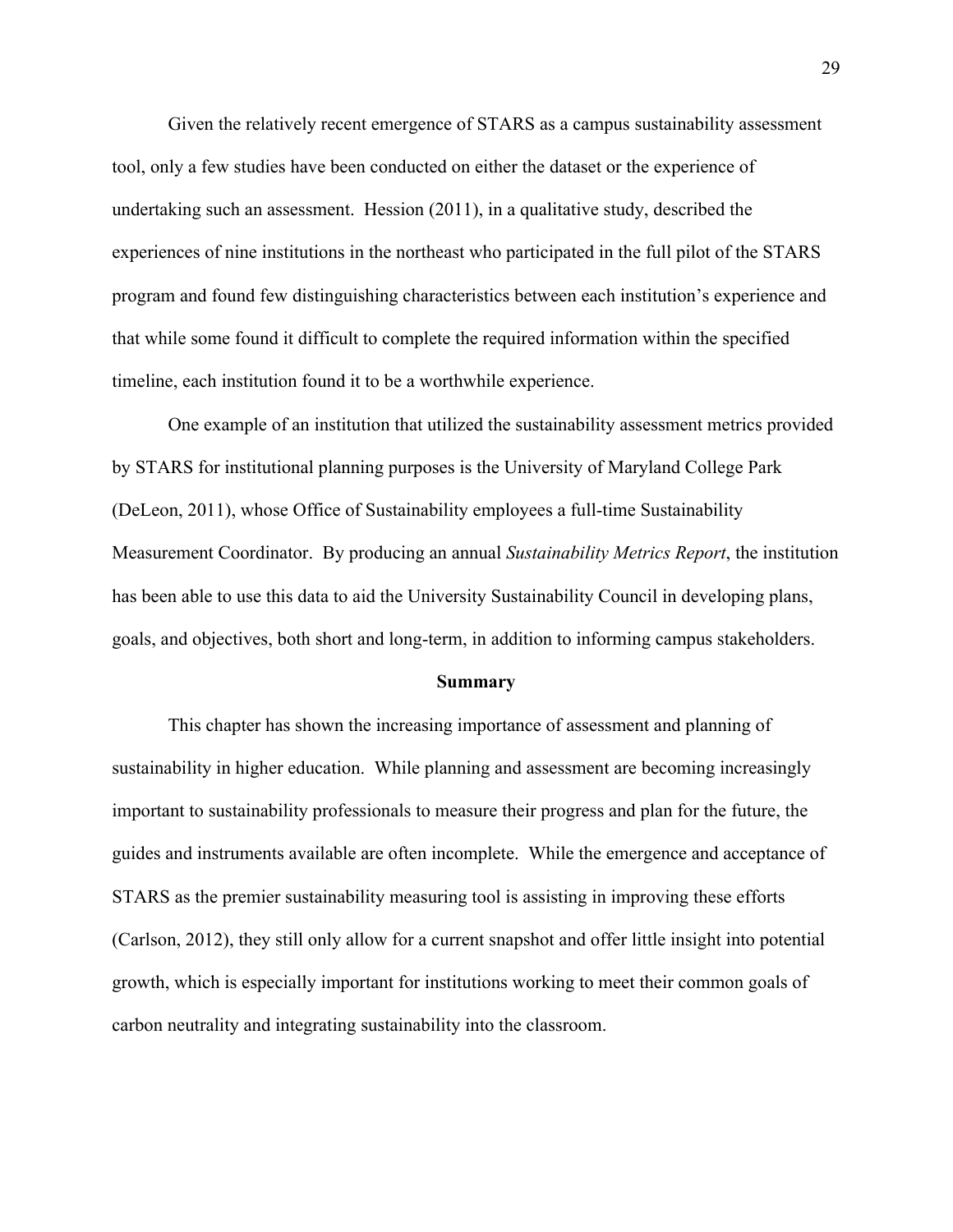Given the relatively recent emergence of STARS as a campus sustainability assessment tool, only a few studies have been conducted on either the dataset or the experience of undertaking such an assessment. Hession (2011), in a qualitative study, described the experiences of nine institutions in the northeast who participated in the full pilot of the STARS program and found few distinguishing characteristics between each institution's experience and that while some found it difficult to complete the required information within the specified timeline, each institution found it to be a worthwhile experience.

One example of an institution that utilized the sustainability assessment metrics provided by STARS for institutional planning purposes is the University of Maryland College Park (DeLeon, 2011), whose Office of Sustainability employees a full-time Sustainability Measurement Coordinator. By producing an annual *Sustainability Metrics Report*, the institution has been able to use this data to aid the University Sustainability Council in developing plans, goals, and objectives, both short and long-term, in addition to informing campus stakeholders.

## Summary

This chapter has shown the increasing importance of assessment and planning of sustainability in higher education. While planning and assessment are becoming increasingly important to sustainability professionals to measure their progress and plan for the future, the guides and instruments available are often incomplete. While the emergence and acceptance of STARS as the premier sustainability measuring tool is assisting in improving these efforts (Carlson, 2012), they still only allow for a current snapshot and offer little insight into potential growth, which is especially important for institutions working to meet their common goals of carbon neutrality and integrating sustainability into the classroom.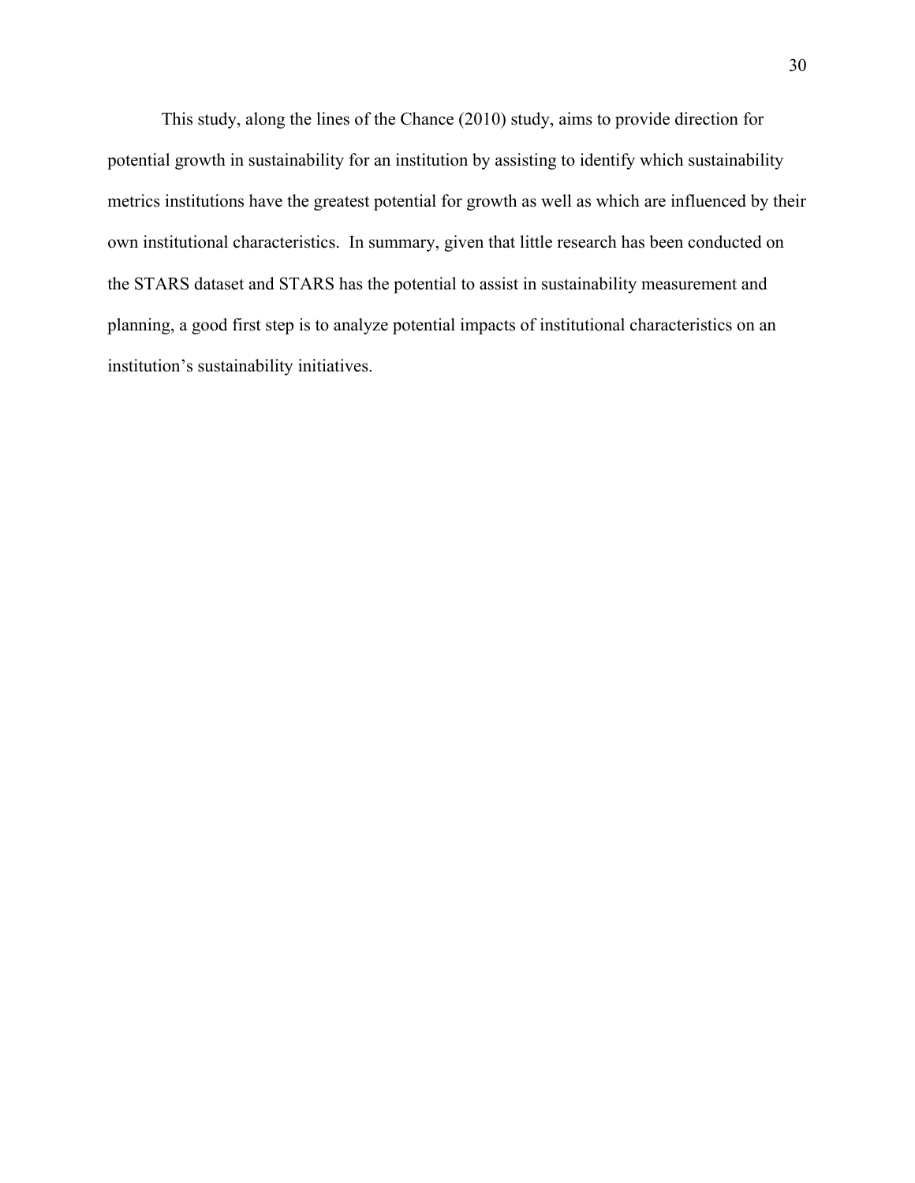This study, along the lines of the Chance (2010) study, aims to provide direction for potential growth in sustainability for an institution by assisting to identify which sustainability metrics institutions have the greatest potential for growth as well as which are influenced by their own institutional characteristics. In summary, given that little research has been conducted on the STARS dataset and STARS has the potential to assist in sustainability measurement and planning, a good first step is to analyze potential impacts of institutional characteristics on an institution's sustainability initiatives.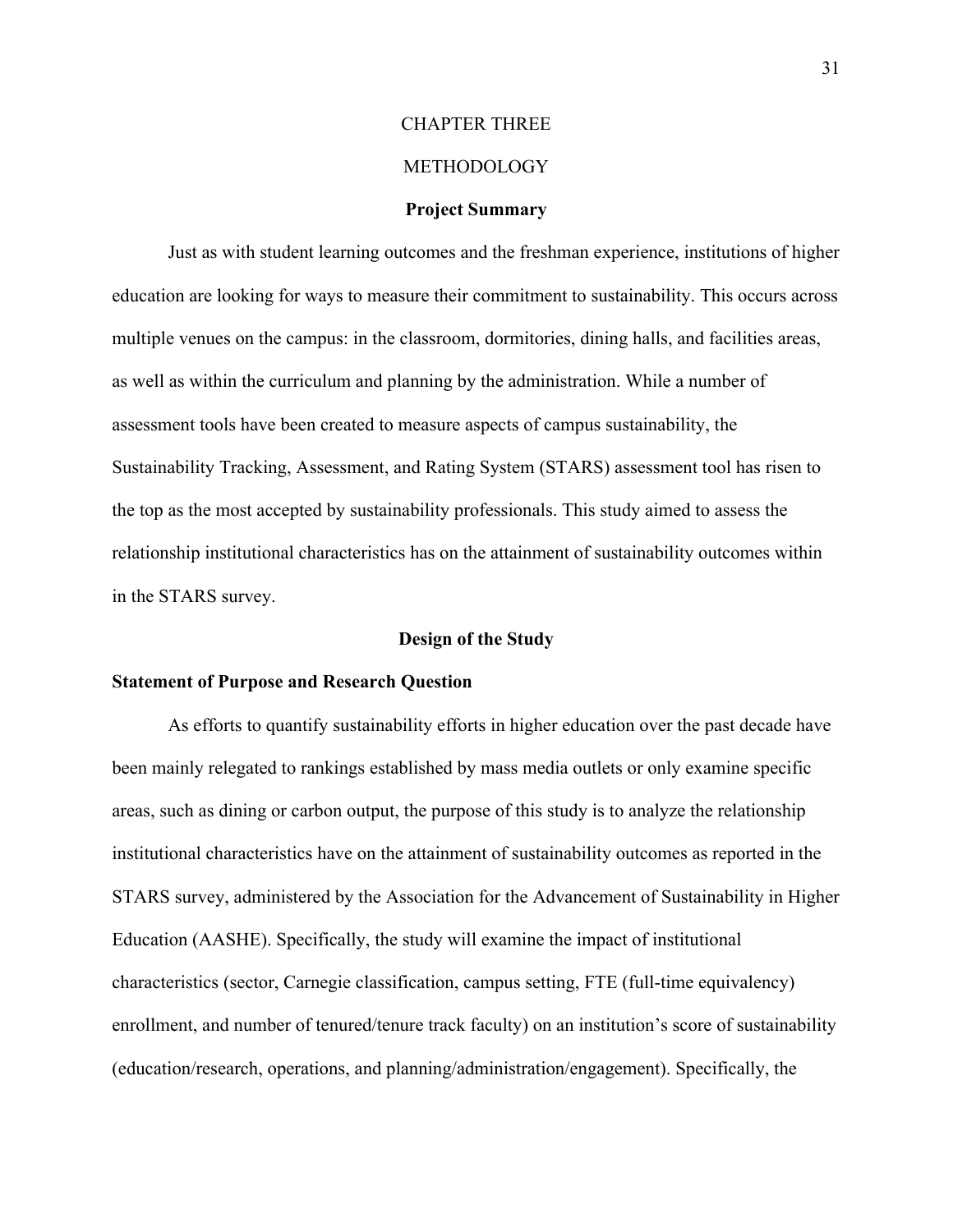# CHAPTER THREE

# METHODOLOGY

## Project Summary

Just as with student learning outcomes and the freshman experience, institutions of higher education are looking for ways to measure their commitment to sustainability. This occurs across multiple venues on the campus: in the classroom, dormitories, dining halls, and facilities areas, as well as within the curriculum and planning by the administration. While a number of assessment tools have been created to measure aspects of campus sustainability, the Sustainability Tracking, Assessment, and Rating System (STARS) assessment tool has risen to the top as the most accepted by sustainability professionals. This study aimed to assess the relationship institutional characteristics has on the attainment of sustainability outcomes within in the STARS survey.

## Design of the Study

### Statement of Purpose and Research Question

As efforts to quantify sustainability efforts in higher education over the past decade have been mainly relegated to rankings established by mass media outlets or only examine specific areas, such as dining or carbon output, the purpose of this study is to analyze the relationship institutional characteristics have on the attainment of sustainability outcomes as reported in the STARS survey, administered by the Association for the Advancement of Sustainability in Higher Education (AASHE). Specifically, the study will examine the impact of institutional characteristics (sector, Carnegie classification, campus setting, FTE (full-time equivalency) enrollment, and number of tenured/tenure track faculty) on an institution's score of sustainability (education/research, operations, and planning/administration/engagement). Specifically, the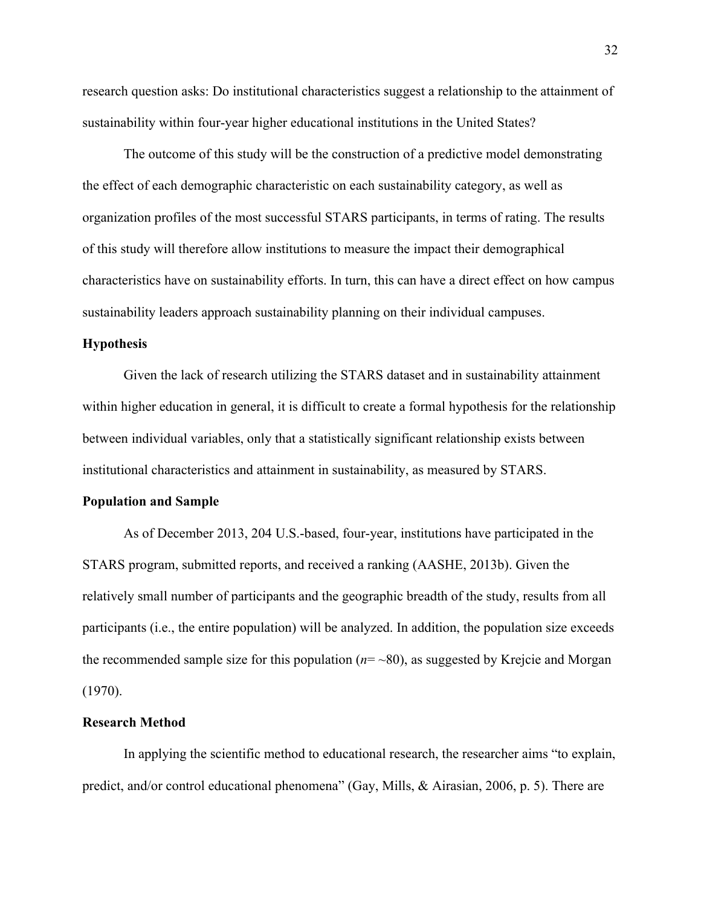research question asks: Do institutional characteristics suggest a relationship to the attainment of sustainability within four-year higher educational institutions in the United States?

The outcome of this study will be the construction of a predictive model demonstrating the effect of each demographic characteristic on each sustainability category, as well as organization profiles of the most successful STARS participants, in terms of rating. The results of this study will therefore allow institutions to measure the impact their demographical characteristics have on sustainability efforts. In turn, this can have a direct effect on how campus sustainability leaders approach sustainability planning on their individual campuses.

## Hypothesis

Given the lack of research utilizing the STARS dataset and in sustainability attainment within higher education in general, it is difficult to create a formal hypothesis for the relationship between individual variables, only that a statistically significant relationship exists between institutional characteristics and attainment in sustainability, as measured by STARS.

## Population and Sample

As of December 2013, 204 U.S.-based, four-year, institutions have participated in the STARS program, submitted reports, and received a ranking (AASHE, 2013b). Given the relatively small number of participants and the geographic breadth of the study, results from all participants (i.e., the entire population) will be analyzed. In addition, the population size exceeds the recommended sample size for this population ($n = \sim 80$), as suggested by Krejcie and Morgan (1970).

## Research Method

In applying the scientific method to educational research, the researcher aims "to explain, predict, and/or control educational phenomena" (Gay, Mills, & Airasian, 2006, p. 5). There are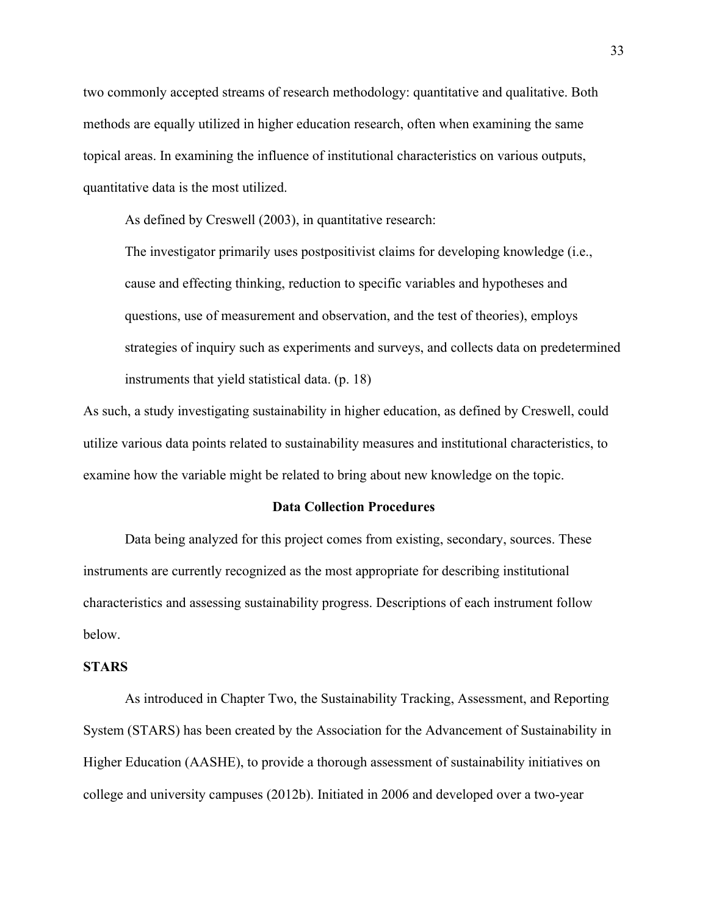two commonly accepted streams of research methodology: quantitative and qualitative. Both methods are equally utilized in higher education research, often when examining the same topical areas. In examining the influence of institutional characteristics on various outputs, quantitative data is the most utilized.

As defined by Creswell (2003), in quantitative research:

> The investigator primarily uses postpositivist claims for developing knowledge (i.e., cause and effecting thinking, reduction to specific variables and hypotheses and questions, use of measurement and observation, and the test of theories), employs strategies of inquiry such as experiments and surveys, and collects data on predetermined instruments that yield statistical data. (p. 18)

As such, a study investigating sustainability in higher education, as defined by Creswell, could utilize various data points related to sustainability measures and institutional characteristics, to examine how the variable might be related to bring about new knowledge on the topic.

## Data Collection Procedures

Data being analyzed for this project comes from existing, secondary, sources. These instruments are currently recognized as the most appropriate for describing institutional characteristics and assessing sustainability progress. Descriptions of each instrument follow below.

### STARS

As introduced in Chapter Two, the Sustainability Tracking, Assessment, and Reporting System (STARS) has been created by the Association for the Advancement of Sustainability in Higher Education (AASHE), to provide a thorough assessment of sustainability initiatives on college and university campuses (2012b). Initiated in 2006 and developed over a two-year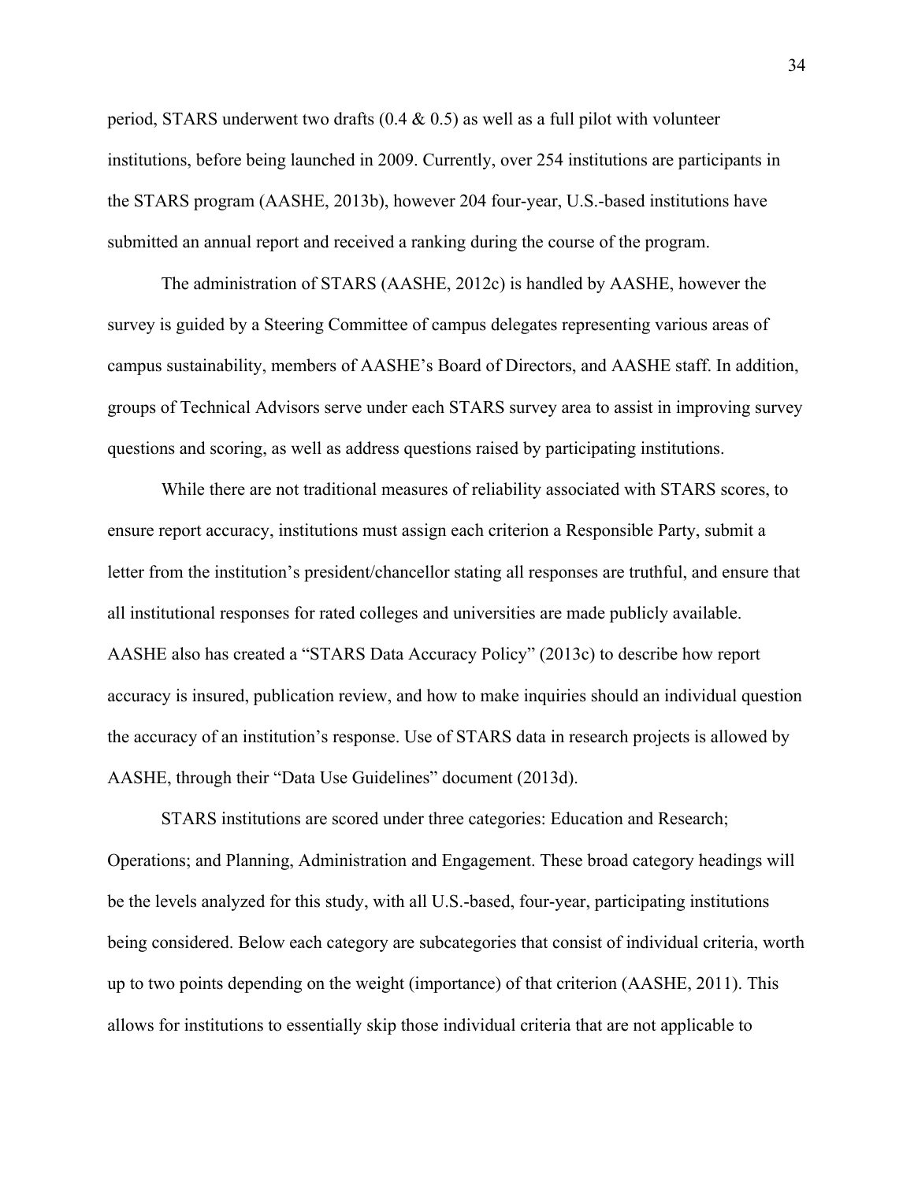period, STARS underwent two drafts (0.4 & 0.5) as well as a full pilot with volunteer institutions, before being launched in 2009. Currently, over 254 institutions are participants in the STARS program (AASHE, 2013b), however 204 four-year, U.S.-based institutions have submitted an annual report and received a ranking during the course of the program.

The administration of STARS (AASHE, 2012c) is handled by AASHE, however the survey is guided by a Steering Committee of campus delegates representing various areas of campus sustainability, members of AASHE's Board of Directors, and AASHE staff. In addition, groups of Technical Advisors serve under each STARS survey area to assist in improving survey questions and scoring, as well as address questions raised by participating institutions.

While there are not traditional measures of reliability associated with STARS scores, to ensure report accuracy, institutions must assign each criterion a Responsible Party, submit a letter from the institution's president/chancellor stating all responses are truthful, and ensure that all institutional responses for rated colleges and universities are made publicly available. AASHE also has created a "STARS Data Accuracy Policy" (2013c) to describe how report accuracy is insured, publication review, and how to make inquiries should an individual question the accuracy of an institution's response. Use of STARS data in research projects is allowed by AASHE, through their "Data Use Guidelines" document (2013d).

STARS institutions are scored under three categories: Education and Research; Operations; and Planning, Administration and Engagement. These broad category headings will be the levels analyzed for this study, with all U.S.-based, four-year, participating institutions being considered. Below each category are subcategories that consist of individual criteria, worth up to two points depending on the weight (importance) of that criterion (AASHE, 2011). This allows for institutions to essentially skip those individual criteria that are not applicable to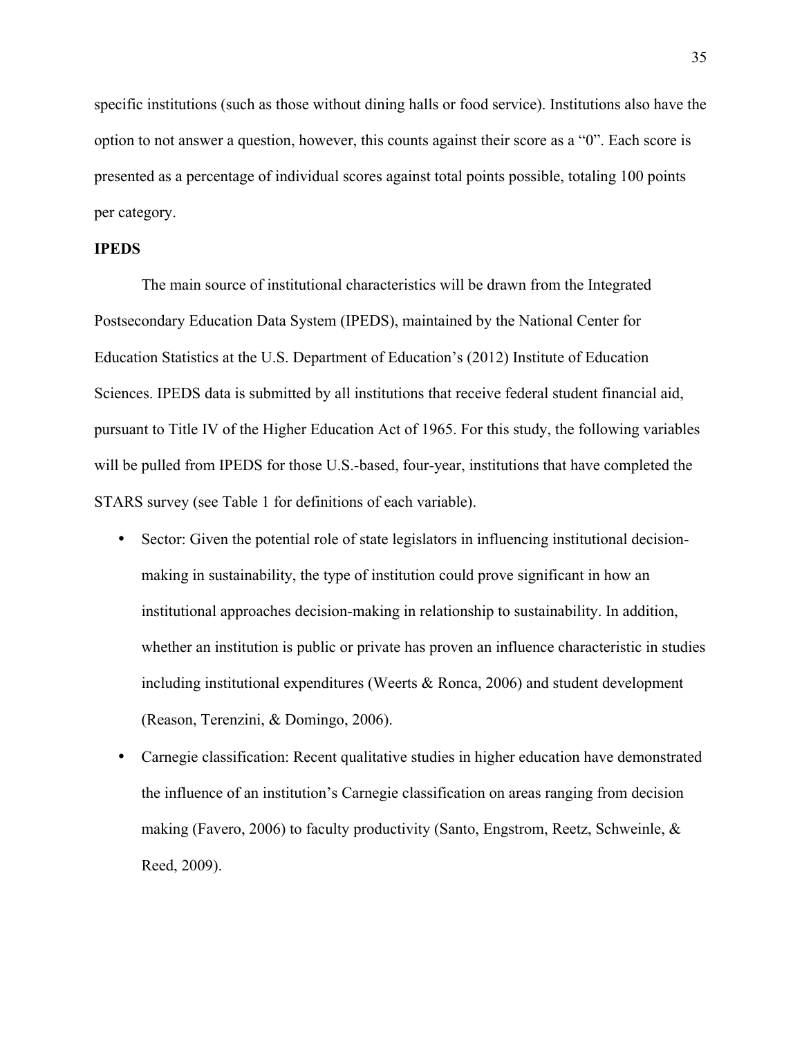specific institutions (such as those without dining halls or food service). Institutions also have the option to not answer a question, however, this counts against their score as a "0". Each score is presented as a percentage of individual scores against total points possible, totaling 100 points per category.

**IPEDS**

The main source of institutional characteristics will be drawn from the Integrated Postsecondary Education Data System (IPEDS), maintained by the National Center for Education Statistics at the U.S. Department of Education's (2012) Institute of Education Sciences. IPEDS data is submitted by all institutions that receive federal student financial aid, pursuant to Title IV of the Higher Education Act of 1965. For this study, the following variables will be pulled from IPEDS for those U.S.-based, four-year, institutions that have completed the STARS survey (see Table 1 for definitions of each variable).

- Sector: Given the potential role of state legislators in influencing institutional decision-making in sustainability, the type of institution could prove significant in how an institutional approaches decision-making in relationship to sustainability. In addition, whether an institution is public or private has proven an influence characteristic in studies including institutional expenditures (Weerts & Ronca, 2006) and student development (Reason, Terenzini, & Domingo, 2006).
- Carnegie classification: Recent qualitative studies in higher education have demonstrated the influence of an institution's Carnegie classification on areas ranging from decision making (Favero, 2006) to faculty productivity (Santo, Engstrom, Reetz, Schweinle, & Reed, 2009).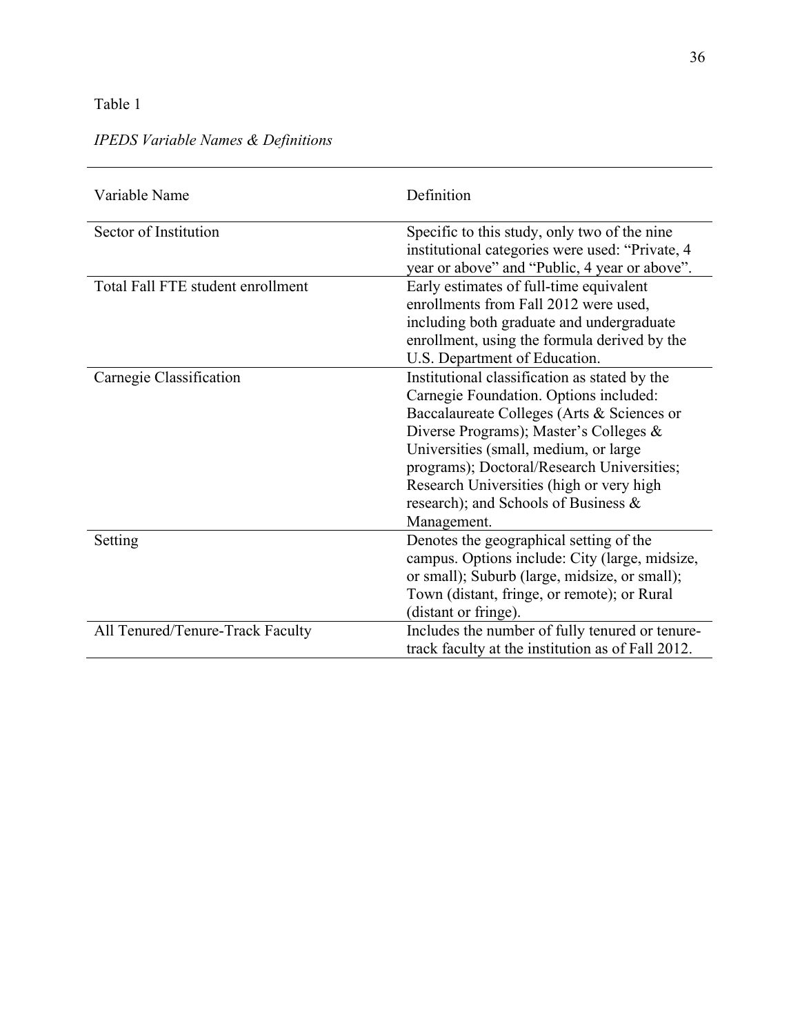Table 1

*IPEDS Variable Names & Definitions*

| Variable Name | Definition |
|---|---|
| Sector of Institution | Specific to this study, only two of the nine institutional categories were used: "Private, 4 year or above" and "Public, 4 year or above". |
| Total Fall FTE student enrollment | Early estimates of full-time equivalent enrollments from Fall 2012 were used, including both graduate and undergraduate enrollment, using the formula derived by the U.S. Department of Education. |
| Carnegie Classification | Institutional classification as stated by the Carnegie Foundation. Options included: Baccalaureate Colleges (Arts & Sciences or Diverse Programs); Master's Colleges & Universities (small, medium, or large programs); Doctoral/Research Universities; Research Universities (high or very high research); and Schools of Business & Management. |
| Setting | Denotes the geographical setting of the campus. Options include: City (large, midsize, or small); Suburb (large, midsize, or small); Town (distant, fringe, or remote); or Rural (distant or fringe). |
| All Tenured/Tenure-Track Faculty | Includes the number of fully tenured or tenure-track faculty at the institution as of Fall 2012. |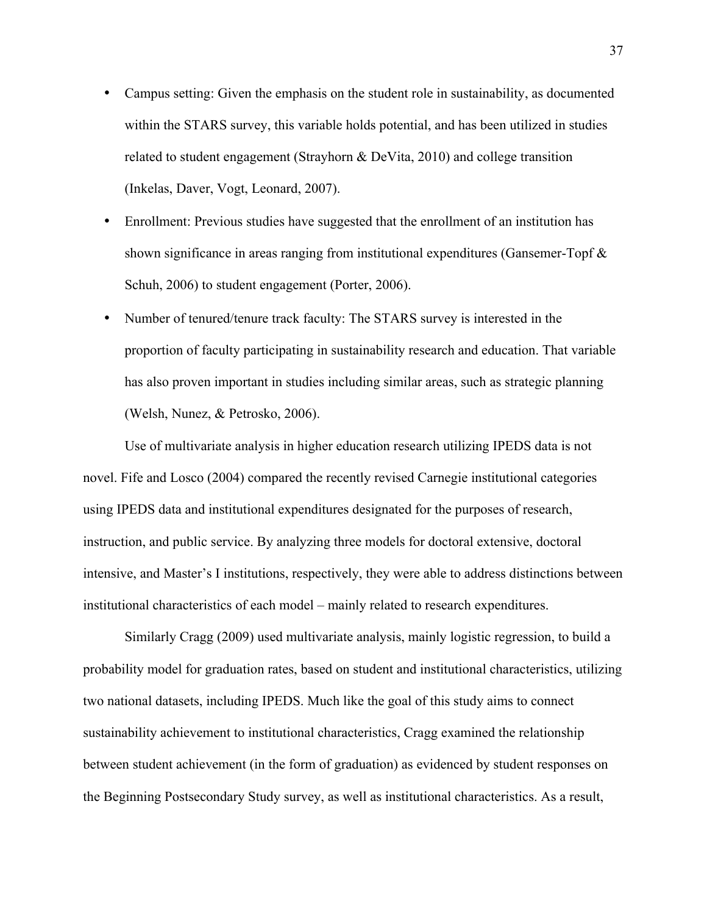- Campus setting: Given the emphasis on the student role in sustainability, as documented within the STARS survey, this variable holds potential, and has been utilized in studies related to student engagement (Strayhorn & DeVita, 2010) and college transition (Inkelas, Daver, Vogt, Leonard, 2007).
- Enrollment: Previous studies have suggested that the enrollment of an institution has shown significance in areas ranging from institutional expenditures (Gansemer-Topf & Schuh, 2006) to student engagement (Porter, 2006).
- Number of tenured/tenure track faculty: The STARS survey is interested in the proportion of faculty participating in sustainability research and education. That variable has also proven important in studies including similar areas, such as strategic planning (Welsh, Nunez, & Petrosko, 2006).

Use of multivariate analysis in higher education research utilizing IPEDS data is not novel. Fife and Losco (2004) compared the recently revised Carnegie institutional categories using IPEDS data and institutional expenditures designated for the purposes of research, instruction, and public service. By analyzing three models for doctoral extensive, doctoral intensive, and Master's I institutions, respectively, they were able to address distinctions between institutional characteristics of each model – mainly related to research expenditures.

Similarly Cragg (2009) used multivariate analysis, mainly logistic regression, to build a probability model for graduation rates, based on student and institutional characteristics, utilizing two national datasets, including IPEDS. Much like the goal of this study aims to connect sustainability achievement to institutional characteristics, Cragg examined the relationship between student achievement (in the form of graduation) as evidenced by student responses on the Beginning Postsecondary Study survey, as well as institutional characteristics. As a result,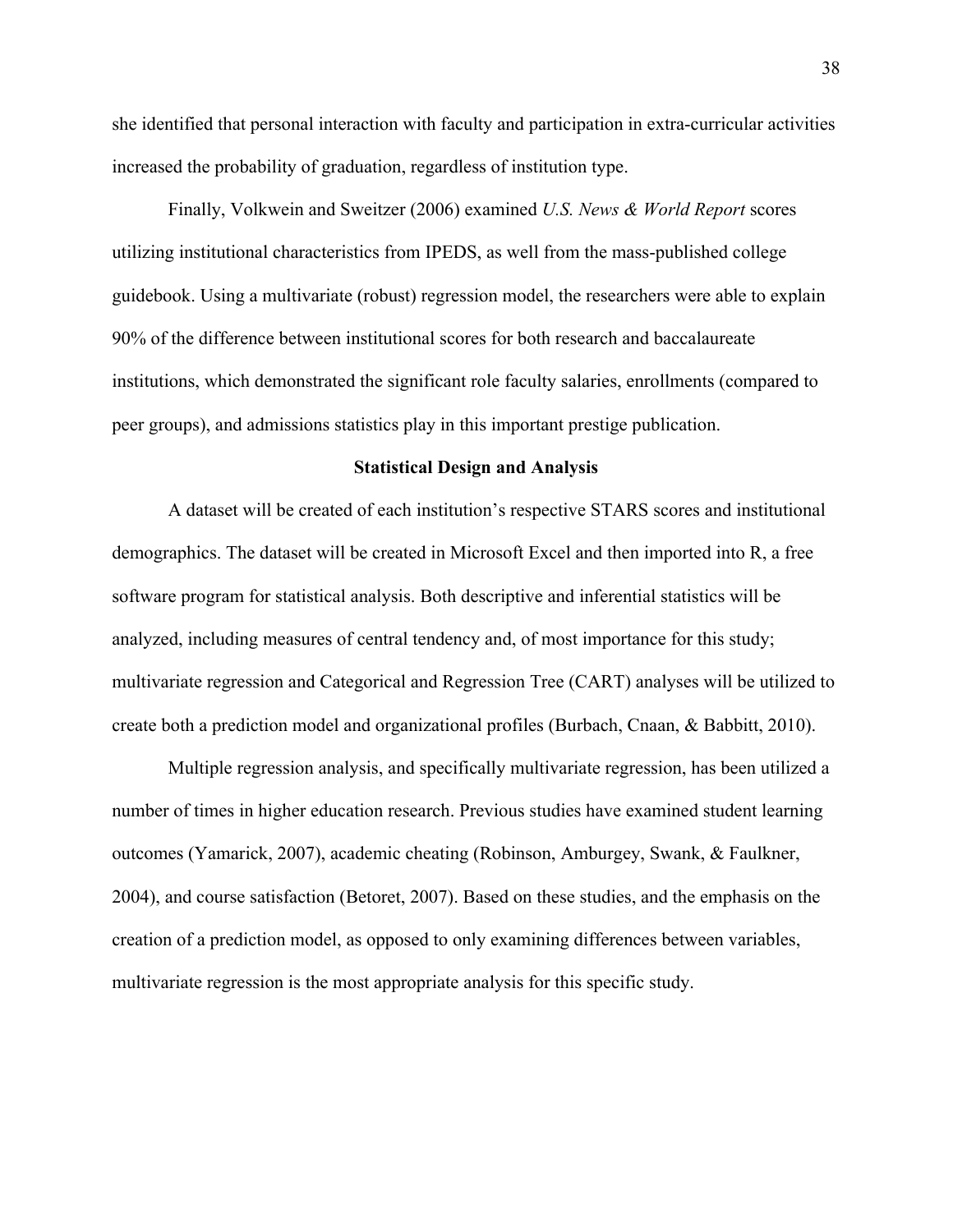she identified that personal interaction with faculty and participation in extra-curricular activities increased the probability of graduation, regardless of institution type.

Finally, Volkwein and Sweitzer (2006) examined *U.S. News & World Report* scores utilizing institutional characteristics from IPEDS, as well from the mass-published college guidebook. Using a multivariate (robust) regression model, the researchers were able to explain 90% of the difference between institutional scores for both research and baccalaureate institutions, which demonstrated the significant role faculty salaries, enrollments (compared to peer groups), and admissions statistics play in this important prestige publication.

## Statistical Design and Analysis

A dataset will be created of each institution's respective STARS scores and institutional demographics. The dataset will be created in Microsoft Excel and then imported into R, a free software program for statistical analysis. Both descriptive and inferential statistics will be analyzed, including measures of central tendency and, of most importance for this study; multivariate regression and Categorical and Regression Tree (CART) analyses will be utilized to create both a prediction model and organizational profiles (Burbach, Cnaan, & Babbitt, 2010).

Multiple regression analysis, and specifically multivariate regression, has been utilized a number of times in higher education research. Previous studies have examined student learning outcomes (Yamarick, 2007), academic cheating (Robinson, Amburgey, Swank, & Faulkner, 2004), and course satisfaction (Betoret, 2007). Based on these studies, and the emphasis on the creation of a prediction model, as opposed to only examining differences between variables, multivariate regression is the most appropriate analysis for this specific study.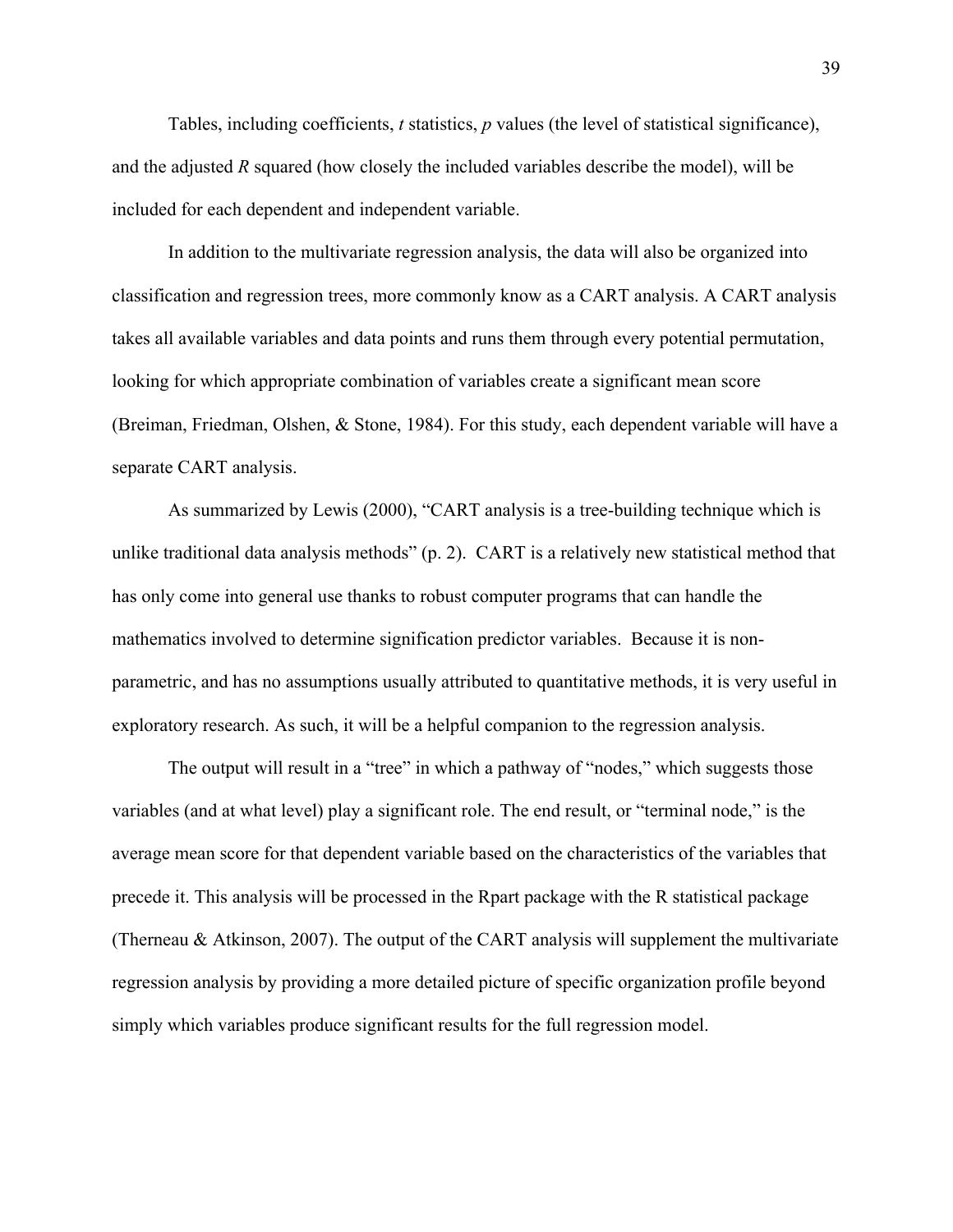Tables, including coefficients, *t* statistics, *p* values (the level of statistical significance), and the adjusted *R* squared (how closely the included variables describe the model), will be included for each dependent and independent variable.

In addition to the multivariate regression analysis, the data will also be organized into classification and regression trees, more commonly know as a CART analysis. A CART analysis takes all available variables and data points and runs them through every potential permutation, looking for which appropriate combination of variables create a significant mean score (Breiman, Friedman, Olshen, & Stone, 1984). For this study, each dependent variable will have a separate CART analysis.

As summarized by Lewis (2000), "CART analysis is a tree-building technique which is unlike traditional data analysis methods" (p. 2). CART is a relatively new statistical method that has only come into general use thanks to robust computer programs that can handle the mathematics involved to determine signification predictor variables. Because it is non-parametric, and has no assumptions usually attributed to quantitative methods, it is very useful in exploratory research. As such, it will be a helpful companion to the regression analysis.

The output will result in a "tree" in which a pathway of "nodes," which suggests those variables (and at what level) play a significant role. The end result, or "terminal node," is the average mean score for that dependent variable based on the characteristics of the variables that precede it. This analysis will be processed in the Rpart package with the R statistical package (Therneau & Atkinson, 2007). The output of the CART analysis will supplement the multivariate regression analysis by providing a more detailed picture of specific organization profile beyond simply which variables produce significant results for the full regression model.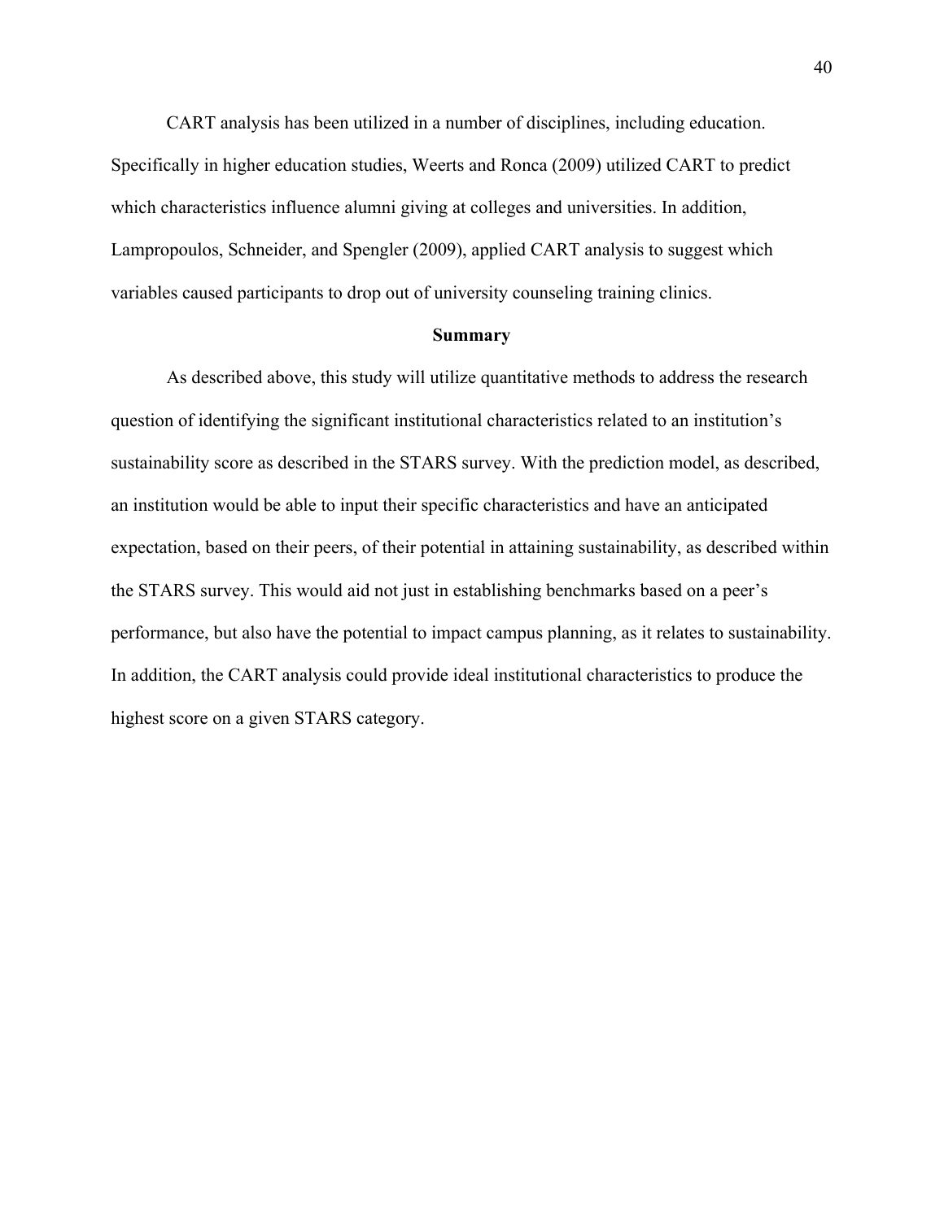CART analysis has been utilized in a number of disciplines, including education. Specifically in higher education studies, Weerts and Ronca (2009) utilized CART to predict which characteristics influence alumni giving at colleges and universities. In addition, Lampropoulos, Schneider, and Spengler (2009), applied CART analysis to suggest which variables caused participants to drop out of university counseling training clinics.

## Summary

As described above, this study will utilize quantitative methods to address the research question of identifying the significant institutional characteristics related to an institution's sustainability score as described in the STARS survey. With the prediction model, as described, an institution would be able to input their specific characteristics and have an anticipated expectation, based on their peers, of their potential in attaining sustainability, as described within the STARS survey. This would aid not just in establishing benchmarks based on a peer's performance, but also have the potential to impact campus planning, as it relates to sustainability. In addition, the CART analysis could provide ideal institutional characteristics to produce the highest score on a given STARS category.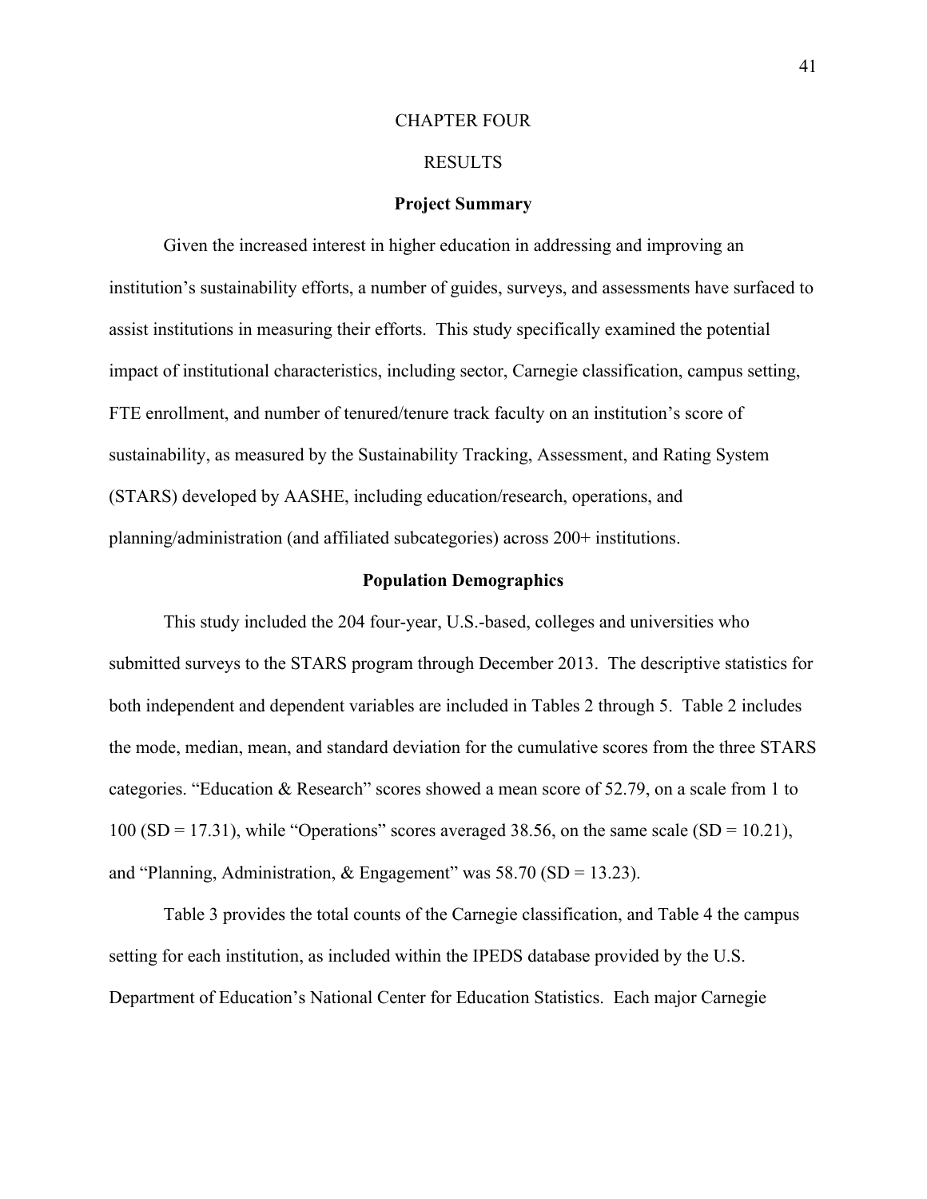# CHAPTER FOUR

# RESULTS

## Project Summary

Given the increased interest in higher education in addressing and improving an institution's sustainability efforts, a number of guides, surveys, and assessments have surfaced to assist institutions in measuring their efforts. This study specifically examined the potential impact of institutional characteristics, including sector, Carnegie classification, campus setting, FTE enrollment, and number of tenured/tenure track faculty on an institution's score of sustainability, as measured by the Sustainability Tracking, Assessment, and Rating System (STARS) developed by AASHE, including education/research, operations, and planning/administration (and affiliated subcategories) across 200+ institutions.

## Population Demographics

This study included the 204 four-year, U.S.-based, colleges and universities who submitted surveys to the STARS program through December 2013. The descriptive statistics for both independent and dependent variables are included in Tables 2 through 5. Table 2 includes the mode, median, mean, and standard deviation for the cumulative scores from the three STARS categories. "Education & Research" scores showed a mean score of 52.79, on a scale from 1 to 100 (SD = 17.31), while "Operations" scores averaged 38.56, on the same scale (SD = 10.21), and "Planning, Administration, & Engagement" was 58.70 (SD = 13.23).

Table 3 provides the total counts of the Carnegie classification, and Table 4 the campus setting for each institution, as included within the IPEDS database provided by the U.S. Department of Education's National Center for Education Statistics. Each major Carnegie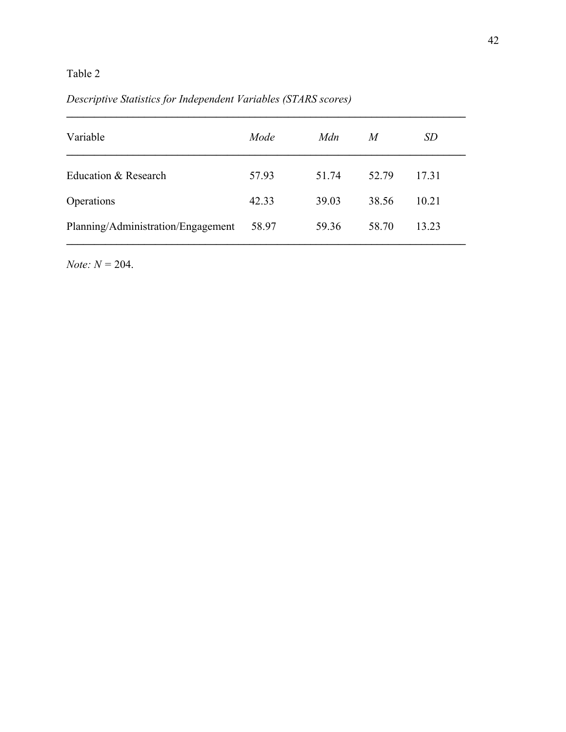Table 2

*Descriptive Statistics for Independent Variables (STARS scores)*

| Variable | *Mode* | *Mdn* | *M* | *SD* |
| --- | --- | --- | --- | --- |
| Education & Research | 57.93 | 51.74 | 52.79 | 17.31 |
| Operations | 42.33 | 39.03 | 38.56 | 10.21 |
| Planning/Administration/Engagement | 58.97 | 59.36 | 58.70 | 13.23 |

*Note:* $N = 204$.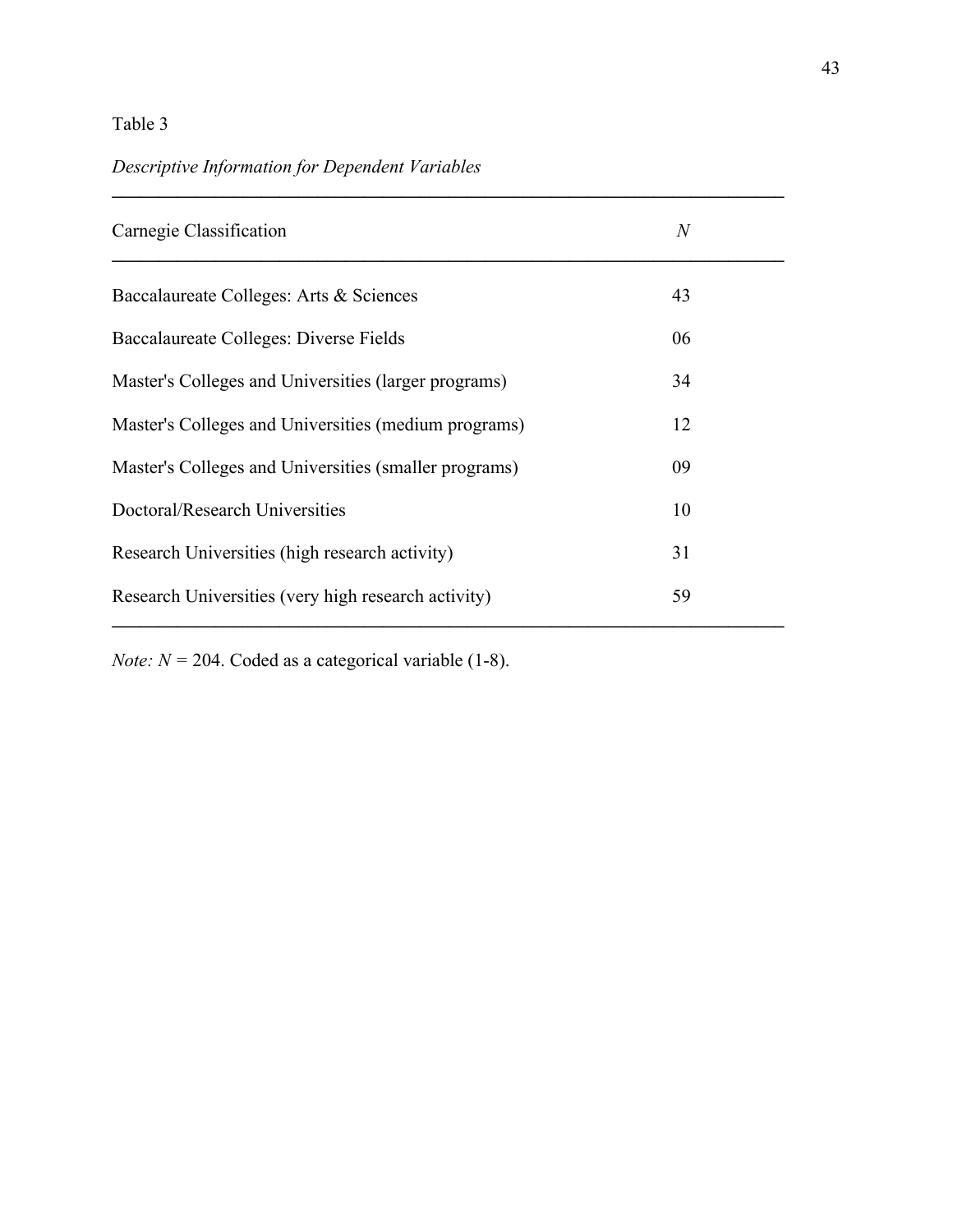Table 3

*Descriptive Information for Dependent Variables*

| Carnegie Classification | *N* |
|---|---|
| Baccalaureate Colleges: Arts & Sciences | 43 |
| Baccalaureate Colleges: Diverse Fields | 06 |
| Master's Colleges and Universities (larger programs) | 34 |
| Master's Colleges and Universities (medium programs) | 12 |
| Master's Colleges and Universities (smaller programs) | 09 |
| Doctoral/Research Universities | 10 |
| Research Universities (high research activity) | 31 |
| Research Universities (very high research activity) | 59 |

*Note:* $N$ = 204. Coded as a categorical variable (1-8).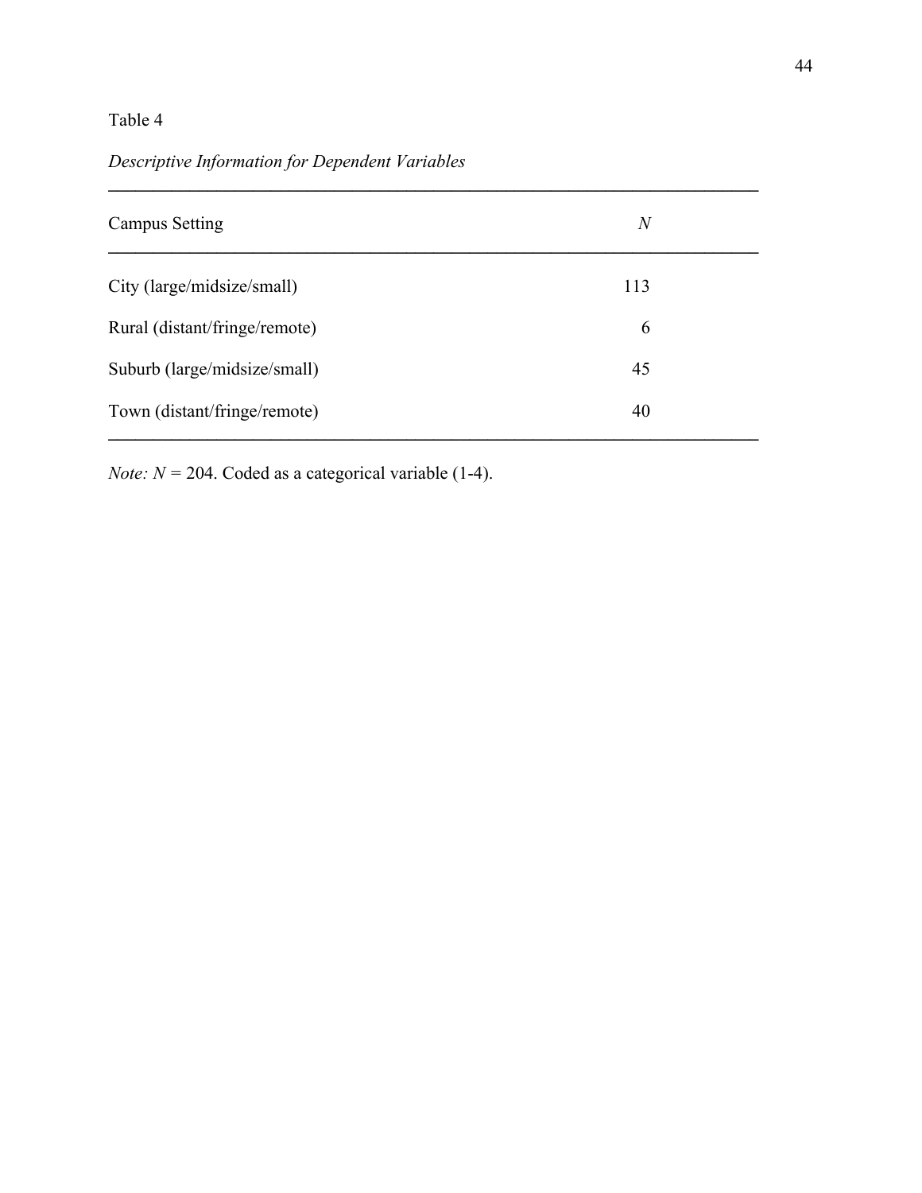Table 4

*Descriptive Information for Dependent Variables*

| Campus Setting | *N* |
|---|---|
| City (large/midsize/small) | 113 |
| Rural (distant/fringe/remote) | 6 |
| Suburb (large/midsize/small) | 45 |
| Town (distant/fringe/remote) | 40 |

*Note:* $N = 204$. Coded as a categorical variable (1-4).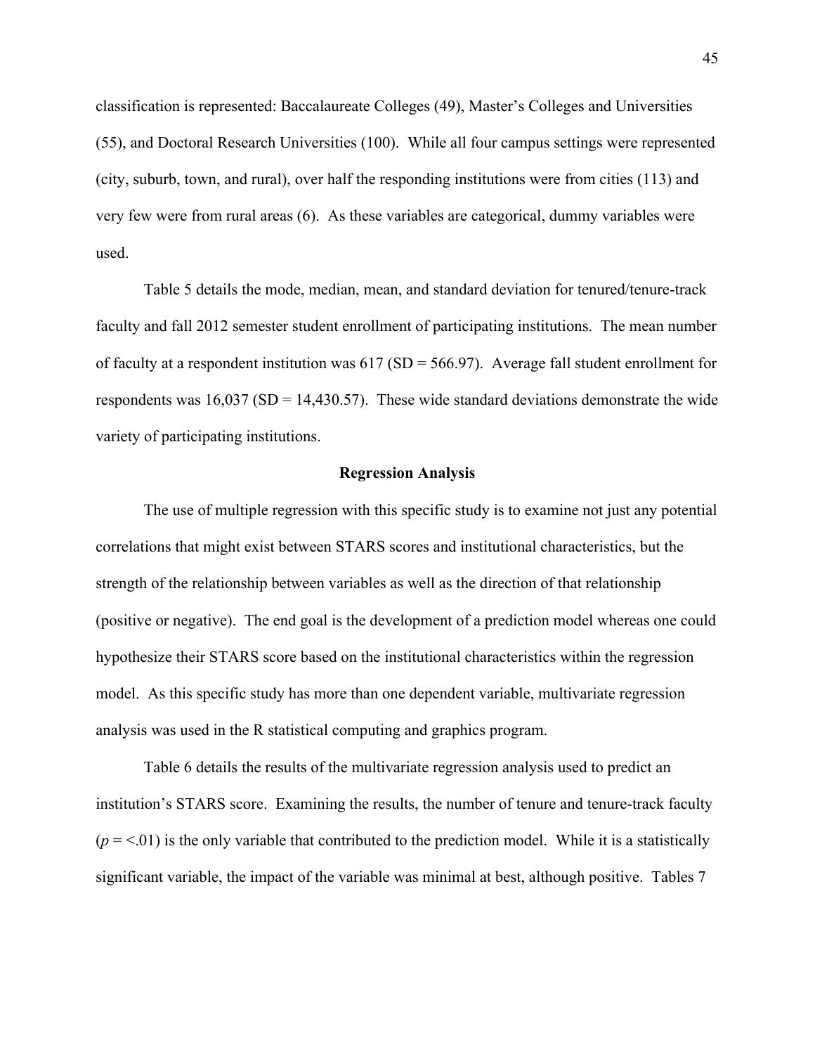classification is represented: Baccalaureate Colleges (49), Master's Colleges and Universities (55), and Doctoral Research Universities (100). While all four campus settings were represented (city, suburb, town, and rural), over half the responding institutions were from cities (113) and very few were from rural areas (6). As these variables are categorical, dummy variables were used.

Table 5 details the mode, median, mean, and standard deviation for tenured/tenure-track faculty and fall 2012 semester student enrollment of participating institutions. The mean number of faculty at a respondent institution was 617 (SD = 566.97). Average fall student enrollment for respondents was 16,037 (SD = 14,430.57). These wide standard deviations demonstrate the wide variety of participating institutions.

## Regression Analysis

The use of multiple regression with this specific study is to examine not just any potential correlations that might exist between STARS scores and institutional characteristics, but the strength of the relationship between variables as well as the direction of that relationship (positive or negative). The end goal is the development of a prediction model whereas one could hypothesize their STARS score based on the institutional characteristics within the regression model. As this specific study has more than one dependent variable, multivariate regression analysis was used in the R statistical computing and graphics program.

Table 6 details the results of the multivariate regression analysis used to predict an institution's STARS score. Examining the results, the number of tenure and tenure-track faculty ($p$ = <.01) is the only variable that contributed to the prediction model. While it is a statistically significant variable, the impact of the variable was minimal at best, although positive. Tables 7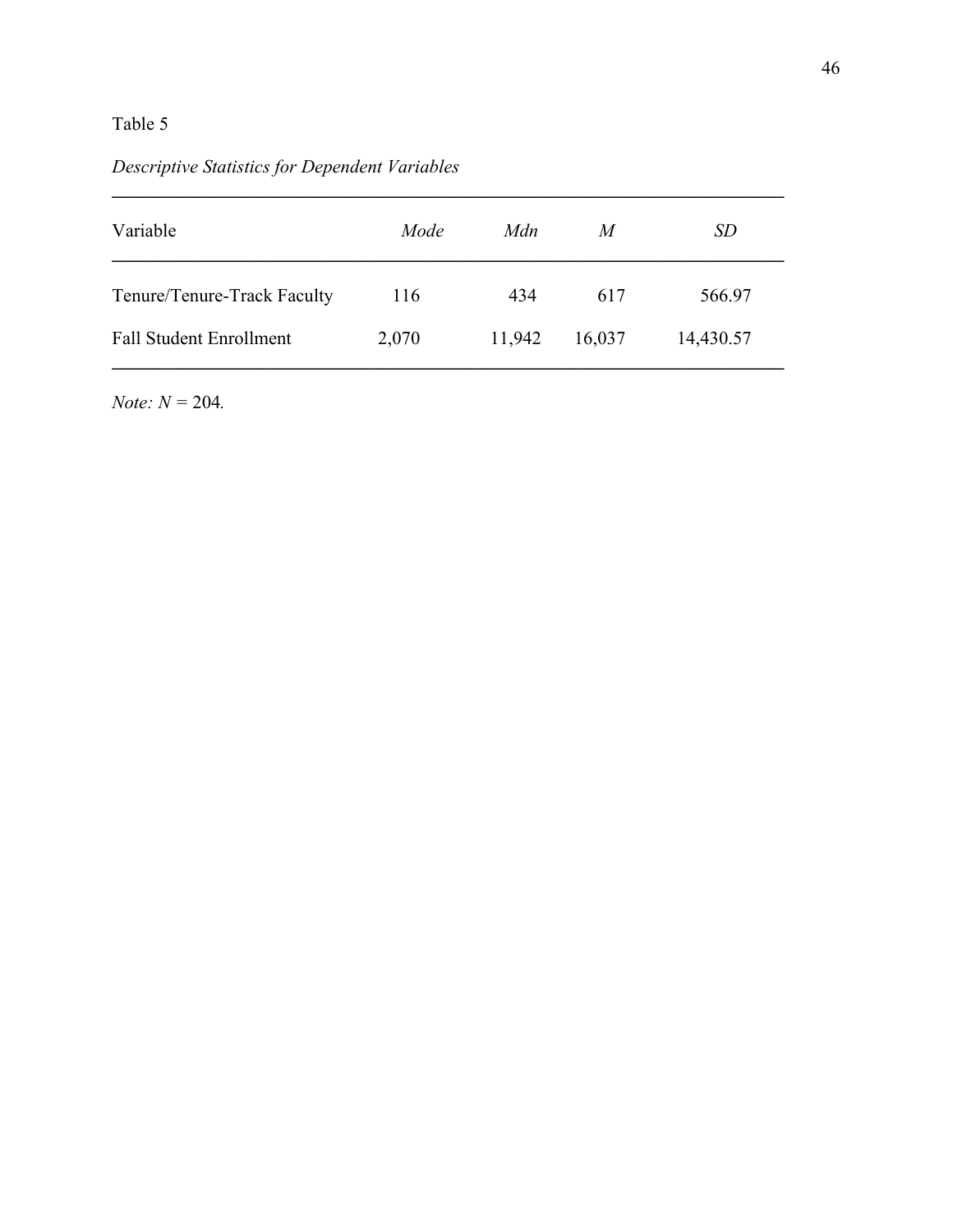Table 5

*Descriptive Statistics for Dependent Variables*

| Variable | *Mode* | *Mdn* | *M* | *SD* |
|---|---|---|---|---|
| Tenure/Tenure-Track Faculty | 116 | 434 | 617 | 566.97 |
| Fall Student Enrollment | 2,070 | 11,942 | 16,037 | 14,430.57 |

*Note:* $N = 204$.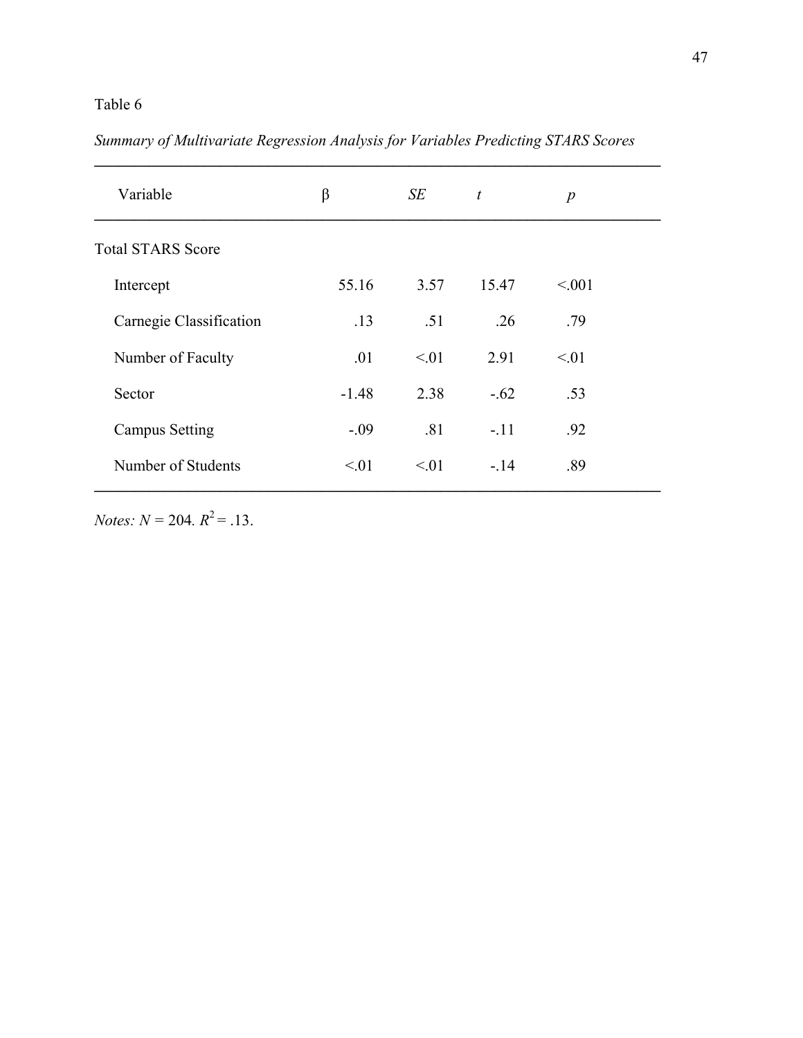Table 6

*Summary of Multivariate Regression Analysis for Variables Predicting STARS Scores*

| Variable | β | *SE* | *t* | *p* |
|---|---|---|---|---|
| Total STARS Score | | | | |
| Intercept | 55.16 | 3.57 | 15.47 | <.001 |
| Carnegie Classification | .13 | .51 | .26 | .79 |
| Number of Faculty | .01 | <.01 | 2.91 | <.01 |
| Sector | -1.48 | 2.38 | -.62 | .53 |
| Campus Setting | -.09 | .81 | -.11 | .92 |
| Number of Students | <.01 | <.01 | -.14 | .89 |

*Notes:* $N$ = 204. $R^2$ = .13.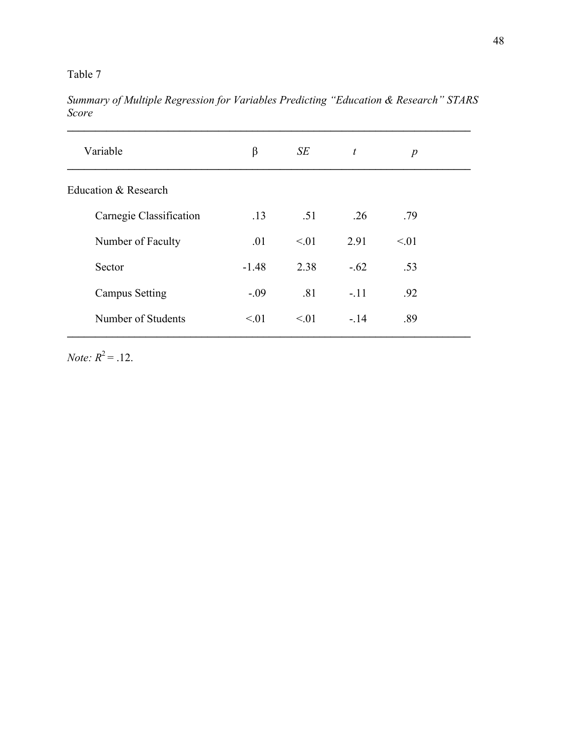Table 7

*Summary of Multiple Regression for Variables Predicting "Education & Research" STARS Score*

| Variable | β | *SE* | *t* | *p* |
|---|---|---|---|---|
| Education & Research | | | | |
| Carnegie Classification | .13 | .51 | .26 | .79 |
| Number of Faculty | .01 | <.01 | 2.91 | <.01 |
| Sector | -1.48 | 2.38 | -.62 | .53 |
| Campus Setting | -.09 | .81 | -.11 | .92 |
| Number of Students | <.01 | <.01 | -.14 | .89 |

*Note:* $R^2 = .12$.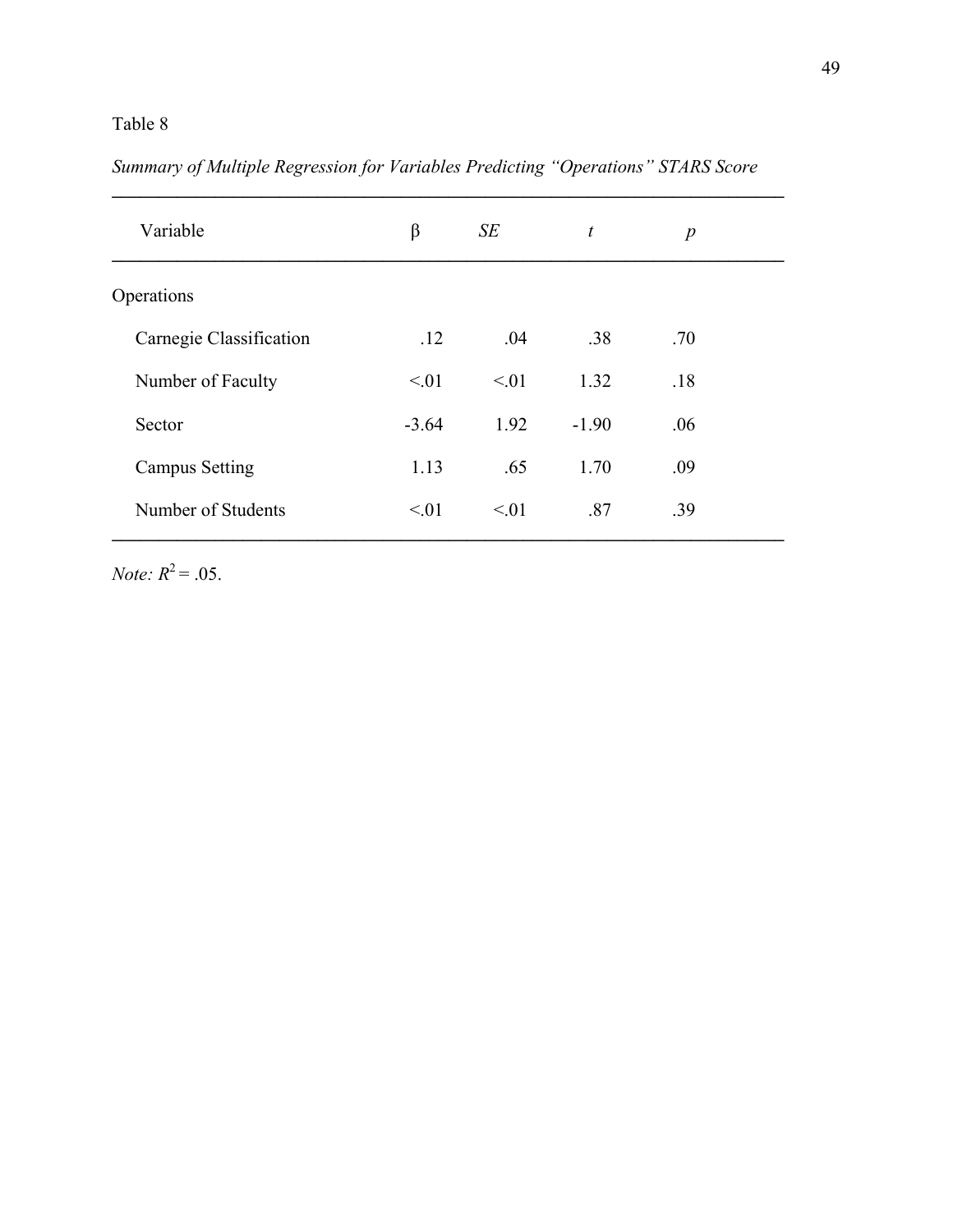Table 8

*Summary of Multiple Regression for Variables Predicting "Operations" STARS Score*

| Variable | β | *SE* | *t* | *p* |
|---|---|---|---|---|
| Operations | | | | |
| Carnegie Classification | .12 | .04 | .38 | .70 |
| Number of Faculty | <.01 | <.01 | 1.32 | .18 |
| Sector | -3.64 | 1.92 | -1.90 | .06 |
| Campus Setting | 1.13 | .65 | 1.70 | .09 |
| Number of Students | <.01 | <.01 | .87 | .39 |

*Note:* $R^2 = .05$.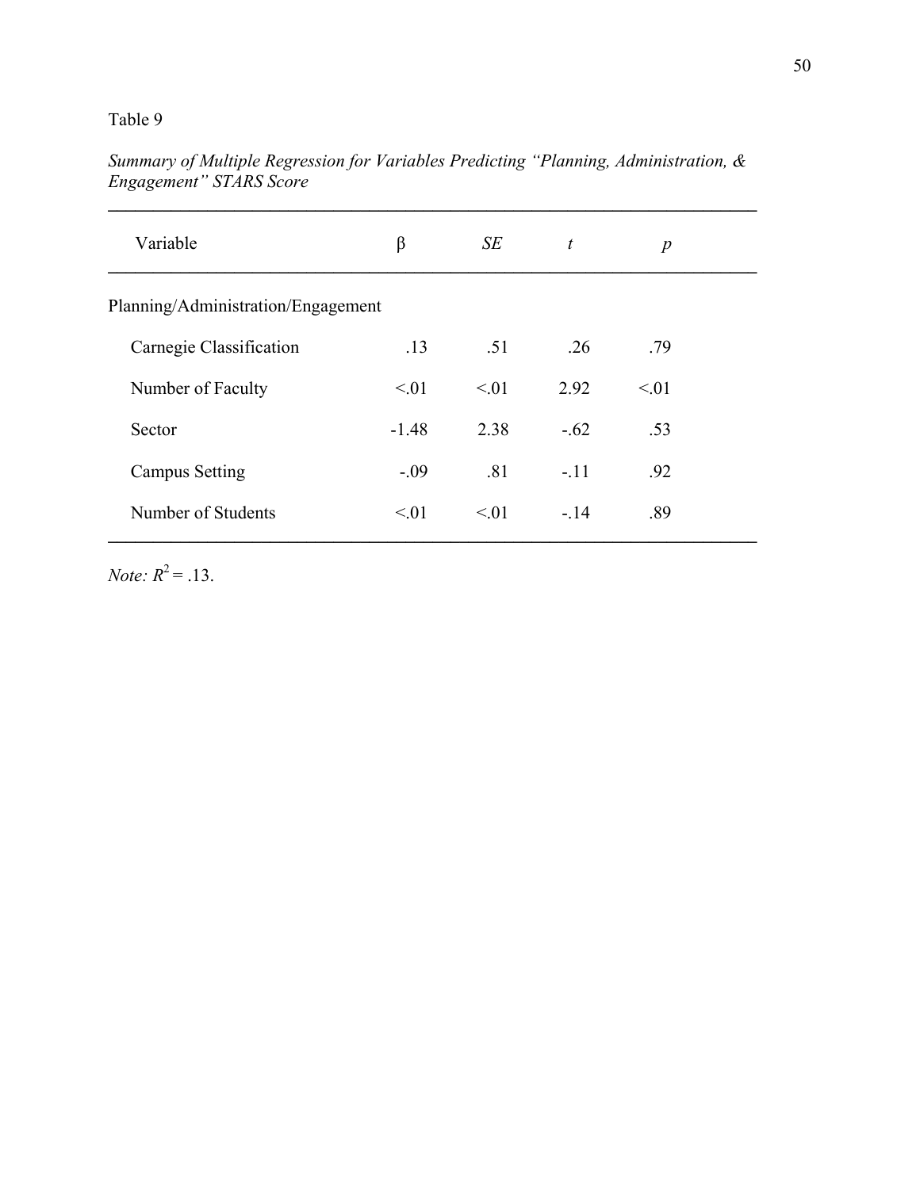Table 9

*Summary of Multiple Regression for Variables Predicting "Planning, Administration, & Engagement" STARS Score*

| Variable | β | *SE* | *t* | *p* |
|---|---|---|---|---|
| Planning/Administration/Engagement | | | | |
| Carnegie Classification | .13 | .51 | .26 | .79 |
| Number of Faculty | <.01 | <.01 | 2.92 | <.01 |
| Sector | -1.48 | 2.38 | -.62 | .53 |
| Campus Setting | -.09 | .81 | -.11 | .92 |
| Number of Students | <.01 | <.01 | -.14 | .89 |

*Note:* $R^2 = .13$.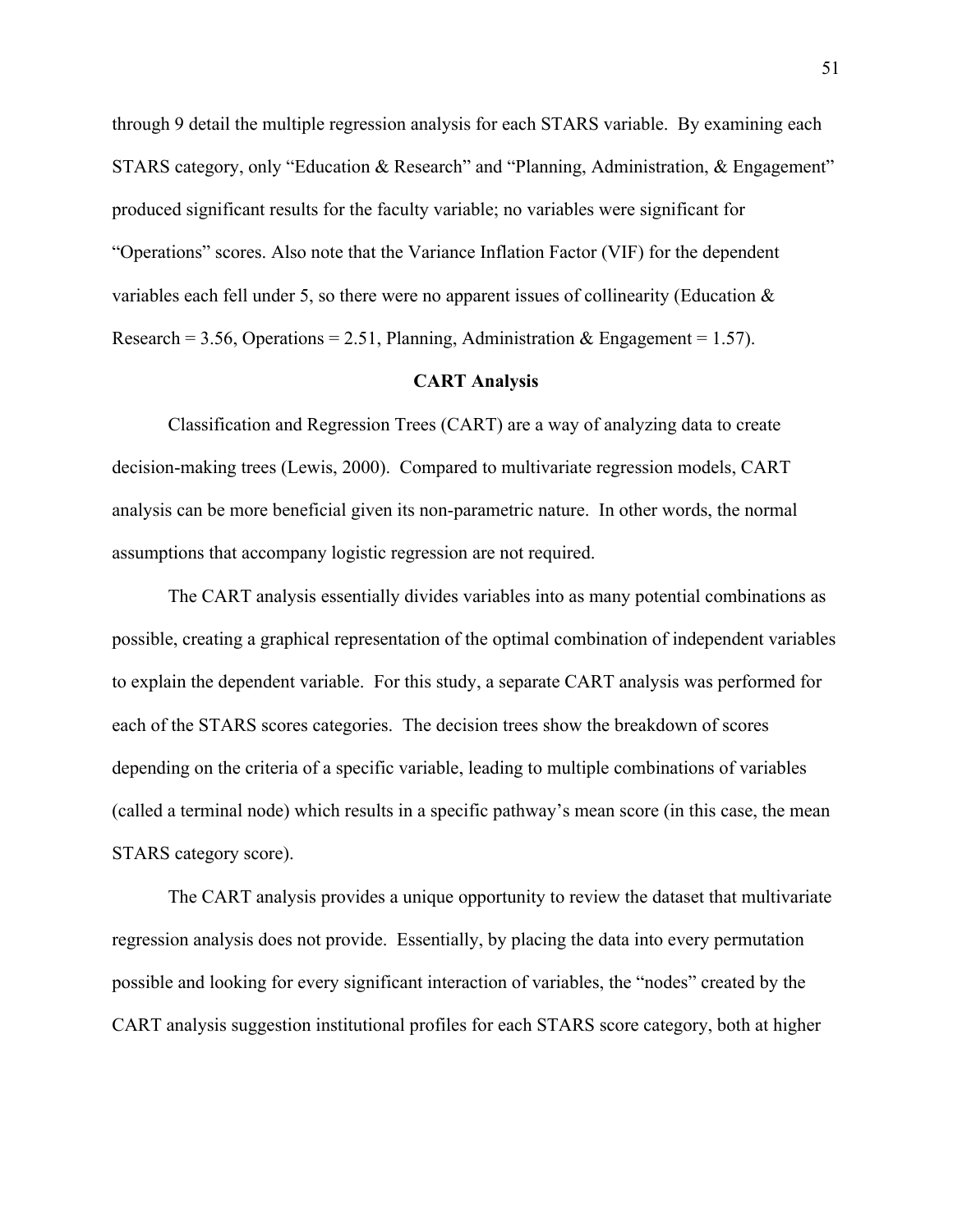through 9 detail the multiple regression analysis for each STARS variable. By examining each STARS category, only "Education & Research" and "Planning, Administration, & Engagement" produced significant results for the faculty variable; no variables were significant for "Operations" scores. Also note that the Variance Inflation Factor (VIF) for the dependent variables each fell under 5, so there were no apparent issues of collinearity (Education & Research = 3.56, Operations = 2.51, Planning, Administration & Engagement = 1.57).

## CART Analysis

Classification and Regression Trees (CART) are a way of analyzing data to create decision-making trees (Lewis, 2000). Compared to multivariate regression models, CART analysis can be more beneficial given its non-parametric nature. In other words, the normal assumptions that accompany logistic regression are not required.

The CART analysis essentially divides variables into as many potential combinations as possible, creating a graphical representation of the optimal combination of independent variables to explain the dependent variable. For this study, a separate CART analysis was performed for each of the STARS scores categories. The decision trees show the breakdown of scores depending on the criteria of a specific variable, leading to multiple combinations of variables (called a terminal node) which results in a specific pathway's mean score (in this case, the mean STARS category score).

The CART analysis provides a unique opportunity to review the dataset that multivariate regression analysis does not provide. Essentially, by placing the data into every permutation possible and looking for every significant interaction of variables, the "nodes" created by the CART analysis suggestion institutional profiles for each STARS score category, both at higher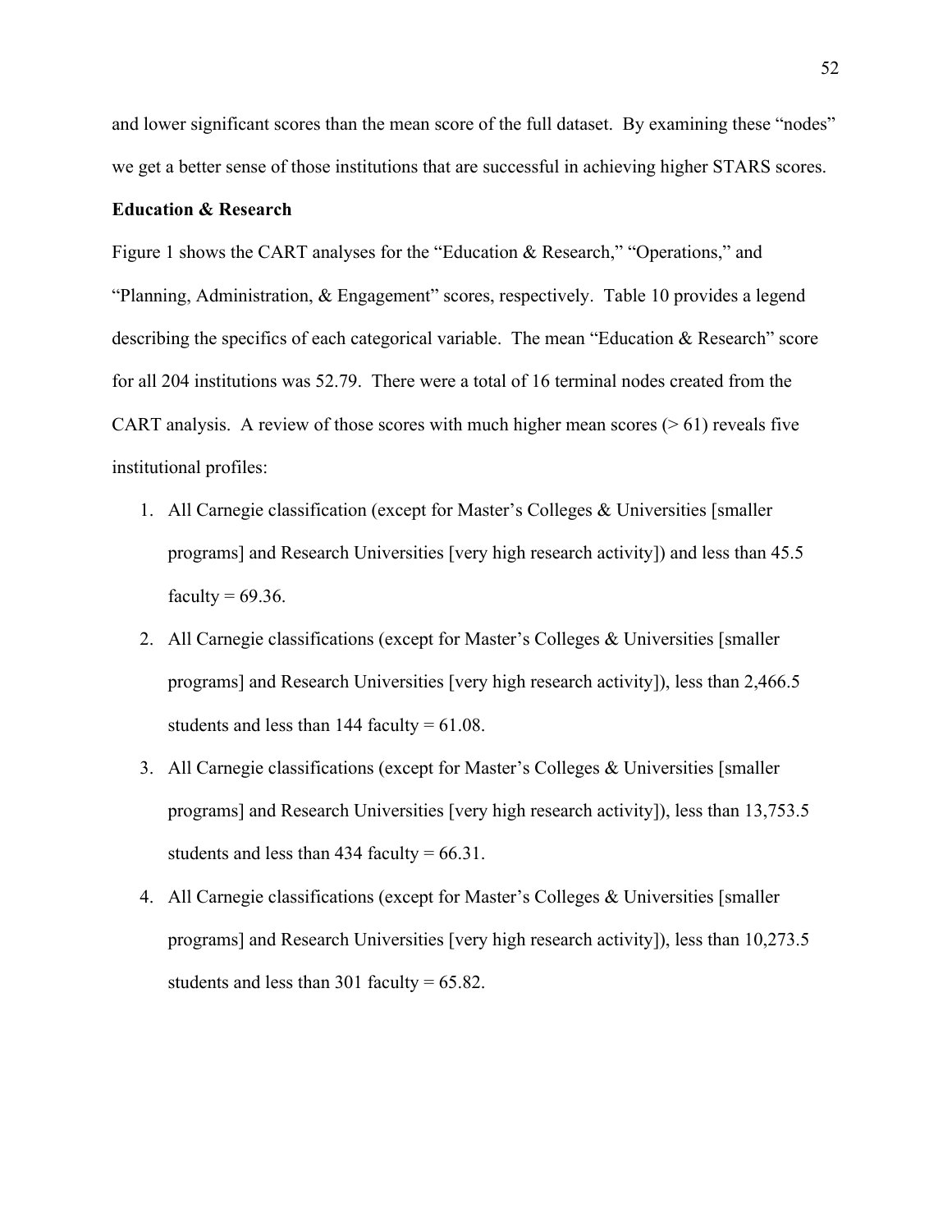and lower significant scores than the mean score of the full dataset. By examining these "nodes" we get a better sense of those institutions that are successful in achieving higher STARS scores.

**Education & Research**

Figure 1 shows the CART analyses for the "Education & Research," "Operations," and "Planning, Administration, & Engagement" scores, respectively. Table 10 provides a legend describing the specifics of each categorical variable. The mean "Education & Research" score for all 204 institutions was 52.79. There were a total of 16 terminal nodes created from the CART analysis. A review of those scores with much higher mean scores (> 61) reveals five institutional profiles:

1. All Carnegie classification (except for Master's Colleges & Universities [smaller programs] and Research Universities [very high research activity]) and less than 45.5 faculty = 69.36.
2. All Carnegie classifications (except for Master's Colleges & Universities [smaller programs] and Research Universities [very high research activity]), less than 2,466.5 students and less than 144 faculty = 61.08.
3. All Carnegie classifications (except for Master's Colleges & Universities [smaller programs] and Research Universities [very high research activity]), less than 13,753.5 students and less than 434 faculty = 66.31.
4. All Carnegie classifications (except for Master's Colleges & Universities [smaller programs] and Research Universities [very high research activity]), less than 10,273.5 students and less than 301 faculty = 65.82.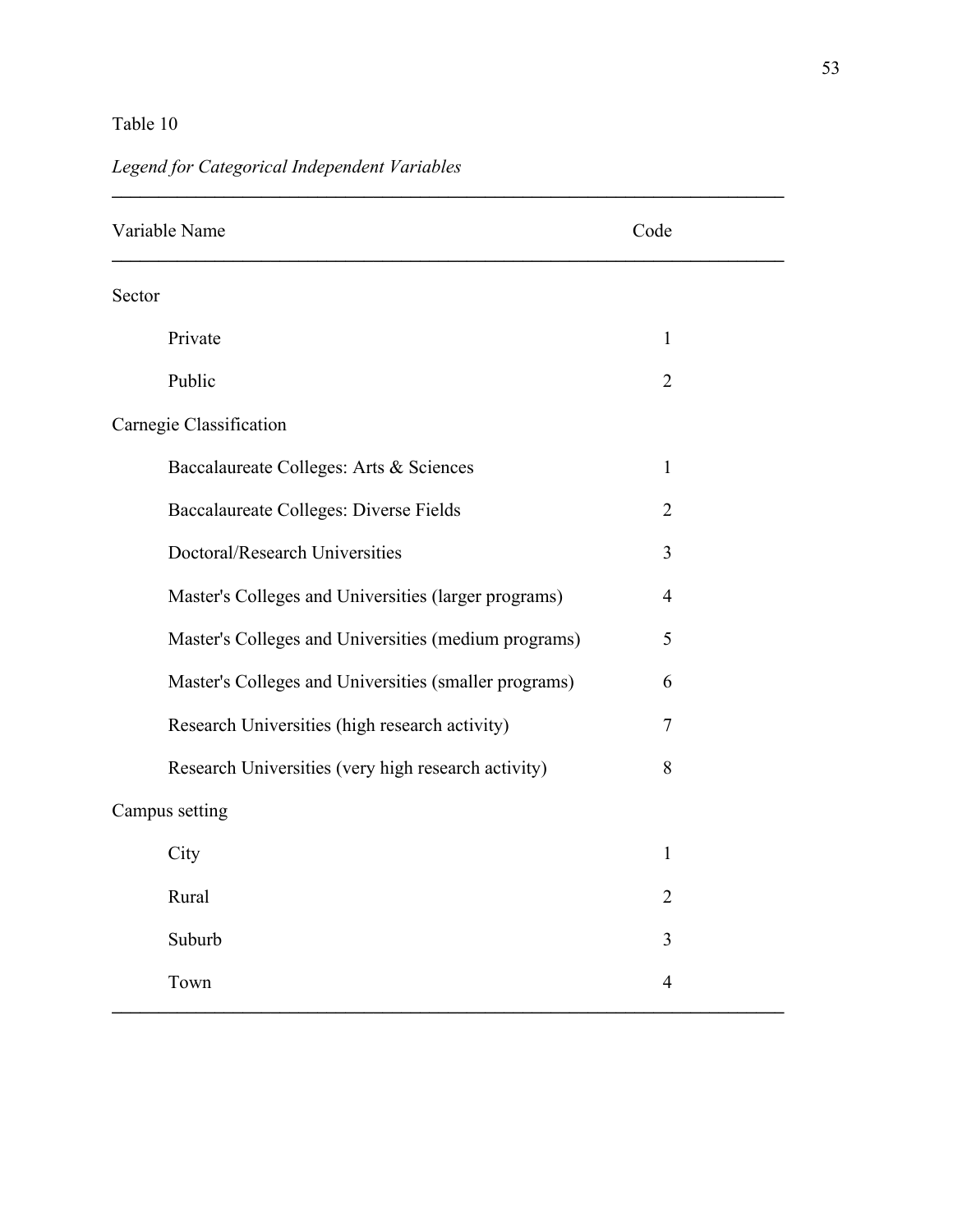Table 10

*Legend for Categorical Independent Variables*

| Variable Name | Code |
|---|---|
| Sector | |
| Private | 1 |
| Public | 2 |
| Carnegie Classification | |
| Baccalaureate Colleges: Arts & Sciences | 1 |
| Baccalaureate Colleges: Diverse Fields | 2 |
| Doctoral/Research Universities | 3 |
| Master's Colleges and Universities (larger programs) | 4 |
| Master's Colleges and Universities (medium programs) | 5 |
| Master's Colleges and Universities (smaller programs) | 6 |
| Research Universities (high research activity) | 7 |
| Research Universities (very high research activity) | 8 |
| Campus setting | |
| City | 1 |
| Rural | 2 |
| Suburb | 3 |
| Town | 4 |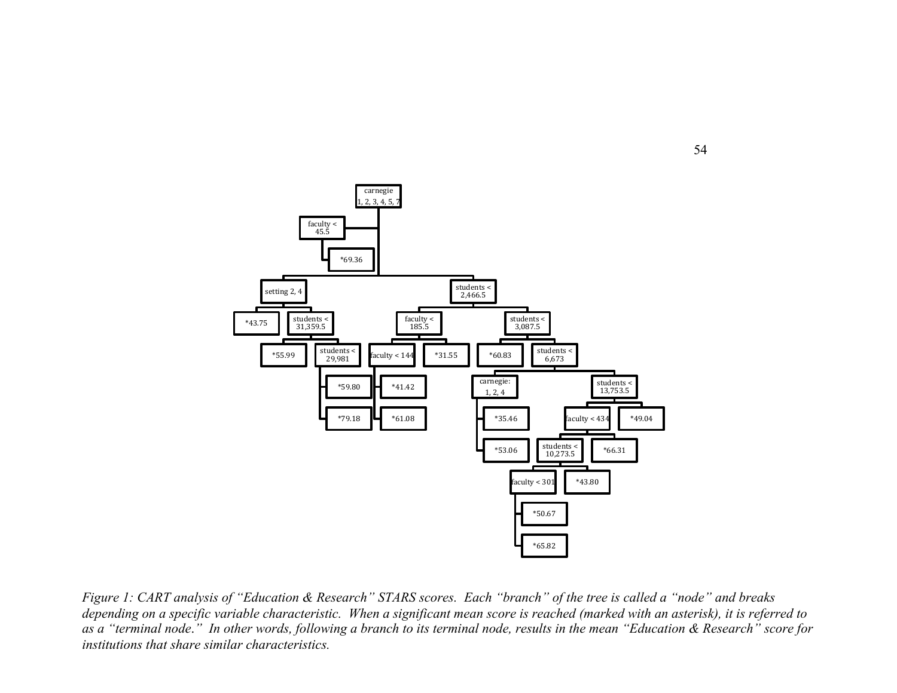```
carnegie
1, 2, 3, 4, 5, 7

faculty <
45.5

*69.36

setting 2, 4                                  students <
                                              2,466.5

*43.75    students <               faculty <               students <
          31,359.5                 185.5                   3,087.5

*55.99    students <     faculty < 144    *31.55    *60.83    students <
          29,981                                              6,673

          *59.80         *41.42            carnegie:                students <
                                           1, 2, 4                  13,753.5

          *79.18         *61.08            *35.46         faculty < 434    *49.04

                                           *53.06    students <     *66.31
                                                     10,273.5

                                                faculty < 301    *43.80

                                                *50.67

                                                *65.82
```

*Figure 1: CART analysis of "Education & Research" STARS scores. Each "branch" of the tree is called a "node" and breaks depending on a specific variable characteristic. When a significant mean score is reached (marked with an asterisk), it is referred to as a "terminal node." In other words, following a branch to its terminal node, results in the mean "Education & Research" score for institutions that share similar characteristics.*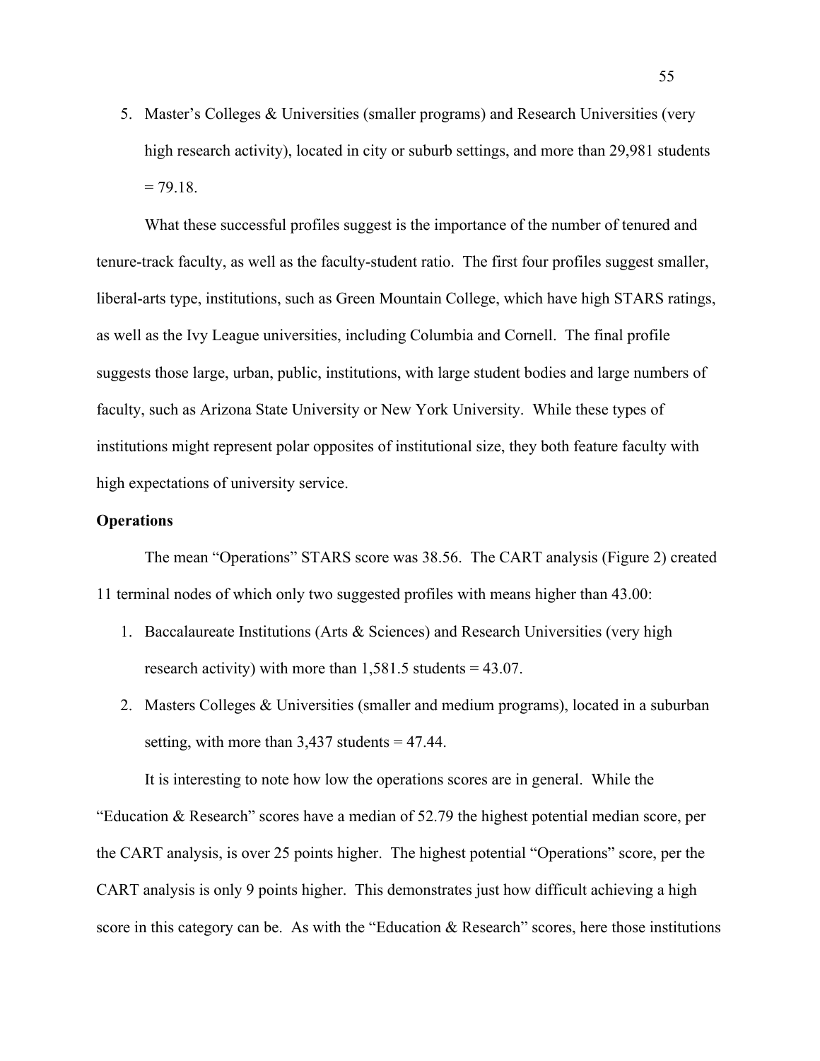5. Master's Colleges & Universities (smaller programs) and Research Universities (very high research activity), located in city or suburb settings, and more than 29,981 students = 79.18.

What these successful profiles suggest is the importance of the number of tenured and tenure-track faculty, as well as the faculty-student ratio. The first four profiles suggest smaller, liberal-arts type, institutions, such as Green Mountain College, which have high STARS ratings, as well as the Ivy League universities, including Columbia and Cornell. The final profile suggests those large, urban, public, institutions, with large student bodies and large numbers of faculty, such as Arizona State University or New York University. While these types of institutions might represent polar opposites of institutional size, they both feature faculty with high expectations of university service.

**Operations**

The mean "Operations" STARS score was 38.56. The CART analysis (Figure 2) created 11 terminal nodes of which only two suggested profiles with means higher than 43.00:

1. Baccalaureate Institutions (Arts & Sciences) and Research Universities (very high research activity) with more than 1,581.5 students = 43.07.
2. Masters Colleges & Universities (smaller and medium programs), located in a suburban setting, with more than 3,437 students = 47.44.

It is interesting to note how low the operations scores are in general. While the "Education & Research" scores have a median of 52.79 the highest potential median score, per the CART analysis, is over 25 points higher. The highest potential "Operations" score, per the CART analysis is only 9 points higher. This demonstrates just how difficult achieving a high score in this category can be. As with the "Education & Research" scores, here those institutions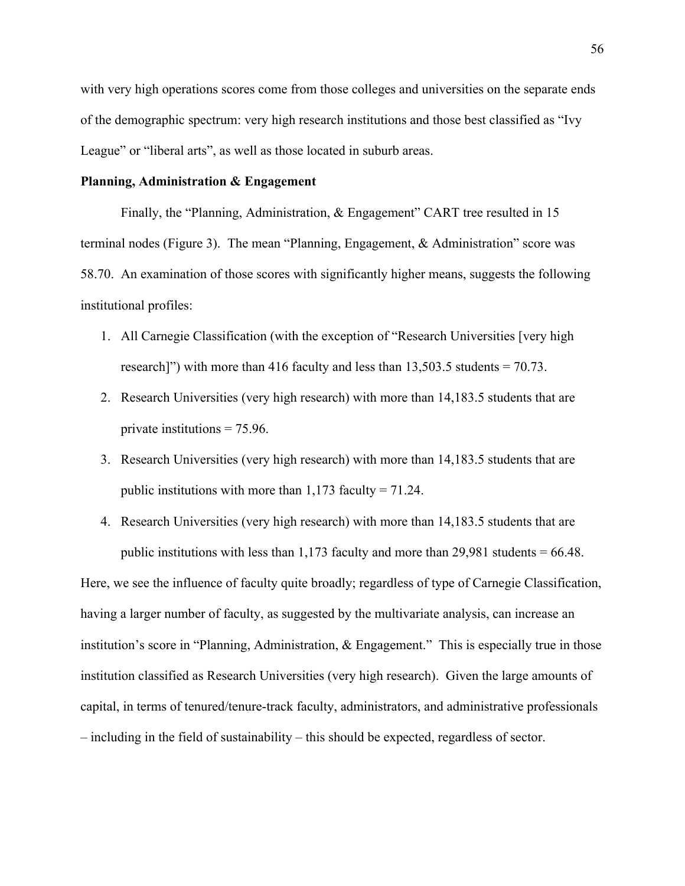with very high operations scores come from those colleges and universities on the separate ends of the demographic spectrum: very high research institutions and those best classified as "Ivy League" or "liberal arts", as well as those located in suburb areas.

**Planning, Administration & Engagement**

Finally, the "Planning, Administration, & Engagement" CART tree resulted in 15 terminal nodes (Figure 3). The mean "Planning, Engagement, & Administration" score was 58.70. An examination of those scores with significantly higher means, suggests the following institutional profiles:

1. All Carnegie Classification (with the exception of "Research Universities [very high research]") with more than 416 faculty and less than 13,503.5 students = 70.73.
2. Research Universities (very high research) with more than 14,183.5 students that are private institutions = 75.96.
3. Research Universities (very high research) with more than 14,183.5 students that are public institutions with more than 1,173 faculty = 71.24.
4. Research Universities (very high research) with more than 14,183.5 students that are public institutions with less than 1,173 faculty and more than 29,981 students = 66.48.

Here, we see the influence of faculty quite broadly; regardless of type of Carnegie Classification, having a larger number of faculty, as suggested by the multivariate analysis, can increase an institution's score in "Planning, Administration, & Engagement." This is especially true in those institution classified as Research Universities (very high research). Given the large amounts of capital, in terms of tenured/tenure-track faculty, administrators, and administrative professionals – including in the field of sustainability – this should be expected, regardless of sector.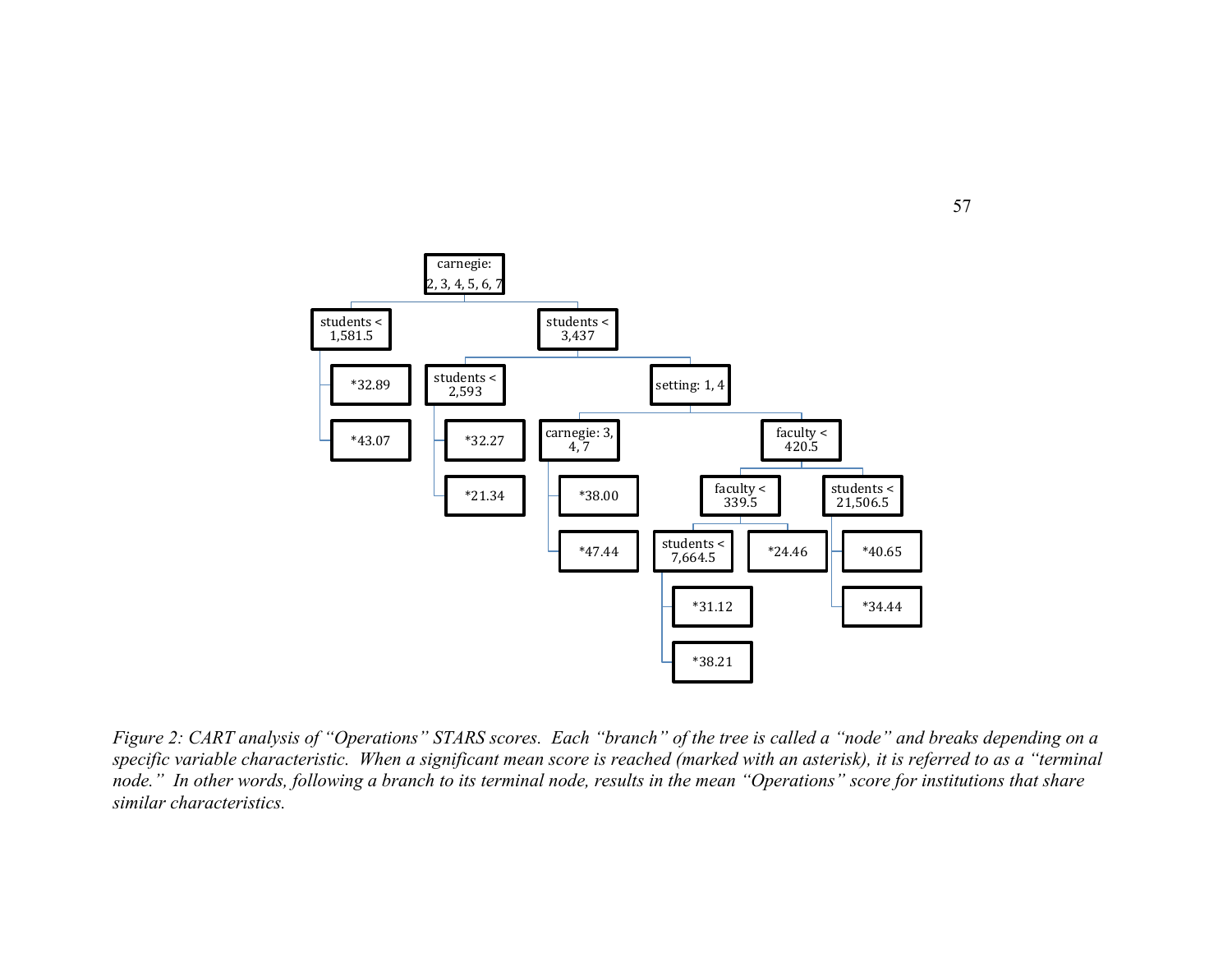carnegie: 2, 3, 4, 5, 6, 7

students < 1,581.5

students < 3,437

*32.89

students < 2,593

setting: 1, 4

*43.07

*32.27

carnegie: 3, 4, 7

faculty < 420.5

*21.34

*38.00

faculty < 339.5

students < 21,506.5

*47.44

students < 7,664.5

*24.46

*40.65

*31.12

*34.44

*38.21

*Figure 2: CART analysis of "Operations" STARS scores. Each "branch" of the tree is called a "node" and breaks depending on a specific variable characteristic. When a significant mean score is reached (marked with an asterisk), it is referred to as a "terminal node." In other words, following a branch to its terminal node, results in the mean "Operations" score for institutions that share similar characteristics.*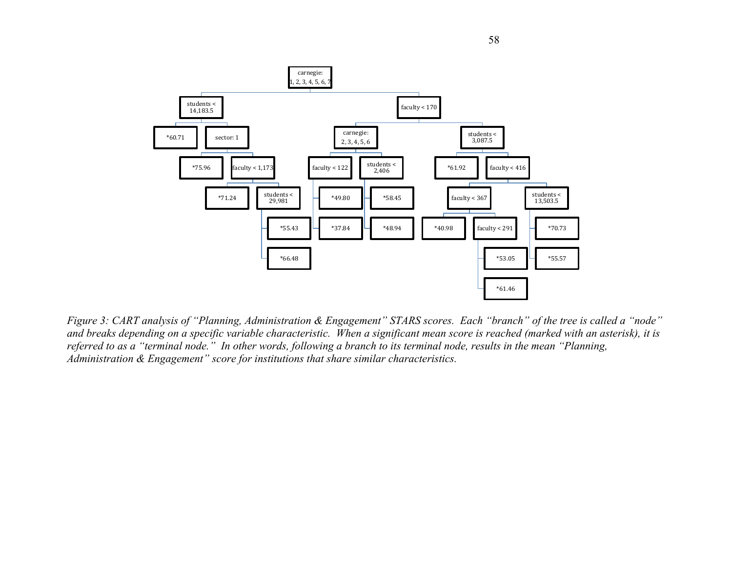- carnegie: 1, 2, 3, 4, 5, 6, 7
  - students < 14,183.5
    - *60.71
    - sector: 1
      - *75.96
      - faculty < 1,173
        - *71.24
        - students < 29,981
          - *55.43
          - *66.48
  - faculty < 170
    - carnegie: 2, 3, 4, 5, 6
      - faculty < 122
        - *49.80
        - *37.84
      - students < 2,406
        - *58.45
        - *48.94
    - students < 3,087.5
      - *61.92
      - faculty < 416
        - faculty < 367
          - *40.98
          - faculty < 291
            - *53.05
            - *61.46
        - students < 13,503.5
          - *70.73
          - *55.57

*Figure 3: CART analysis of "Planning, Administration & Engagement" STARS scores. Each "branch" of the tree is called a "node" and breaks depending on a specific variable characteristic. When a significant mean score is reached (marked with an asterisk), it is referred to as a "terminal node." In other words, following a branch to its terminal node, results in the mean "Planning, Administration & Engagement" score for institutions that share similar characteristics.*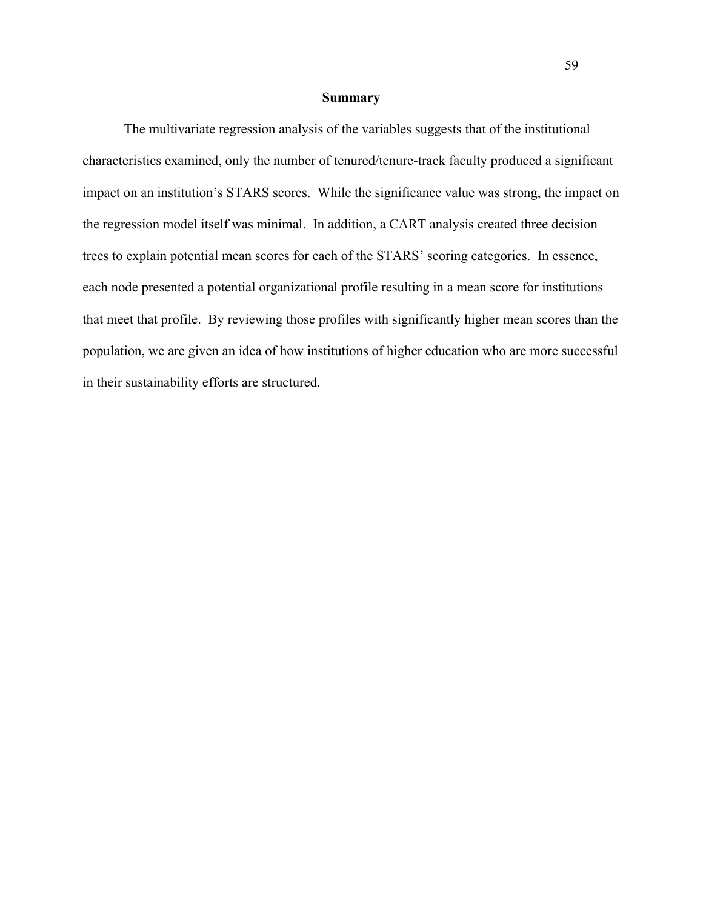## Summary

The multivariate regression analysis of the variables suggests that of the institutional characteristics examined, only the number of tenured/tenure-track faculty produced a significant impact on an institution's STARS scores. While the significance value was strong, the impact on the regression model itself was minimal. In addition, a CART analysis created three decision trees to explain potential mean scores for each of the STARS' scoring categories. In essence, each node presented a potential organizational profile resulting in a mean score for institutions that meet that profile. By reviewing those profiles with significantly higher mean scores than the population, we are given an idea of how institutions of higher education who are more successful in their sustainability efforts are structured.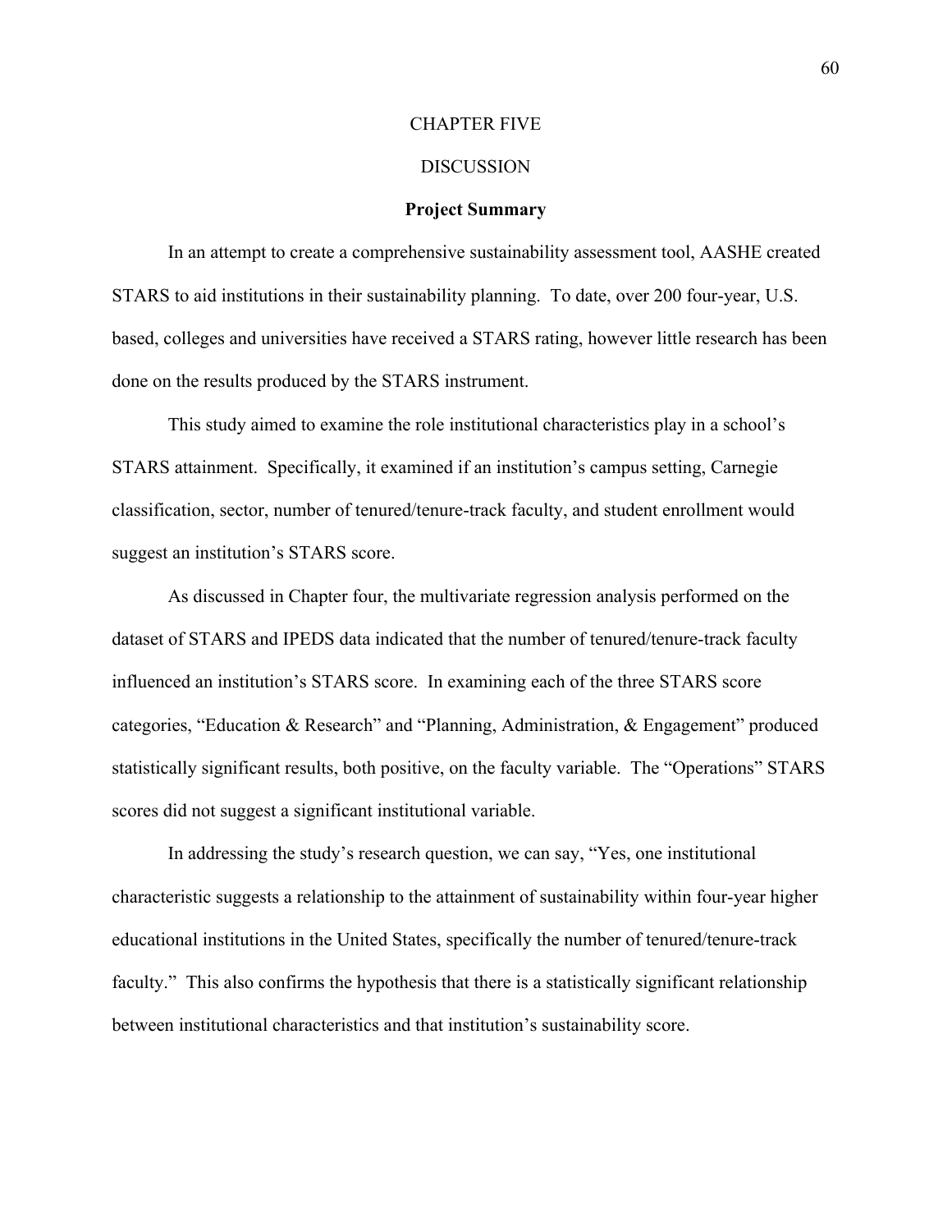# CHAPTER FIVE

# DISCUSSION

## Project Summary

In an attempt to create a comprehensive sustainability assessment tool, AASHE created STARS to aid institutions in their sustainability planning. To date, over 200 four-year, U.S. based, colleges and universities have received a STARS rating, however little research has been done on the results produced by the STARS instrument.

This study aimed to examine the role institutional characteristics play in a school's STARS attainment. Specifically, it examined if an institution's campus setting, Carnegie classification, sector, number of tenured/tenure-track faculty, and student enrollment would suggest an institution's STARS score.

As discussed in Chapter four, the multivariate regression analysis performed on the dataset of STARS and IPEDS data indicated that the number of tenured/tenure-track faculty influenced an institution's STARS score. In examining each of the three STARS score categories, "Education & Research" and "Planning, Administration, & Engagement" produced statistically significant results, both positive, on the faculty variable. The "Operations" STARS scores did not suggest a significant institutional variable.

In addressing the study's research question, we can say, "Yes, one institutional characteristic suggests a relationship to the attainment of sustainability within four-year higher educational institutions in the United States, specifically the number of tenured/tenure-track faculty." This also confirms the hypothesis that there is a statistically significant relationship between institutional characteristics and that institution's sustainability score.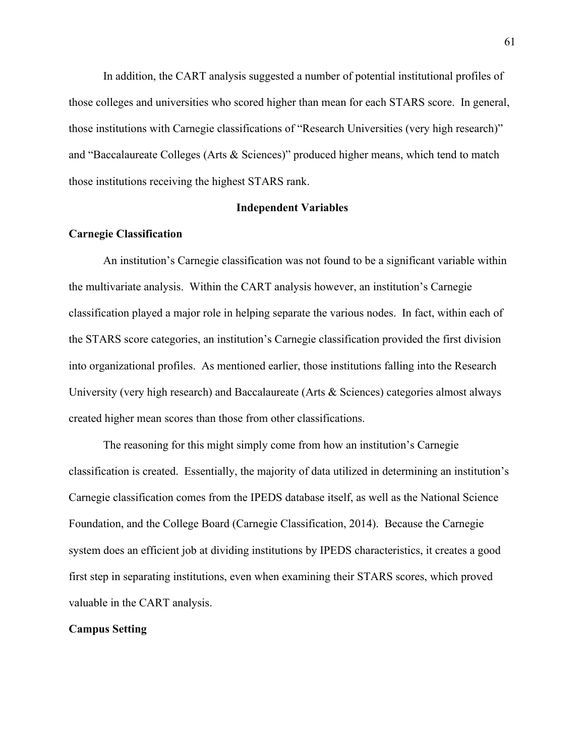In addition, the CART analysis suggested a number of potential institutional profiles of those colleges and universities who scored higher than mean for each STARS score. In general, those institutions with Carnegie classifications of "Research Universities (very high research)" and "Baccalaureate Colleges (Arts & Sciences)" produced higher means, which tend to match those institutions receiving the highest STARS rank.

## Independent Variables

### Carnegie Classification

An institution's Carnegie classification was not found to be a significant variable within the multivariate analysis. Within the CART analysis however, an institution's Carnegie classification played a major role in helping separate the various nodes. In fact, within each of the STARS score categories, an institution's Carnegie classification provided the first division into organizational profiles. As mentioned earlier, those institutions falling into the Research University (very high research) and Baccalaureate (Arts & Sciences) categories almost always created higher mean scores than those from other classifications.

The reasoning for this might simply come from how an institution's Carnegie classification is created. Essentially, the majority of data utilized in determining an institution's Carnegie classification comes from the IPEDS database itself, as well as the National Science Foundation, and the College Board (Carnegie Classification, 2014). Because the Carnegie system does an efficient job at dividing institutions by IPEDS characteristics, it creates a good first step in separating institutions, even when examining their STARS scores, which proved valuable in the CART analysis.

### Campus Setting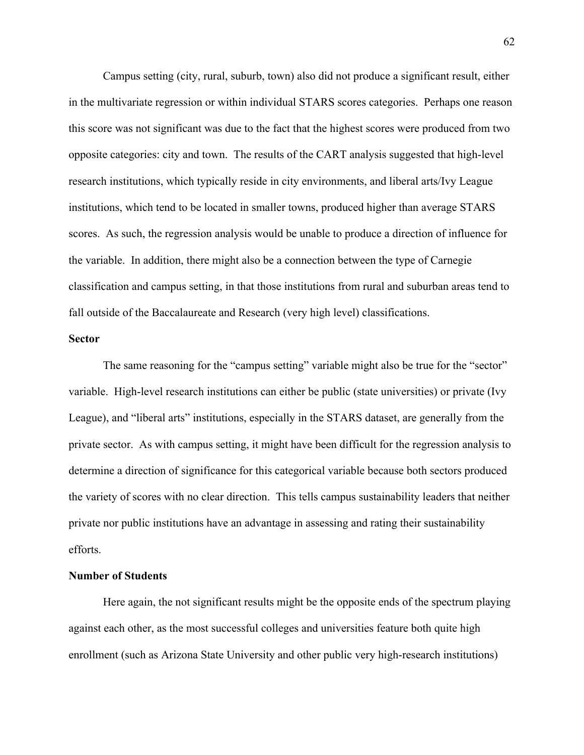Campus setting (city, rural, suburb, town) also did not produce a significant result, either in the multivariate regression or within individual STARS scores categories. Perhaps one reason this score was not significant was due to the fact that the highest scores were produced from two opposite categories: city and town. The results of the CART analysis suggested that high-level research institutions, which typically reside in city environments, and liberal arts/Ivy League institutions, which tend to be located in smaller towns, produced higher than average STARS scores. As such, the regression analysis would be unable to produce a direction of influence for the variable. In addition, there might also be a connection between the type of Carnegie classification and campus setting, in that those institutions from rural and suburban areas tend to fall outside of the Baccalaureate and Research (very high level) classifications.

**Sector**

The same reasoning for the "campus setting" variable might also be true for the "sector" variable. High-level research institutions can either be public (state universities) or private (Ivy League), and "liberal arts" institutions, especially in the STARS dataset, are generally from the private sector. As with campus setting, it might have been difficult for the regression analysis to determine a direction of significance for this categorical variable because both sectors produced the variety of scores with no clear direction. This tells campus sustainability leaders that neither private nor public institutions have an advantage in assessing and rating their sustainability efforts.

**Number of Students**

Here again, the not significant results might be the opposite ends of the spectrum playing against each other, as the most successful colleges and universities feature both quite high enrollment (such as Arizona State University and other public very high-research institutions)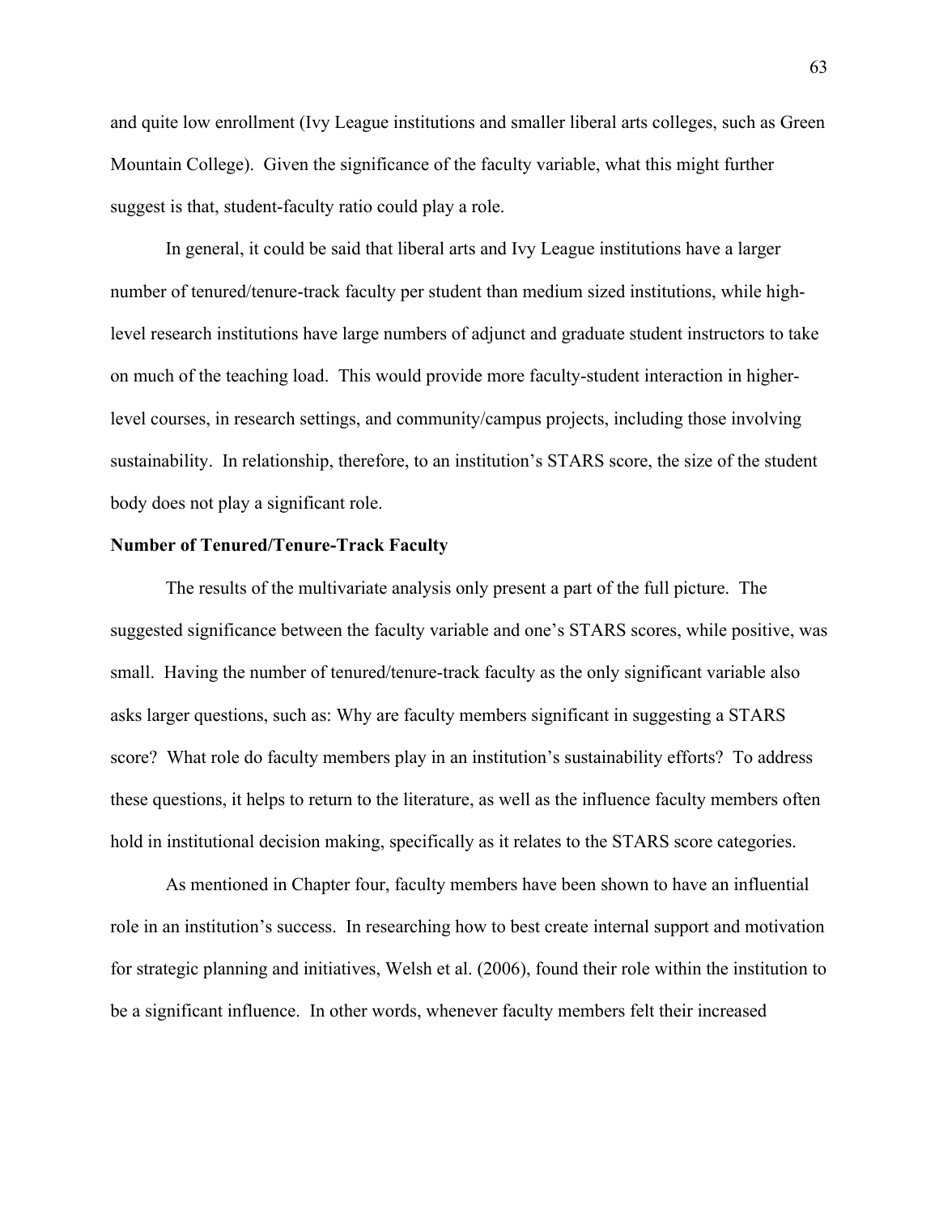and quite low enrollment (Ivy League institutions and smaller liberal arts colleges, such as Green Mountain College). Given the significance of the faculty variable, what this might further suggest is that, student-faculty ratio could play a role.

In general, it could be said that liberal arts and Ivy League institutions have a larger number of tenured/tenure-track faculty per student than medium sized institutions, while high-level research institutions have large numbers of adjunct and graduate student instructors to take on much of the teaching load. This would provide more faculty-student interaction in higher-level courses, in research settings, and community/campus projects, including those involving sustainability. In relationship, therefore, to an institution's STARS score, the size of the student body does not play a significant role.

**Number of Tenured/Tenure-Track Faculty**

The results of the multivariate analysis only present a part of the full picture. The suggested significance between the faculty variable and one's STARS scores, while positive, was small. Having the number of tenured/tenure-track faculty as the only significant variable also asks larger questions, such as: Why are faculty members significant in suggesting a STARS score? What role do faculty members play in an institution's sustainability efforts? To address these questions, it helps to return to the literature, as well as the influence faculty members often hold in institutional decision making, specifically as it relates to the STARS score categories.

As mentioned in Chapter four, faculty members have been shown to have an influential role in an institution's success. In researching how to best create internal support and motivation for strategic planning and initiatives, Welsh et al. (2006), found their role within the institution to be a significant influence. In other words, whenever faculty members felt their increased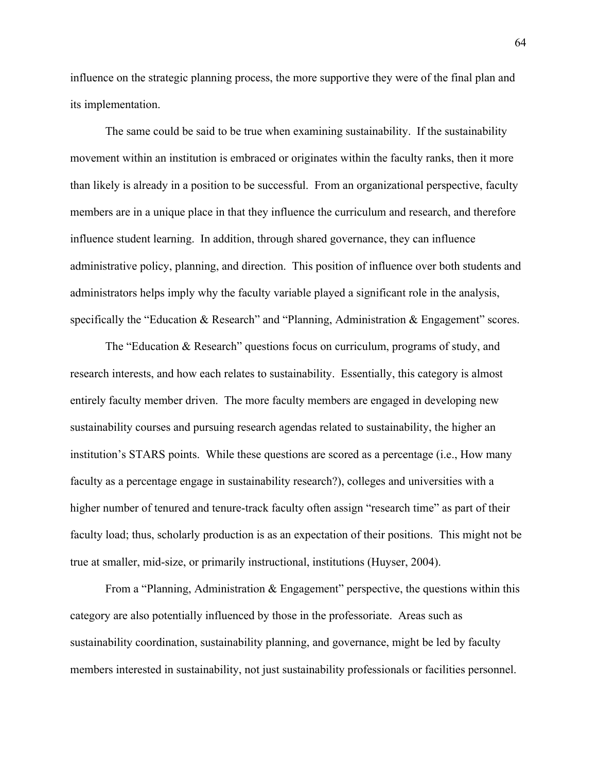influence on the strategic planning process, the more supportive they were of the final plan and its implementation.

The same could be said to be true when examining sustainability. If the sustainability movement within an institution is embraced or originates within the faculty ranks, then it more than likely is already in a position to be successful. From an organizational perspective, faculty members are in a unique place in that they influence the curriculum and research, and therefore influence student learning. In addition, through shared governance, they can influence administrative policy, planning, and direction. This position of influence over both students and administrators helps imply why the faculty variable played a significant role in the analysis, specifically the "Education & Research" and "Planning, Administration & Engagement" scores.

The "Education & Research" questions focus on curriculum, programs of study, and research interests, and how each relates to sustainability. Essentially, this category is almost entirely faculty member driven. The more faculty members are engaged in developing new sustainability courses and pursuing research agendas related to sustainability, the higher an institution's STARS points. While these questions are scored as a percentage (i.e., How many faculty as a percentage engage in sustainability research?), colleges and universities with a higher number of tenured and tenure-track faculty often assign "research time" as part of their faculty load; thus, scholarly production is as an expectation of their positions. This might not be true at smaller, mid-size, or primarily instructional, institutions (Huyser, 2004).

From a "Planning, Administration & Engagement" perspective, the questions within this category are also potentially influenced by those in the professoriate. Areas such as sustainability coordination, sustainability planning, and governance, might be led by faculty members interested in sustainability, not just sustainability professionals or facilities personnel.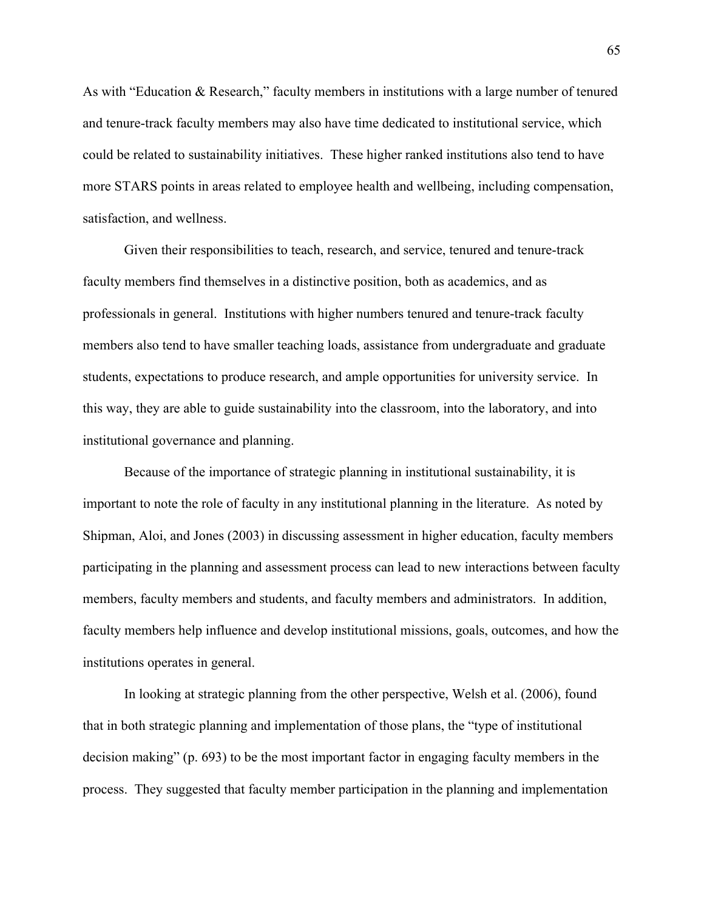As with "Education & Research," faculty members in institutions with a large number of tenured and tenure-track faculty members may also have time dedicated to institutional service, which could be related to sustainability initiatives. These higher ranked institutions also tend to have more STARS points in areas related to employee health and wellbeing, including compensation, satisfaction, and wellness.

Given their responsibilities to teach, research, and service, tenured and tenure-track faculty members find themselves in a distinctive position, both as academics, and as professionals in general. Institutions with higher numbers tenured and tenure-track faculty members also tend to have smaller teaching loads, assistance from undergraduate and graduate students, expectations to produce research, and ample opportunities for university service. In this way, they are able to guide sustainability into the classroom, into the laboratory, and into institutional governance and planning.

Because of the importance of strategic planning in institutional sustainability, it is important to note the role of faculty in any institutional planning in the literature. As noted by Shipman, Aloi, and Jones (2003) in discussing assessment in higher education, faculty members participating in the planning and assessment process can lead to new interactions between faculty members, faculty members and students, and faculty members and administrators. In addition, faculty members help influence and develop institutional missions, goals, outcomes, and how the institutions operates in general.

In looking at strategic planning from the other perspective, Welsh et al. (2006), found that in both strategic planning and implementation of those plans, the "type of institutional decision making" (p. 693) to be the most important factor in engaging faculty members in the process. They suggested that faculty member participation in the planning and implementation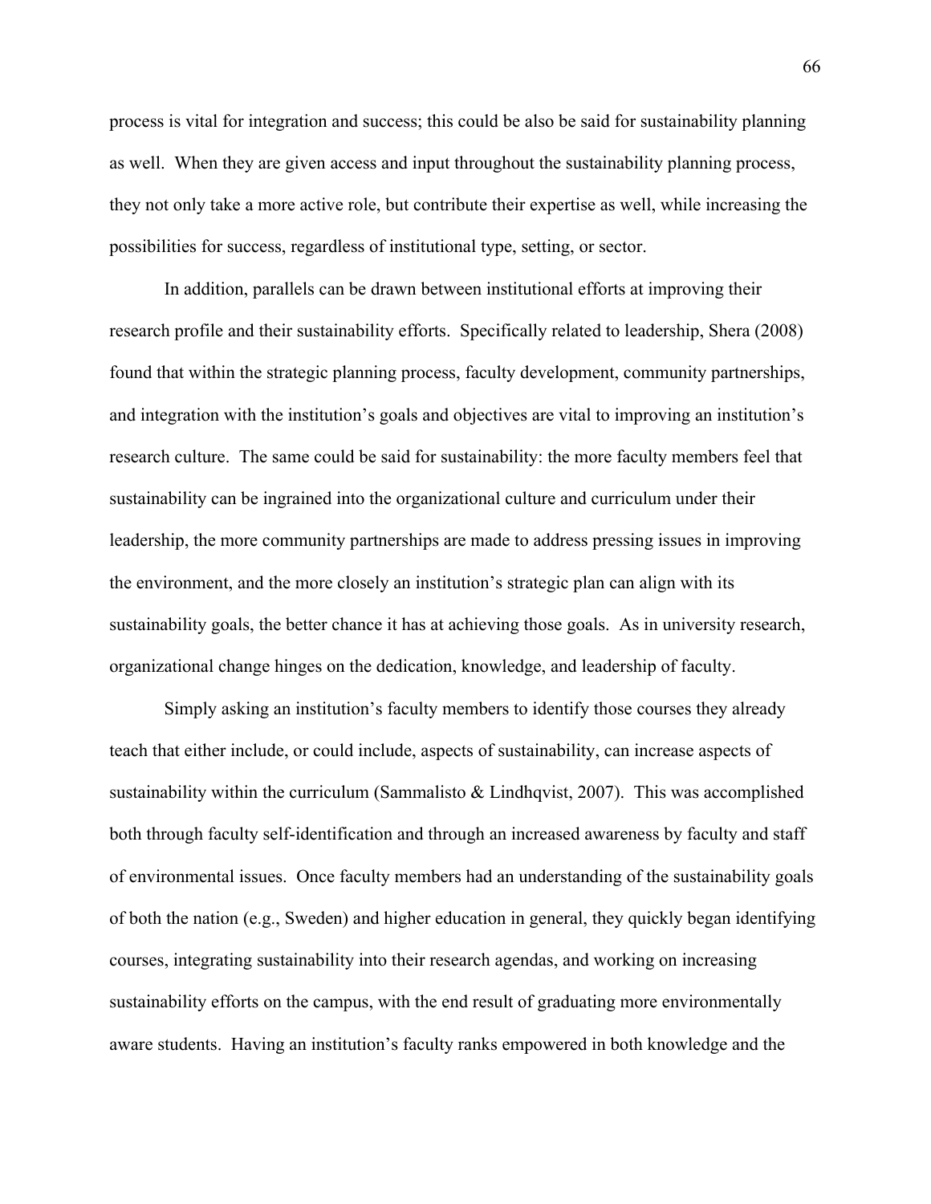process is vital for integration and success; this could be also be said for sustainability planning as well. When they are given access and input throughout the sustainability planning process, they not only take a more active role, but contribute their expertise as well, while increasing the possibilities for success, regardless of institutional type, setting, or sector.

In addition, parallels can be drawn between institutional efforts at improving their research profile and their sustainability efforts. Specifically related to leadership, Shera (2008) found that within the strategic planning process, faculty development, community partnerships, and integration with the institution's goals and objectives are vital to improving an institution's research culture. The same could be said for sustainability: the more faculty members feel that sustainability can be ingrained into the organizational culture and curriculum under their leadership, the more community partnerships are made to address pressing issues in improving the environment, and the more closely an institution's strategic plan can align with its sustainability goals, the better chance it has at achieving those goals. As in university research, organizational change hinges on the dedication, knowledge, and leadership of faculty.

Simply asking an institution's faculty members to identify those courses they already teach that either include, or could include, aspects of sustainability, can increase aspects of sustainability within the curriculum (Sammalisto & Lindhqvist, 2007). This was accomplished both through faculty self-identification and through an increased awareness by faculty and staff of environmental issues. Once faculty members had an understanding of the sustainability goals of both the nation (e.g., Sweden) and higher education in general, they quickly began identifying courses, integrating sustainability into their research agendas, and working on increasing sustainability efforts on the campus, with the end result of graduating more environmentally aware students. Having an institution's faculty ranks empowered in both knowledge and the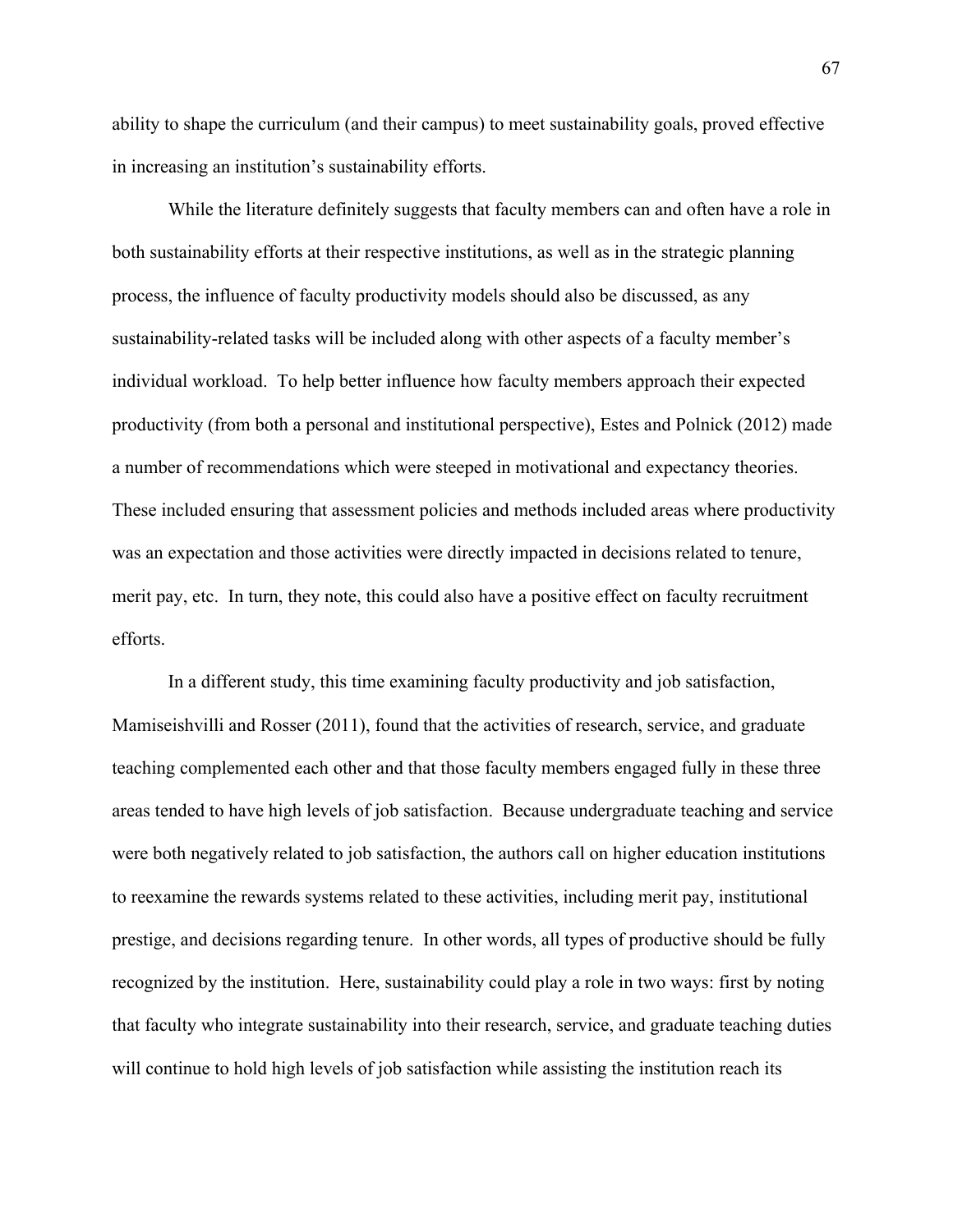ability to shape the curriculum (and their campus) to meet sustainability goals, proved effective in increasing an institution's sustainability efforts.

While the literature definitely suggests that faculty members can and often have a role in both sustainability efforts at their respective institutions, as well as in the strategic planning process, the influence of faculty productivity models should also be discussed, as any sustainability-related tasks will be included along with other aspects of a faculty member's individual workload. To help better influence how faculty members approach their expected productivity (from both a personal and institutional perspective), Estes and Polnick (2012) made a number of recommendations which were steeped in motivational and expectancy theories. These included ensuring that assessment policies and methods included areas where productivity was an expectation and those activities were directly impacted in decisions related to tenure, merit pay, etc. In turn, they note, this could also have a positive effect on faculty recruitment efforts.

In a different study, this time examining faculty productivity and job satisfaction, Mamiseishvilli and Rosser (2011), found that the activities of research, service, and graduate teaching complemented each other and that those faculty members engaged fully in these three areas tended to have high levels of job satisfaction. Because undergraduate teaching and service were both negatively related to job satisfaction, the authors call on higher education institutions to reexamine the rewards systems related to these activities, including merit pay, institutional prestige, and decisions regarding tenure. In other words, all types of productive should be fully recognized by the institution. Here, sustainability could play a role in two ways: first by noting that faculty who integrate sustainability into their research, service, and graduate teaching duties will continue to hold high levels of job satisfaction while assisting the institution reach its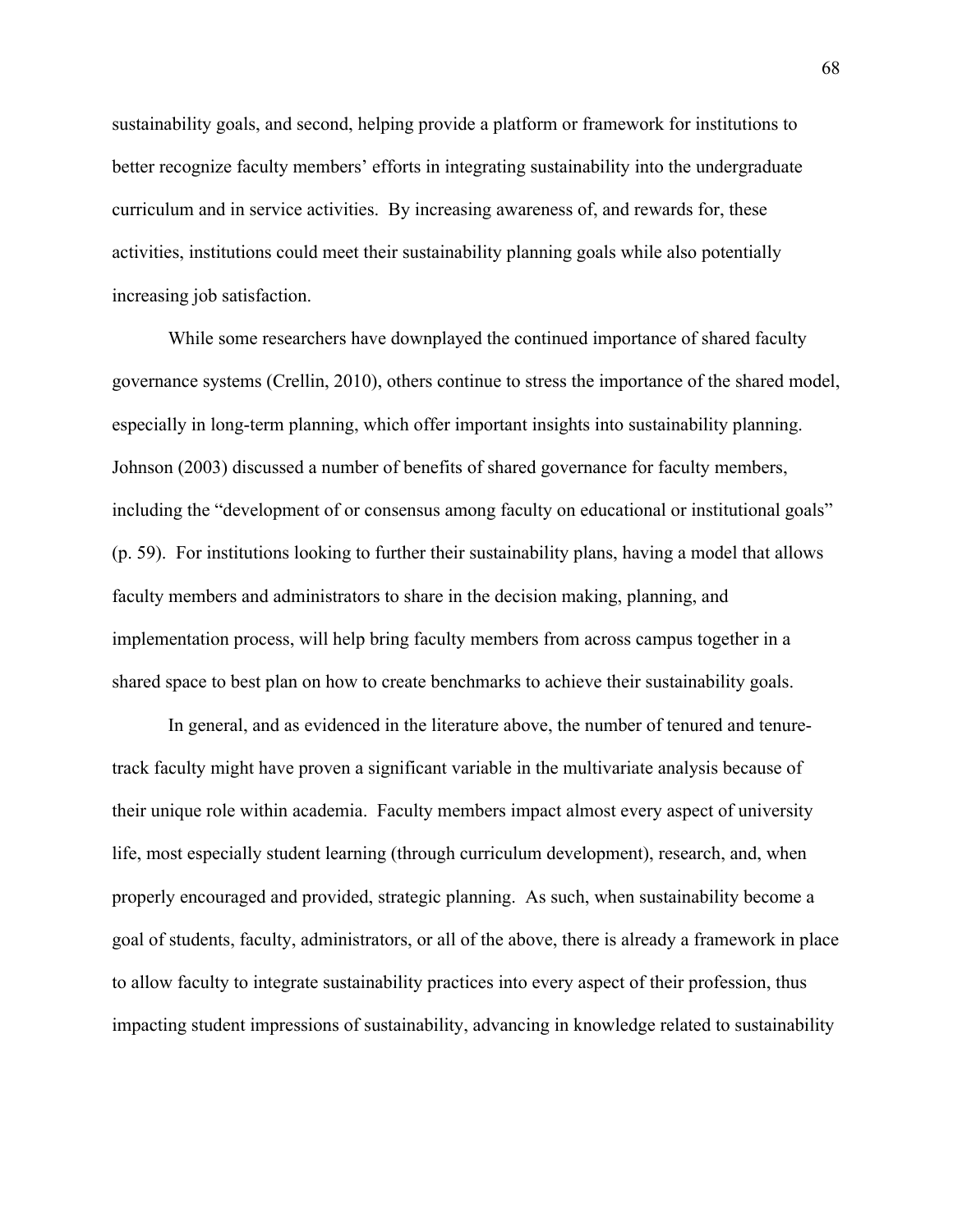sustainability goals, and second, helping provide a platform or framework for institutions to better recognize faculty members' efforts in integrating sustainability into the undergraduate curriculum and in service activities. By increasing awareness of, and rewards for, these activities, institutions could meet their sustainability planning goals while also potentially increasing job satisfaction.

While some researchers have downplayed the continued importance of shared faculty governance systems (Crellin, 2010), others continue to stress the importance of the shared model, especially in long-term planning, which offer important insights into sustainability planning. Johnson (2003) discussed a number of benefits of shared governance for faculty members, including the "development of or consensus among faculty on educational or institutional goals" (p. 59). For institutions looking to further their sustainability plans, having a model that allows faculty members and administrators to share in the decision making, planning, and implementation process, will help bring faculty members from across campus together in a shared space to best plan on how to create benchmarks to achieve their sustainability goals.

In general, and as evidenced in the literature above, the number of tenured and tenure-track faculty might have proven a significant variable in the multivariate analysis because of their unique role within academia. Faculty members impact almost every aspect of university life, most especially student learning (through curriculum development), research, and, when properly encouraged and provided, strategic planning. As such, when sustainability become a goal of students, faculty, administrators, or all of the above, there is already a framework in place to allow faculty to integrate sustainability practices into every aspect of their profession, thus impacting student impressions of sustainability, advancing in knowledge related to sustainability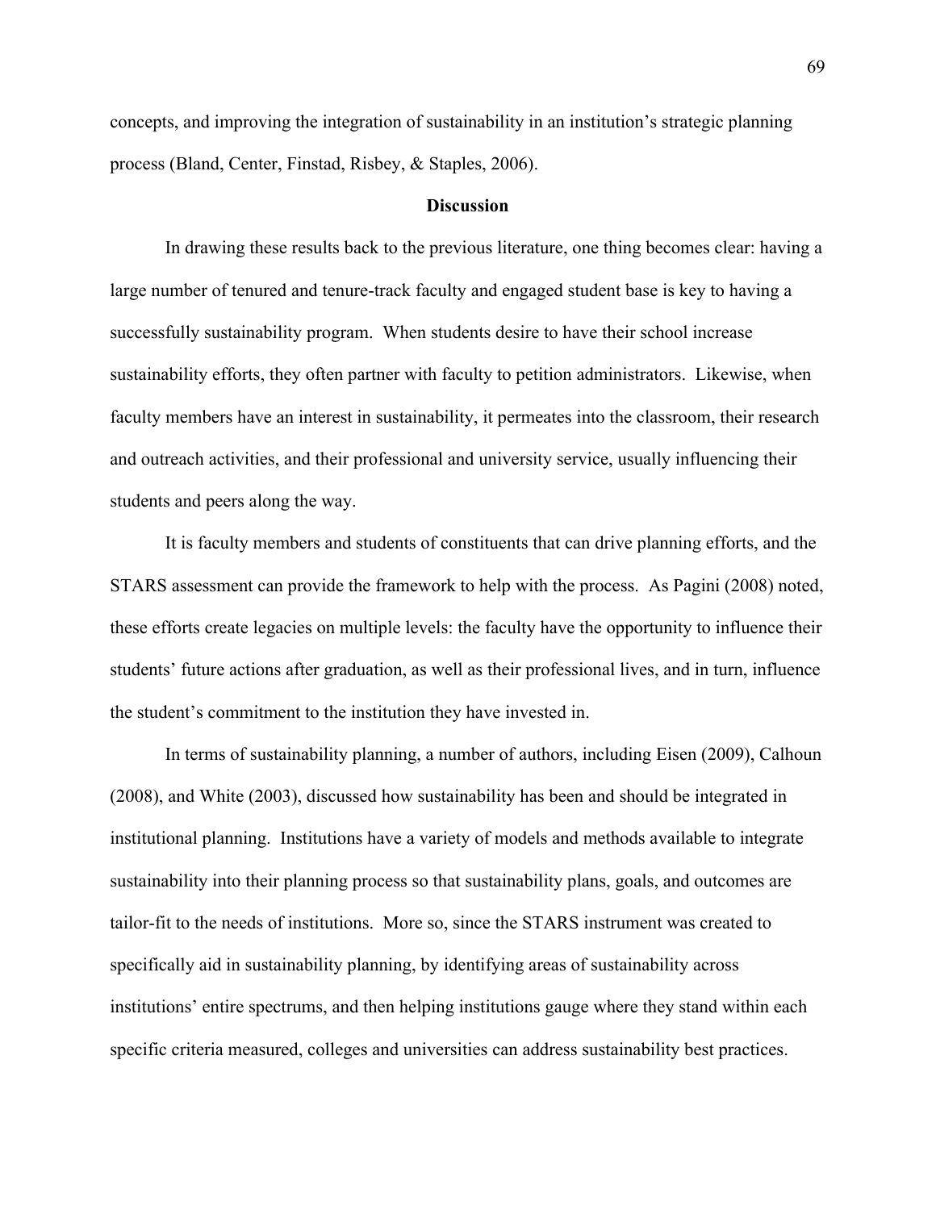concepts, and improving the integration of sustainability in an institution's strategic planning process (Bland, Center, Finstad, Risbey, & Staples, 2006).

## Discussion

In drawing these results back to the previous literature, one thing becomes clear: having a large number of tenured and tenure-track faculty and engaged student base is key to having a successfully sustainability program. When students desire to have their school increase sustainability efforts, they often partner with faculty to petition administrators. Likewise, when faculty members have an interest in sustainability, it permeates into the classroom, their research and outreach activities, and their professional and university service, usually influencing their students and peers along the way.

It is faculty members and students of constituents that can drive planning efforts, and the STARS assessment can provide the framework to help with the process. As Pagini (2008) noted, these efforts create legacies on multiple levels: the faculty have the opportunity to influence their students' future actions after graduation, as well as their professional lives, and in turn, influence the student's commitment to the institution they have invested in.

In terms of sustainability planning, a number of authors, including Eisen (2009), Calhoun (2008), and White (2003), discussed how sustainability has been and should be integrated in institutional planning. Institutions have a variety of models and methods available to integrate sustainability into their planning process so that sustainability plans, goals, and outcomes are tailor-fit to the needs of institutions. More so, since the STARS instrument was created to specifically aid in sustainability planning, by identifying areas of sustainability across institutions' entire spectrums, and then helping institutions gauge where they stand within each specific criteria measured, colleges and universities can address sustainability best practices.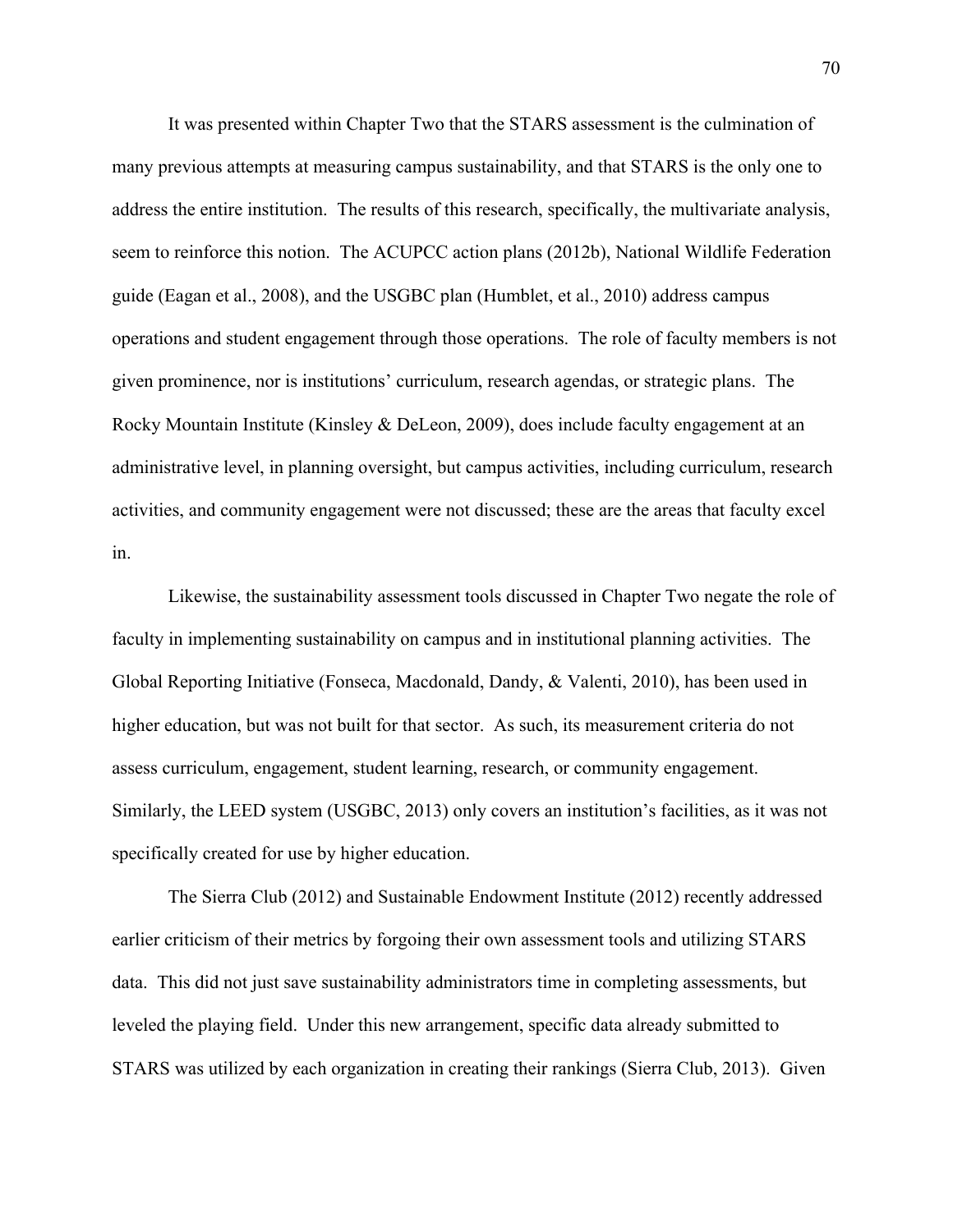It was presented within Chapter Two that the STARS assessment is the culmination of many previous attempts at measuring campus sustainability, and that STARS is the only one to address the entire institution. The results of this research, specifically, the multivariate analysis, seem to reinforce this notion. The ACUPCC action plans (2012b), National Wildlife Federation guide (Eagan et al., 2008), and the USGBC plan (Humblet, et al., 2010) address campus operations and student engagement through those operations. The role of faculty members is not given prominence, nor is institutions' curriculum, research agendas, or strategic plans. The Rocky Mountain Institute (Kinsley & DeLeon, 2009), does include faculty engagement at an administrative level, in planning oversight, but campus activities, including curriculum, research activities, and community engagement were not discussed; these are the areas that faculty excel in.

Likewise, the sustainability assessment tools discussed in Chapter Two negate the role of faculty in implementing sustainability on campus and in institutional planning activities. The Global Reporting Initiative (Fonseca, Macdonald, Dandy, & Valenti, 2010), has been used in higher education, but was not built for that sector. As such, its measurement criteria do not assess curriculum, engagement, student learning, research, or community engagement. Similarly, the LEED system (USGBC, 2013) only covers an institution's facilities, as it was not specifically created for use by higher education.

The Sierra Club (2012) and Sustainable Endowment Institute (2012) recently addressed earlier criticism of their metrics by forgoing their own assessment tools and utilizing STARS data. This did not just save sustainability administrators time in completing assessments, but leveled the playing field. Under this new arrangement, specific data already submitted to STARS was utilized by each organization in creating their rankings (Sierra Club, 2013). Given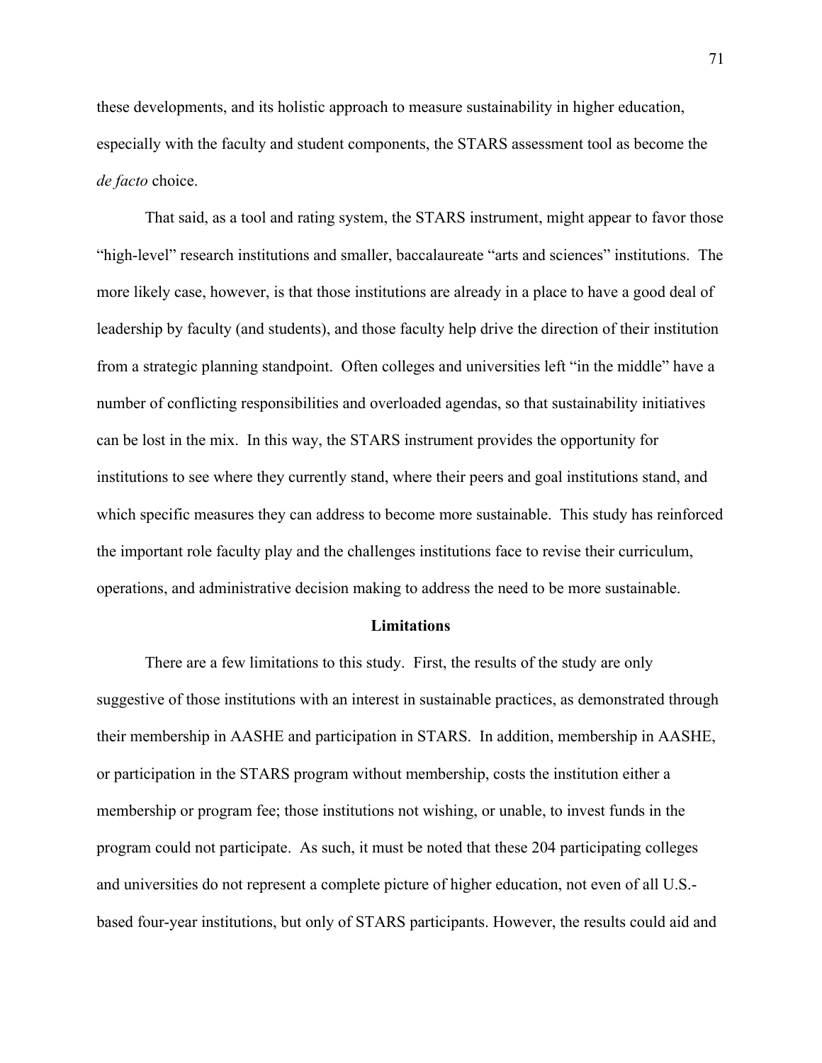these developments, and its holistic approach to measure sustainability in higher education, especially with the faculty and student components, the STARS assessment tool as become the *de facto* choice.

That said, as a tool and rating system, the STARS instrument, might appear to favor those "high-level" research institutions and smaller, baccalaureate "arts and sciences" institutions. The more likely case, however, is that those institutions are already in a place to have a good deal of leadership by faculty (and students), and those faculty help drive the direction of their institution from a strategic planning standpoint. Often colleges and universities left "in the middle" have a number of conflicting responsibilities and overloaded agendas, so that sustainability initiatives can be lost in the mix. In this way, the STARS instrument provides the opportunity for institutions to see where they currently stand, where their peers and goal institutions stand, and which specific measures they can address to become more sustainable. This study has reinforced the important role faculty play and the challenges institutions face to revise their curriculum, operations, and administrative decision making to address the need to be more sustainable.

## Limitations

There are a few limitations to this study. First, the results of the study are only suggestive of those institutions with an interest in sustainable practices, as demonstrated through their membership in AASHE and participation in STARS. In addition, membership in AASHE, or participation in the STARS program without membership, costs the institution either a membership or program fee; those institutions not wishing, or unable, to invest funds in the program could not participate. As such, it must be noted that these 204 participating colleges and universities do not represent a complete picture of higher education, not even of all U.S.-based four-year institutions, but only of STARS participants. However, the results could aid and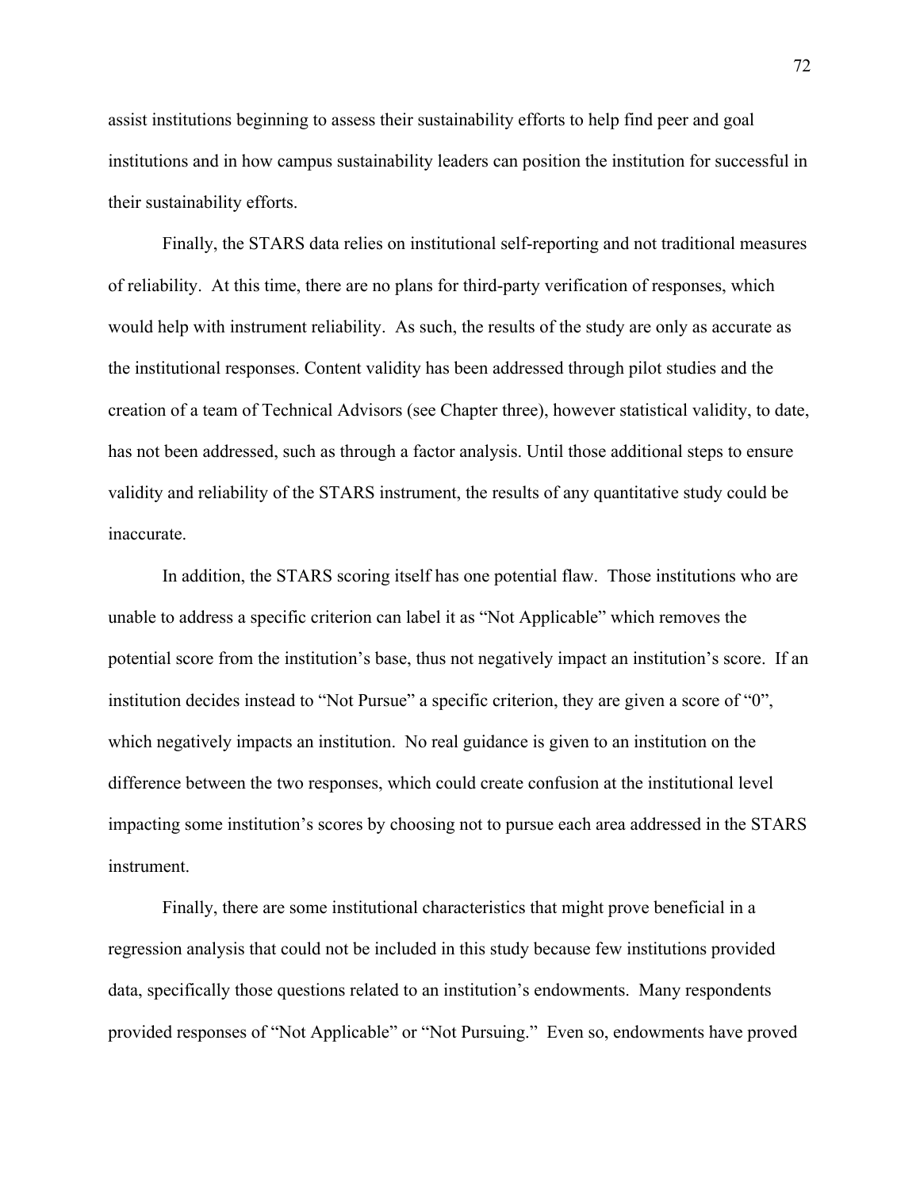assist institutions beginning to assess their sustainability efforts to help find peer and goal institutions and in how campus sustainability leaders can position the institution for successful in their sustainability efforts.

Finally, the STARS data relies on institutional self-reporting and not traditional measures of reliability. At this time, there are no plans for third-party verification of responses, which would help with instrument reliability. As such, the results of the study are only as accurate as the institutional responses. Content validity has been addressed through pilot studies and the creation of a team of Technical Advisors (see Chapter three), however statistical validity, to date, has not been addressed, such as through a factor analysis. Until those additional steps to ensure validity and reliability of the STARS instrument, the results of any quantitative study could be inaccurate.

In addition, the STARS scoring itself has one potential flaw. Those institutions who are unable to address a specific criterion can label it as "Not Applicable" which removes the potential score from the institution's base, thus not negatively impact an institution's score. If an institution decides instead to "Not Pursue" a specific criterion, they are given a score of "0", which negatively impacts an institution. No real guidance is given to an institution on the difference between the two responses, which could create confusion at the institutional level impacting some institution's scores by choosing not to pursue each area addressed in the STARS instrument.

Finally, there are some institutional characteristics that might prove beneficial in a regression analysis that could not be included in this study because few institutions provided data, specifically those questions related to an institution's endowments. Many respondents provided responses of "Not Applicable" or "Not Pursuing." Even so, endowments have proved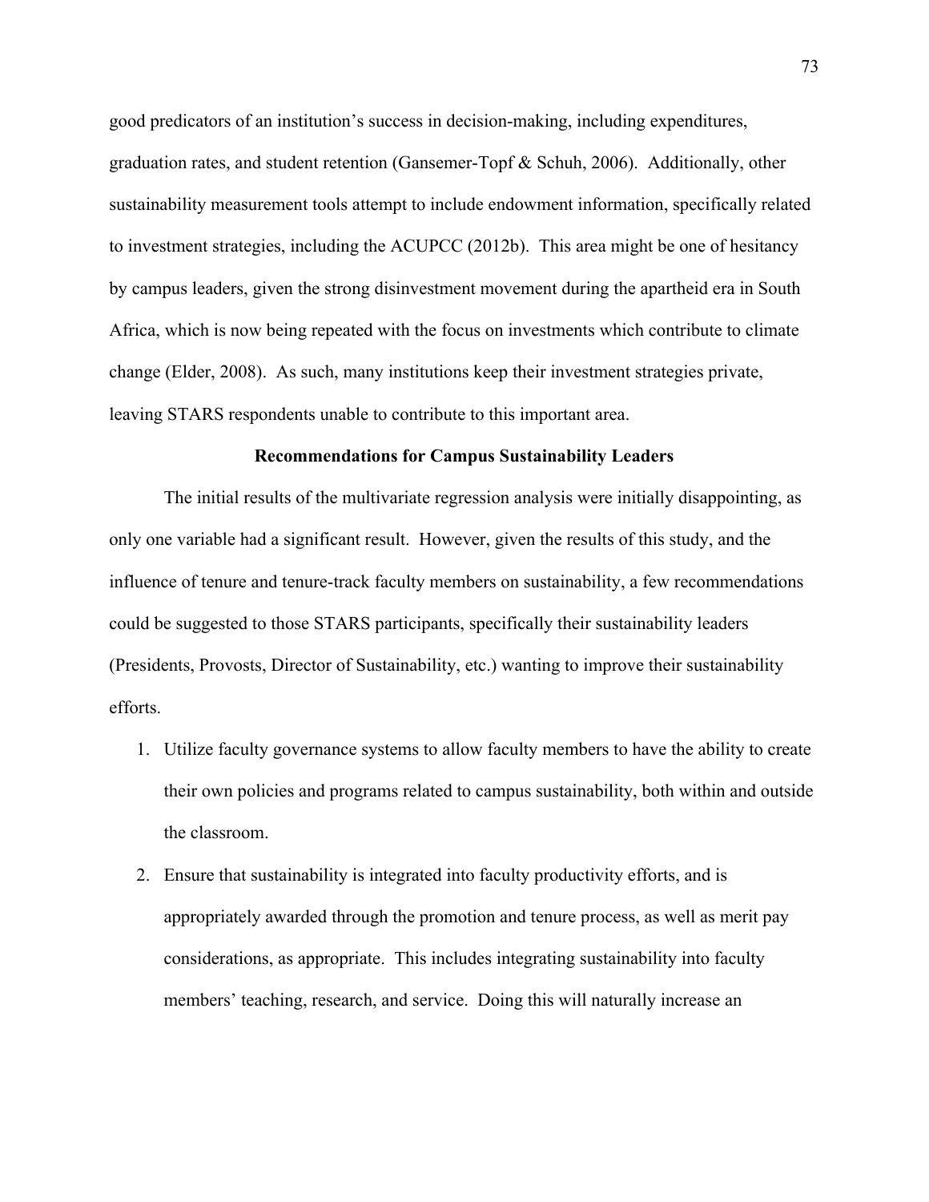good predicators of an institution's success in decision-making, including expenditures, graduation rates, and student retention (Gansemer-Topf & Schuh, 2006). Additionally, other sustainability measurement tools attempt to include endowment information, specifically related to investment strategies, including the ACUPCC (2012b). This area might be one of hesitancy by campus leaders, given the strong disinvestment movement during the apartheid era in South Africa, which is now being repeated with the focus on investments which contribute to climate change (Elder, 2008). As such, many institutions keep their investment strategies private, leaving STARS respondents unable to contribute to this important area.

## Recommendations for Campus Sustainability Leaders

The initial results of the multivariate regression analysis were initially disappointing, as only one variable had a significant result. However, given the results of this study, and the influence of tenure and tenure-track faculty members on sustainability, a few recommendations could be suggested to those STARS participants, specifically their sustainability leaders (Presidents, Provosts, Director of Sustainability, etc.) wanting to improve their sustainability efforts.

1. Utilize faculty governance systems to allow faculty members to have the ability to create their own policies and programs related to campus sustainability, both within and outside the classroom.
2. Ensure that sustainability is integrated into faculty productivity efforts, and is appropriately awarded through the promotion and tenure process, as well as merit pay considerations, as appropriate. This includes integrating sustainability into faculty members' teaching, research, and service. Doing this will naturally increase an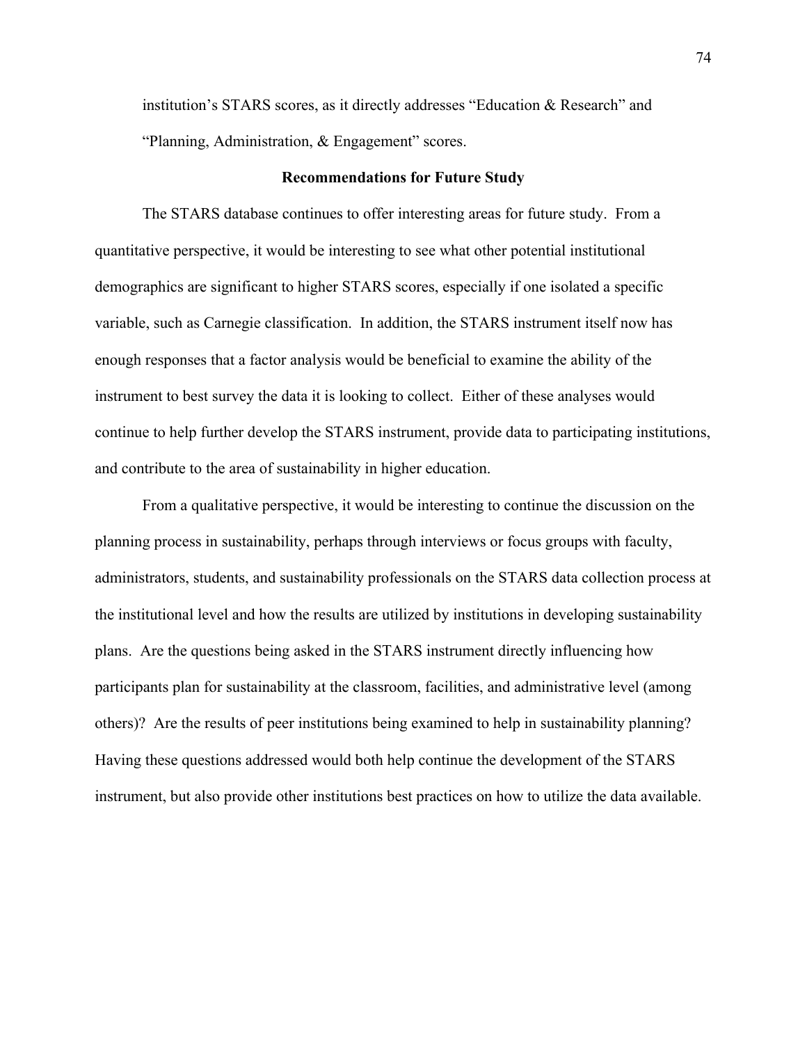institution's STARS scores, as it directly addresses "Education & Research" and "Planning, Administration, & Engagement" scores.

## Recommendations for Future Study

The STARS database continues to offer interesting areas for future study. From a quantitative perspective, it would be interesting to see what other potential institutional demographics are significant to higher STARS scores, especially if one isolated a specific variable, such as Carnegie classification. In addition, the STARS instrument itself now has enough responses that a factor analysis would be beneficial to examine the ability of the instrument to best survey the data it is looking to collect. Either of these analyses would continue to help further develop the STARS instrument, provide data to participating institutions, and contribute to the area of sustainability in higher education.

From a qualitative perspective, it would be interesting to continue the discussion on the planning process in sustainability, perhaps through interviews or focus groups with faculty, administrators, students, and sustainability professionals on the STARS data collection process at the institutional level and how the results are utilized by institutions in developing sustainability plans. Are the questions being asked in the STARS instrument directly influencing how participants plan for sustainability at the classroom, facilities, and administrative level (among others)? Are the results of peer institutions being examined to help in sustainability planning? Having these questions addressed would both help continue the development of the STARS instrument, but also provide other institutions best practices on how to utilize the data available.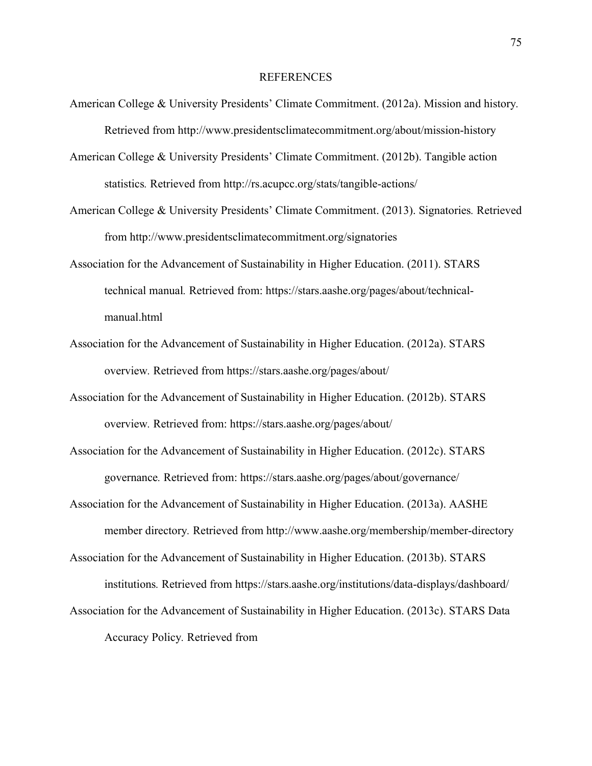# REFERENCES

American College & University Presidents' Climate Commitment. (2012a). Mission and history. Retrieved from http://www.presidentsclimatecommitment.org/about/mission-history

American College & University Presidents' Climate Commitment. (2012b). Tangible action statistics. Retrieved from http://rs.acupcc.org/stats/tangible-actions/

American College & University Presidents' Climate Commitment. (2013). Signatories. Retrieved from http://www.presidentsclimatecommitment.org/signatories

Association for the Advancement of Sustainability in Higher Education. (2011). STARS technical manual. Retrieved from: https://stars.aashe.org/pages/about/technical-manual.html

Association for the Advancement of Sustainability in Higher Education. (2012a). STARS overview. Retrieved from https://stars.aashe.org/pages/about/

Association for the Advancement of Sustainability in Higher Education. (2012b). STARS overview. Retrieved from: https://stars.aashe.org/pages/about/

Association for the Advancement of Sustainability in Higher Education. (2012c). STARS governance. Retrieved from: https://stars.aashe.org/pages/about/governance/

Association for the Advancement of Sustainability in Higher Education. (2013a). AASHE member directory. Retrieved from http://www.aashe.org/membership/member-directory

Association for the Advancement of Sustainability in Higher Education. (2013b). STARS institutions. Retrieved from https://stars.aashe.org/institutions/data-displays/dashboard/

Association for the Advancement of Sustainability in Higher Education. (2013c). STARS Data Accuracy Policy. Retrieved from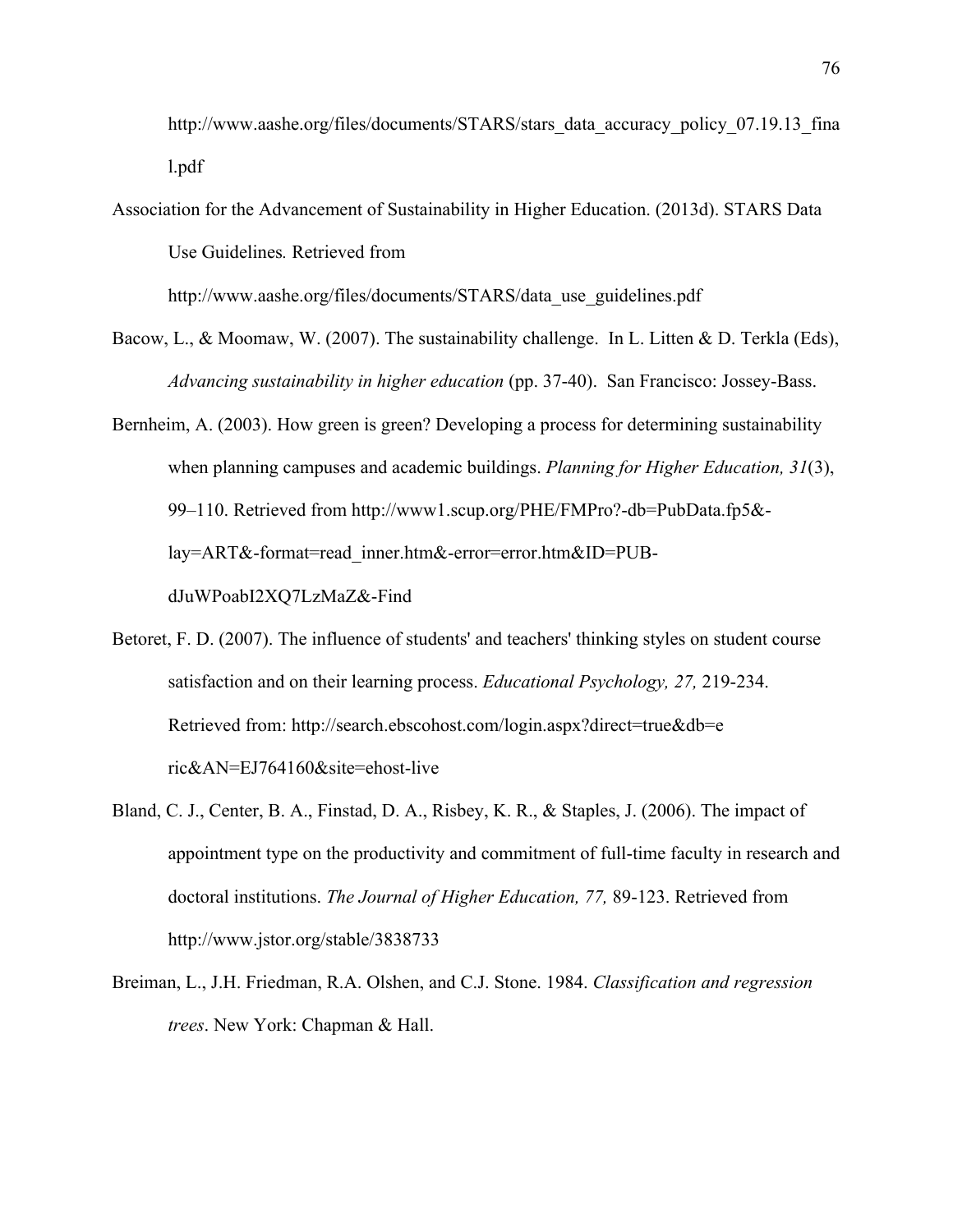http://www.aashe.org/files/documents/STARS/stars_data_accuracy_policy_07.19.13_final.pdf

Association for the Advancement of Sustainability in Higher Education. (2013d). STARS Data Use Guidelines*.* Retrieved from http://www.aashe.org/files/documents/STARS/data_use_guidelines.pdf

Bacow, L., & Moomaw, W. (2007). The sustainability challenge. In L. Litten & D. Terkla (Eds), *Advancing sustainability in higher education* (pp. 37-40). San Francisco: Jossey-Bass.

Bernheim, A. (2003). How green is green? Developing a process for determining sustainability when planning campuses and academic buildings. *Planning for Higher Education, 31*(3), 99–110. Retrieved from http://www1.scup.org/PHE/FMPro?-db=PubData.fp5&-lay=ART&-format=read_inner.htm&-error=error.htm&ID=PUB-dJuWPoabI2XQ7LzMaZ&-Find

Betoret, F. D. (2007). The influence of students' and teachers' thinking styles on student course satisfaction and on their learning process. *Educational Psychology, 27,* 219-234. Retrieved from: http://search.ebscohost.com/login.aspx?direct=true&db=eric&AN=EJ764160&site=ehost-live

Bland, C. J., Center, B. A., Finstad, D. A., Risbey, K. R., & Staples, J. (2006). The impact of appointment type on the productivity and commitment of full-time faculty in research and doctoral institutions. *The Journal of Higher Education, 77,* 89-123. Retrieved from http://www.jstor.org/stable/3838733

Breiman, L., J.H. Friedman, R.A. Olshen, and C.J. Stone. 1984. *Classification and regression trees*. New York: Chapman & Hall.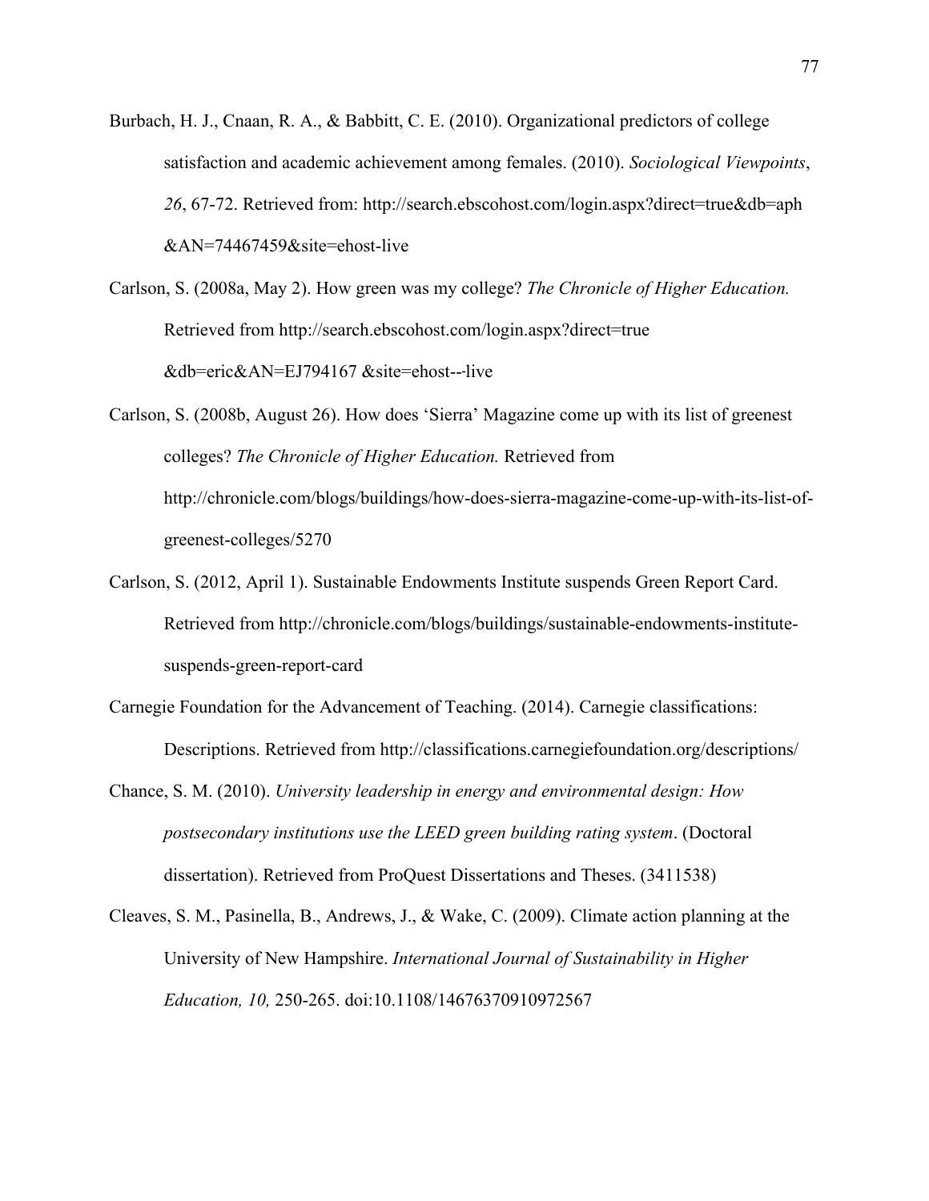Burbach, H. J., Cnaan, R. A., & Babbitt, C. E. (2010). Organizational predictors of college satisfaction and academic achievement among females. (2010). *Sociological Viewpoints*, *26*, 67-72. Retrieved from: http://search.ebscohost.com/login.aspx?direct=true&db=aph &AN=74467459&site=ehost-live

Carlson, S. (2008a, May 2). How green was my college? *The Chronicle of Higher Education.* Retrieved from http://search.ebscohost.com/login.aspx?direct=true &db=eric&AN=EJ794167 &site=ehost-­-live

Carlson, S. (2008b, August 26). How does 'Sierra' Magazine come up with its list of greenest colleges? *The Chronicle of Higher Education.* Retrieved from http://chronicle.com/blogs/buildings/how-does-sierra-magazine-come-up-with-its-list-of-greenest-colleges/5270

Carlson, S. (2012, April 1). Sustainable Endowments Institute suspends Green Report Card. Retrieved from http://chronicle.com/blogs/buildings/sustainable-endowments-institute-suspends-green-report-card

Carnegie Foundation for the Advancement of Teaching. (2014). Carnegie classifications: Descriptions. Retrieved from http://classifications.carnegiefoundation.org/descriptions/

Chance, S. M. (2010). *University leadership in energy and environmental design: How postsecondary institutions use the LEED green building rating system*. (Doctoral dissertation). Retrieved from ProQuest Dissertations and Theses. (3411538)

Cleaves, S. M., Pasinella, B., Andrews, J., & Wake, C. (2009). Climate action planning at the University of New Hampshire. *International Journal of Sustainability in Higher Education, 10,* 250-265. doi:10.1108/14676370910972567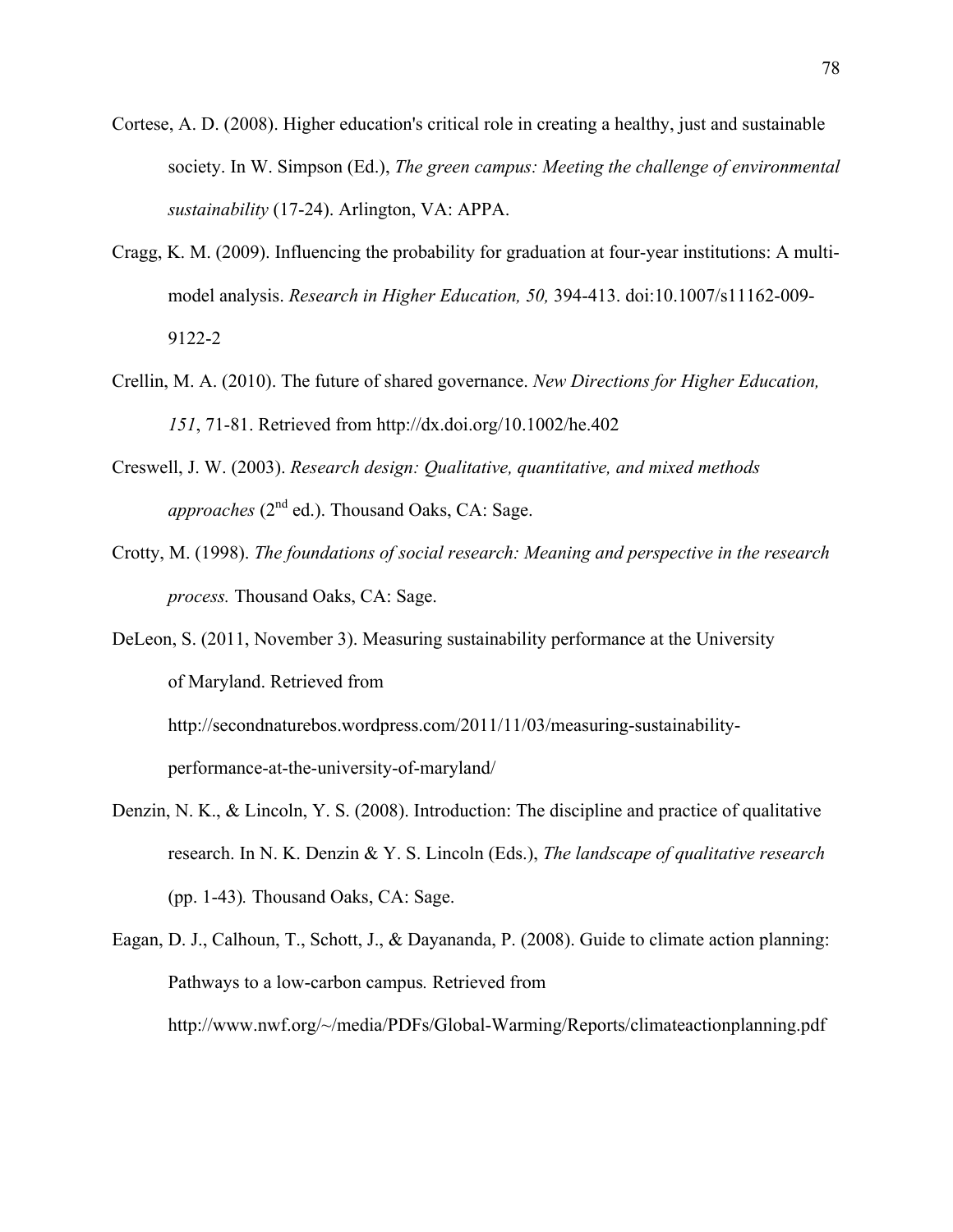Cortese, A. D. (2008). Higher education's critical role in creating a healthy, just and sustainable society. In W. Simpson (Ed.), *The green campus: Meeting the challenge of environmental sustainability* (17-24). Arlington, VA: APPA.

Cragg, K. M. (2009). Influencing the probability for graduation at four-year institutions: A multi-model analysis. *Research in Higher Education, 50,* 394-413. doi:10.1007/s11162-009-9122-2

Crellin, M. A. (2010). The future of shared governance. *New Directions for Higher Education, 151*, 71-81. Retrieved from http://dx.doi.org/10.1002/he.402

Creswell, J. W. (2003). *Research design: Qualitative, quantitative, and mixed methods approaches* (2nd ed.). Thousand Oaks, CA: Sage.

Crotty, M. (1998). *The foundations of social research: Meaning and perspective in the research process.* Thousand Oaks, CA: Sage.

DeLeon, S. (2011, November 3). Measuring sustainability performance at the University of Maryland. Retrieved from http://secondnaturebos.wordpress.com/2011/11/03/measuring-sustainability-performance-at-the-university-of-maryland/

Denzin, N. K., & Lincoln, Y. S. (2008). Introduction: The discipline and practice of qualitative research. In N. K. Denzin & Y. S. Lincoln (Eds.), *The landscape of qualitative research* (pp. 1-43)*.* Thousand Oaks, CA: Sage.

Eagan, D. J., Calhoun, T., Schott, J., & Dayananda, P. (2008). Guide to climate action planning: Pathways to a low-carbon campus*.* Retrieved from http://www.nwf.org/~/media/PDFs/Global-Warming/Reports/climateactionplanning.pdf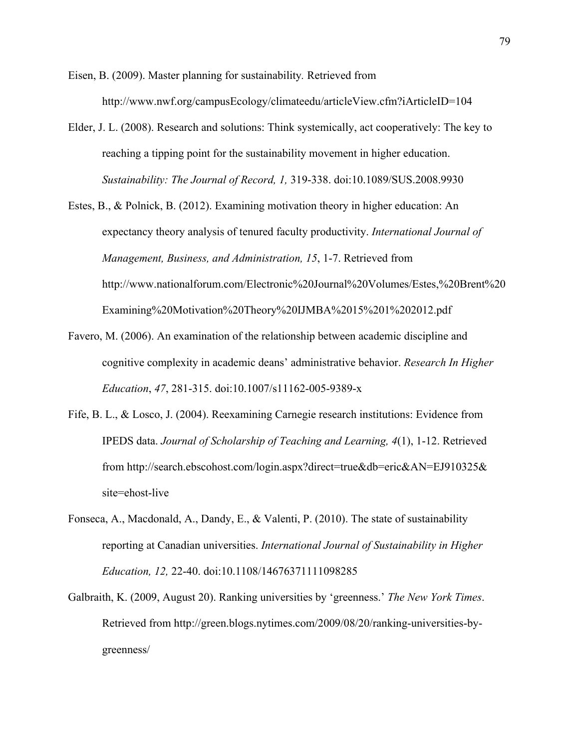Eisen, B. (2009). Master planning for sustainability. Retrieved from http://www.nwf.org/campusEcology/climateedu/articleView.cfm?iArticleID=104

Elder, J. L. (2008). Research and solutions: Think systemically, act cooperatively: The key to reaching a tipping point for the sustainability movement in higher education. *Sustainability: The Journal of Record, 1,* 319-338. doi:10.1089/SUS.2008.9930

Estes, B., & Polnick, B. (2012). Examining motivation theory in higher education: An expectancy theory analysis of tenured faculty productivity. *International Journal of Management, Business, and Administration, 15*, 1-7. Retrieved from http://www.nationalforum.com/Electronic%20Journal%20Volumes/Estes,%20Brent%20Examining%20Motivation%20Theory%20IJMBA%2015%201%202012.pdf

Favero, M. (2006). An examination of the relationship between academic discipline and cognitive complexity in academic deans' administrative behavior. *Research In Higher Education*, *47*, 281-315. doi:10.1007/s11162-005-9389-x

Fife, B. L., & Losco, J. (2004). Reexamining Carnegie research institutions: Evidence from IPEDS data. *Journal of Scholarship of Teaching and Learning, 4*(1), 1-12. Retrieved from http://search.ebscohost.com/login.aspx?direct=true&db=eric&AN=EJ910325&site=ehost-live

Fonseca, A., Macdonald, A., Dandy, E., & Valenti, P. (2010). The state of sustainability reporting at Canadian universities. *International Journal of Sustainability in Higher Education, 12,* 22-40. doi:10.1108/14676371111098285

Galbraith, K. (2009, August 20). Ranking universities by 'greenness.' *The New York Times*. Retrieved from http://green.blogs.nytimes.com/2009/08/20/ranking-universities-by-greenness/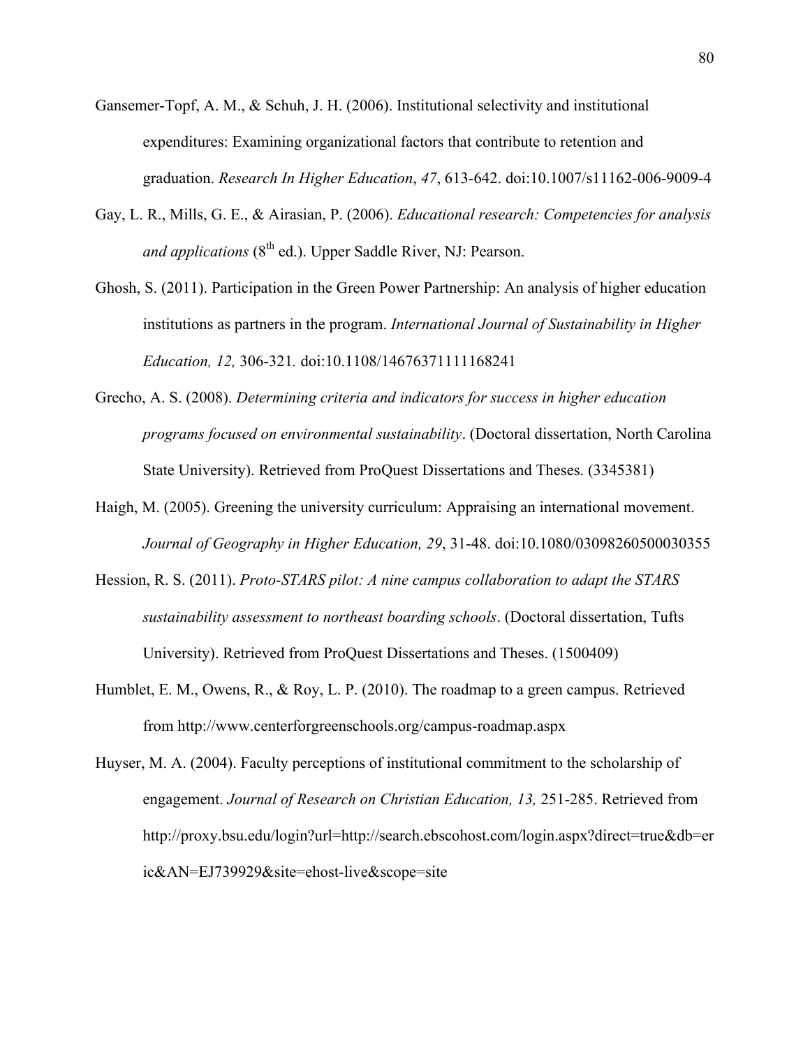Gansemer-Topf, A. M., & Schuh, J. H. (2006). Institutional selectivity and institutional expenditures: Examining organizational factors that contribute to retention and graduation. *Research In Higher Education*, *47*, 613-642. doi:10.1007/s11162-006-9009-4

Gay, L. R., Mills, G. E., & Airasian, P. (2006). *Educational research: Competencies for analysis and applications* (8th ed.). Upper Saddle River, NJ: Pearson.

Ghosh, S. (2011). Participation in the Green Power Partnership: An analysis of higher education institutions as partners in the program. *International Journal of Sustainability in Higher Education, 12,* 306-321. doi:10.1108/14676371111168241

Grecho, A. S. (2008). *Determining criteria and indicators for success in higher education programs focused on environmental sustainability*. (Doctoral dissertation, North Carolina State University). Retrieved from ProQuest Dissertations and Theses. (3345381)

Haigh, M. (2005). Greening the university curriculum: Appraising an international movement. *Journal of Geography in Higher Education, 29*, 31-48. doi:10.1080/03098260500030355

Hession, R. S. (2011). *Proto-STARS pilot: A nine campus collaboration to adapt the STARS sustainability assessment to northeast boarding schools*. (Doctoral dissertation, Tufts University). Retrieved from ProQuest Dissertations and Theses. (1500409)

Humblet, E. M., Owens, R., & Roy, L. P. (2010). The roadmap to a green campus. Retrieved from http://www.centerforgreenschools.org/campus-roadmap.aspx

Huyser, M. A. (2004). Faculty perceptions of institutional commitment to the scholarship of engagement. *Journal of Research on Christian Education, 13,* 251-285. Retrieved from http://proxy.bsu.edu/login?url=http://search.ebscohost.com/login.aspx?direct=true&db=eric&AN=EJ739929&site=ehost-live&scope=site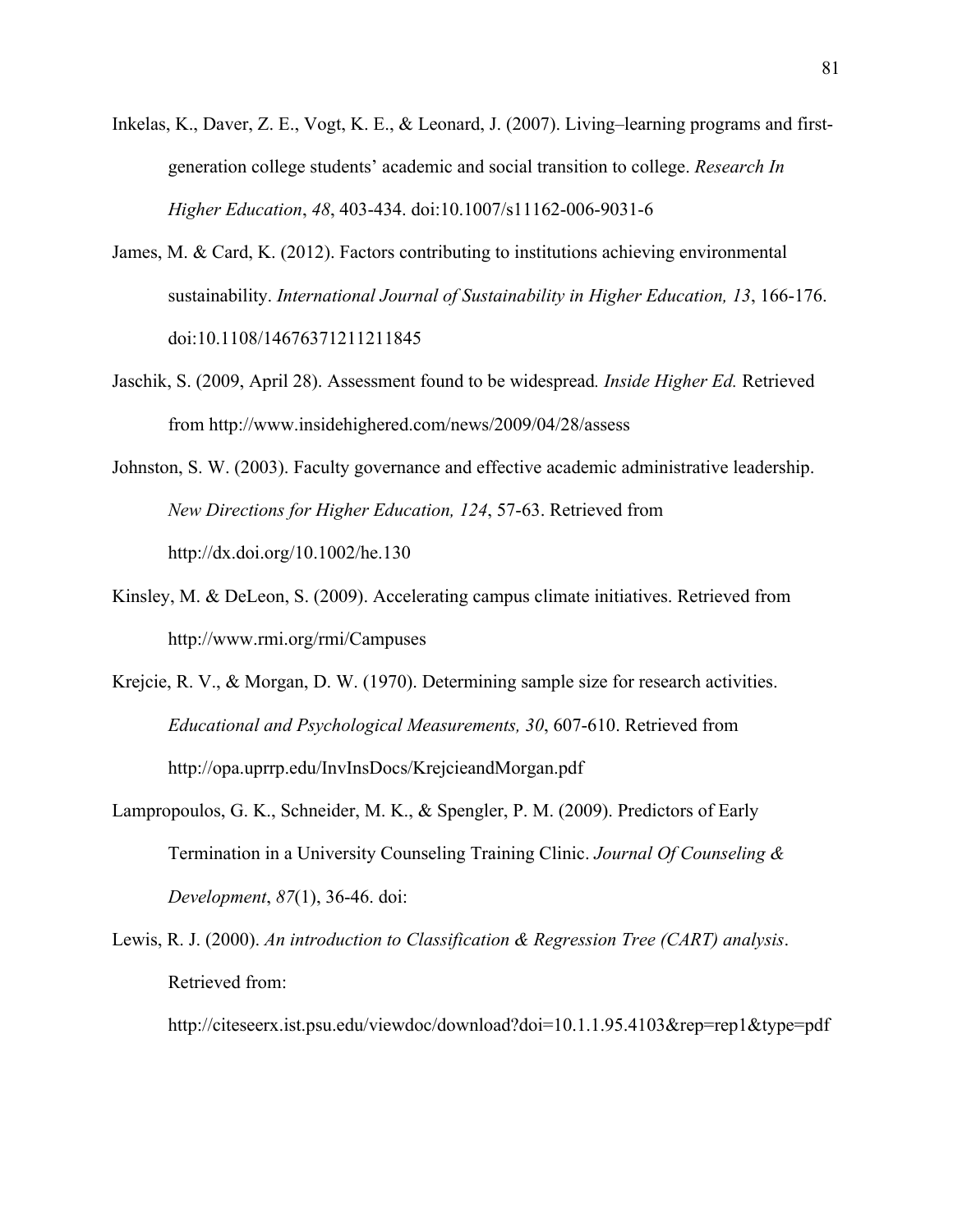Inkelas, K., Daver, Z. E., Vogt, K. E., & Leonard, J. (2007). Living–learning programs and first-generation college students' academic and social transition to college. *Research In Higher Education*, *48*, 403-434. doi:10.1007/s11162-006-9031-6

James, M. & Card, K. (2012). Factors contributing to institutions achieving environmental sustainability. *International Journal of Sustainability in Higher Education, 13*, 166-176. doi:10.1108/14676371211211845

Jaschik, S. (2009, April 28). Assessment found to be widespread*. Inside Higher Ed.* Retrieved from http://www.insidehighered.com/news/2009/04/28/assess

Johnston, S. W. (2003). Faculty governance and effective academic administrative leadership. *New Directions for Higher Education, 124*, 57-63. Retrieved from http://dx.doi.org/10.1002/he.130

Kinsley, M. & DeLeon, S. (2009). Accelerating campus climate initiatives. Retrieved from http://www.rmi.org/rmi/Campuses

Krejcie, R. V., & Morgan, D. W. (1970). Determining sample size for research activities. *Educational and Psychological Measurements, 30*, 607-610. Retrieved from http://opa.uprrp.edu/InvInsDocs/KrejcieandMorgan.pdf

Lampropoulos, G. K., Schneider, M. K., & Spengler, P. M. (2009). Predictors of Early Termination in a University Counseling Training Clinic. *Journal Of Counseling & Development*, *87*(1), 36-46. doi:

Lewis, R. J. (2000). *An introduction to Classification & Regression Tree (CART) analysis*. Retrieved from: http://citeseerx.ist.psu.edu/viewdoc/download?doi=10.1.1.95.4103&rep=rep1&type=pdf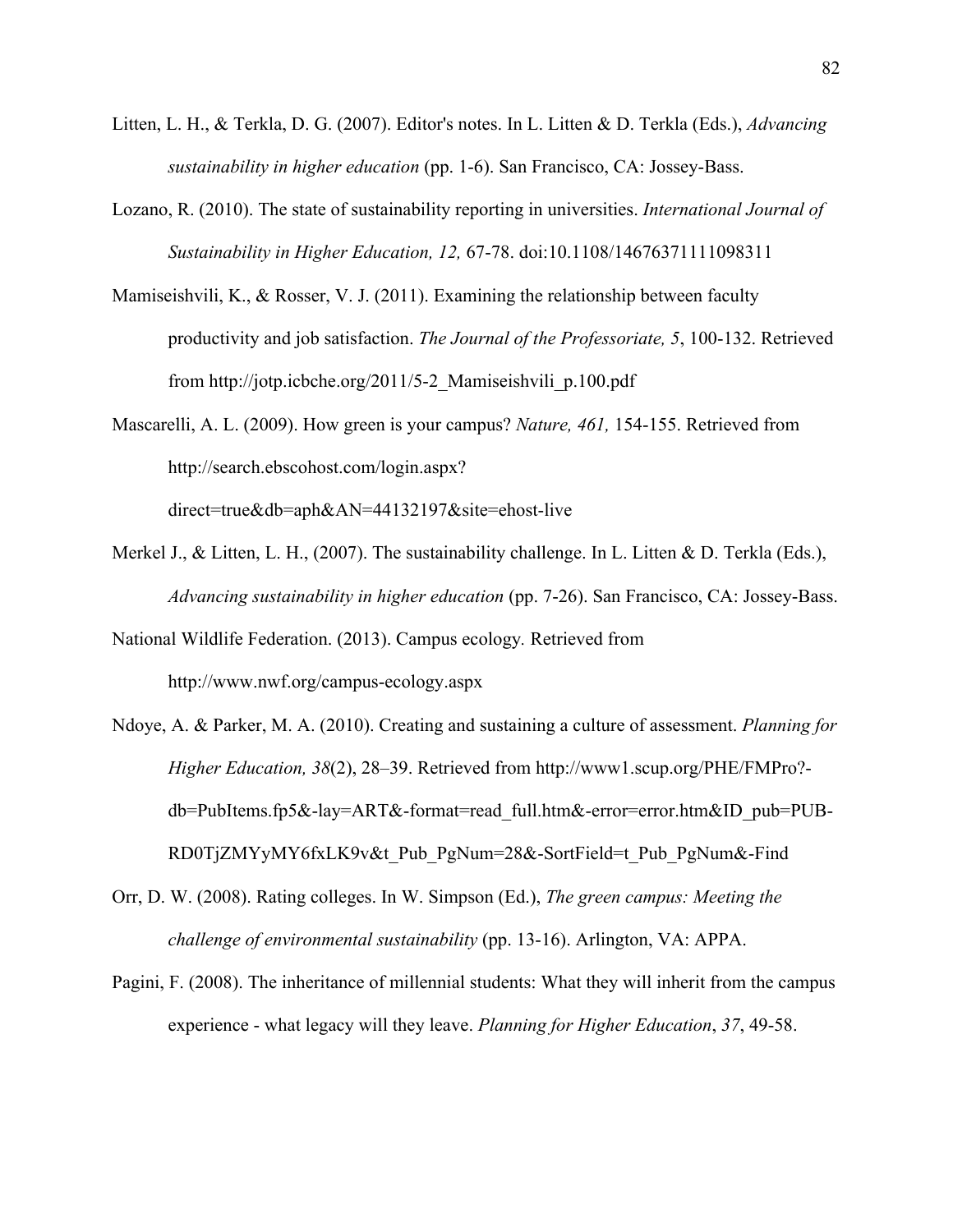Litten, L. H., & Terkla, D. G. (2007). Editor's notes. In L. Litten & D. Terkla (Eds.), *Advancing sustainability in higher education* (pp. 1-6). San Francisco, CA: Jossey-Bass.

Lozano, R. (2010). The state of sustainability reporting in universities. *International Journal of Sustainability in Higher Education, 12,* 67-78. doi:10.1108/14676371111098311

Mamiseishvili, K., & Rosser, V. J. (2011). Examining the relationship between faculty productivity and job satisfaction. *The Journal of the Professoriate, 5*, 100-132. Retrieved from http://jotp.icbche.org/2011/5-2_Mamiseishvili_p.100.pdf

Mascarelli, A. L. (2009). How green is your campus? *Nature, 461,* 154-155. Retrieved from http://search.ebscohost.com/login.aspx?direct=true&db=aph&AN=44132197&site=ehost-live

Merkel J., & Litten, L. H., (2007). The sustainability challenge. In L. Litten & D. Terkla (Eds.), *Advancing sustainability in higher education* (pp. 7-26). San Francisco, CA: Jossey-Bass.

National Wildlife Federation. (2013). Campus ecology*.* Retrieved from http://www.nwf.org/campus-ecology.aspx

Ndoye, A. & Parker, M. A. (2010). Creating and sustaining a culture of assessment. *Planning for Higher Education, 38*(2), 28–39. Retrieved from http://www1.scup.org/PHE/FMPro?-db=PubItems.fp5&-lay=ART&-format=read_full.htm&-error=error.htm&ID_pub=PUB-RD0TjZMYyMY6fxLK9v&t_Pub_PgNum=28&-SortField=t_Pub_PgNum&-Find

Orr, D. W. (2008). Rating colleges. In W. Simpson (Ed.), *The green campus: Meeting the challenge of environmental sustainability* (pp. 13-16). Arlington, VA: APPA.

Pagini, F. (2008). The inheritance of millennial students: What they will inherit from the campus experience - what legacy will they leave. *Planning for Higher Education*, *37*, 49-58.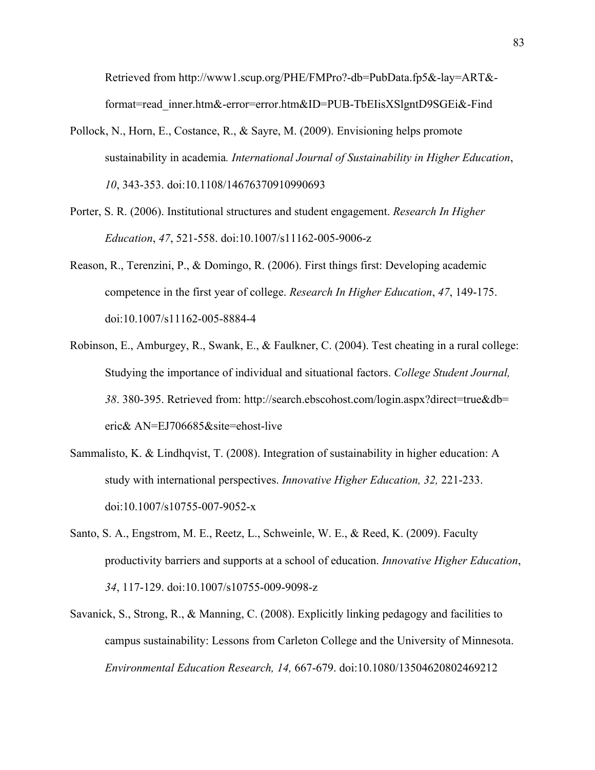Retrieved from http://www1.scup.org/PHE/FMPro?-db=PubData.fp5&-lay=ART&-format=read_inner.htm&-error=error.htm&ID=PUB-TbEIisXSlgntD9SGEi&-Find

Pollock, N., Horn, E., Costance, R., & Sayre, M. (2009). Envisioning helps promote sustainability in academia*. International Journal of Sustainability in Higher Education*, *10*, 343-353. doi:10.1108/14676370910990693

Porter, S. R. (2006). Institutional structures and student engagement. *Research In Higher Education*, *47*, 521-558. doi:10.1007/s11162-005-9006-z

Reason, R., Terenzini, P., & Domingo, R. (2006). First things first: Developing academic competence in the first year of college. *Research In Higher Education*, *47*, 149-175. doi:10.1007/s11162-005-8884-4

Robinson, E., Amburgey, R., Swank, E., & Faulkner, C. (2004). Test cheating in a rural college: Studying the importance of individual and situational factors. *College Student Journal, 38*. 380-395. Retrieved from: http://search.ebscohost.com/login.aspx?direct=true&db=eric& AN=EJ706685&site=ehost-live

Sammalisto, K. & Lindhqvist, T. (2008). Integration of sustainability in higher education: A study with international perspectives. *Innovative Higher Education, 32,* 221-233. doi:10.1007/s10755-007-9052-x

Santo, S. A., Engstrom, M. E., Reetz, L., Schweinle, W. E., & Reed, K. (2009). Faculty productivity barriers and supports at a school of education. *Innovative Higher Education*, *34*, 117-129. doi:10.1007/s10755-009-9098-z

Savanick, S., Strong, R., & Manning, C. (2008). Explicitly linking pedagogy and facilities to campus sustainability: Lessons from Carleton College and the University of Minnesota. *Environmental Education Research, 14,* 667-679. doi:10.1080/13504620802469212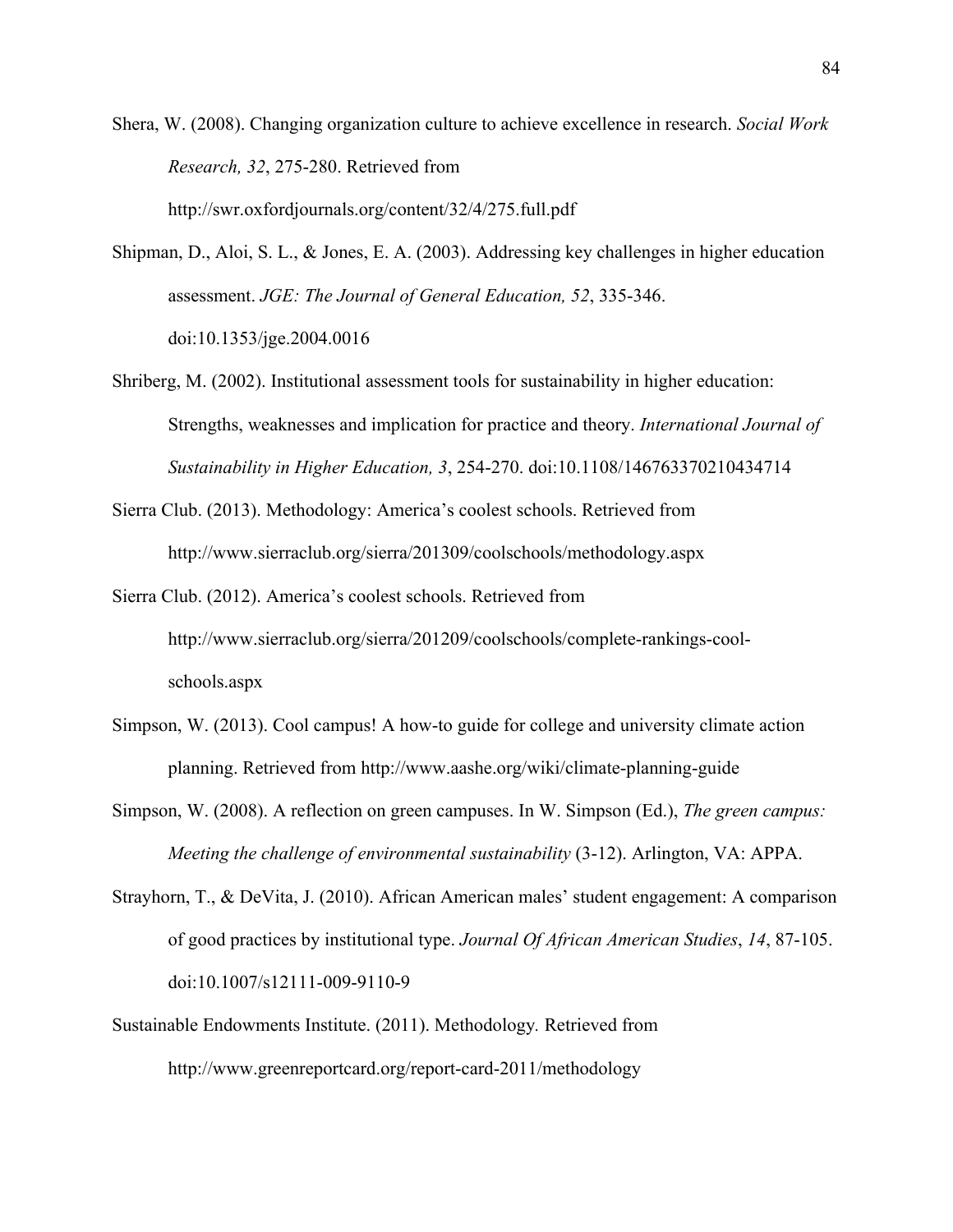Shera, W. (2008). Changing organization culture to achieve excellence in research. *Social Work Research, 32*, 275-280. Retrieved from http://swr.oxfordjournals.org/content/32/4/275.full.pdf

Shipman, D., Aloi, S. L., & Jones, E. A. (2003). Addressing key challenges in higher education assessment. *JGE: The Journal of General Education, 52*, 335-346. doi:10.1353/jge.2004.0016

Shriberg, M. (2002). Institutional assessment tools for sustainability in higher education: Strengths, weaknesses and implication for practice and theory. *International Journal of Sustainability in Higher Education, 3*, 254-270. doi:10.1108/14676370210434714

Sierra Club. (2013). Methodology: America's coolest schools. Retrieved from http://www.sierraclub.org/sierra/201309/coolschools/methodology.aspx

Sierra Club. (2012). America's coolest schools. Retrieved from http://www.sierraclub.org/sierra/201209/coolschools/complete-rankings-cool-schools.aspx

Simpson, W. (2013). Cool campus! A how-to guide for college and university climate action planning. Retrieved from http://www.aashe.org/wiki/climate-planning-guide

Simpson, W. (2008). A reflection on green campuses. In W. Simpson (Ed.), *The green campus: Meeting the challenge of environmental sustainability* (3-12). Arlington, VA: APPA.

Strayhorn, T., & DeVita, J. (2010). African American males' student engagement: A comparison of good practices by institutional type. *Journal Of African American Studies*, *14*, 87-105. doi:10.1007/s12111-009-9110-9

Sustainable Endowments Institute. (2011). Methodology*.* Retrieved from http://www.greenreportcard.org/report-card-2011/methodology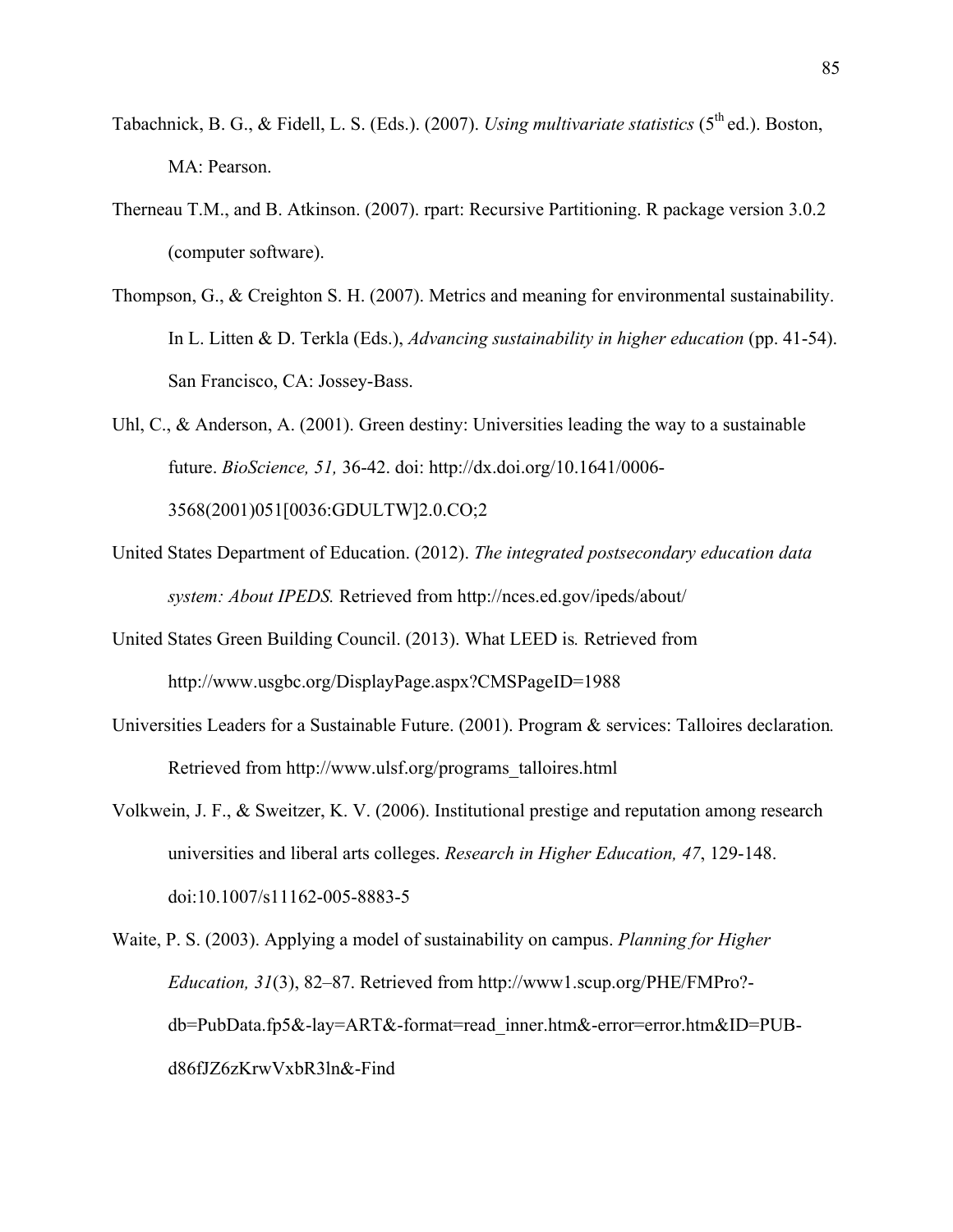Tabachnick, B. G., & Fidell, L. S. (Eds.). (2007). *Using multivariate statistics* (5th ed.). Boston, MA: Pearson.

Therneau T.M., and B. Atkinson. (2007). rpart: Recursive Partitioning. R package version 3.0.2 (computer software).

Thompson, G., & Creighton S. H. (2007). Metrics and meaning for environmental sustainability. In L. Litten & D. Terkla (Eds.), *Advancing sustainability in higher education* (pp. 41-54). San Francisco, CA: Jossey-Bass.

Uhl, C., & Anderson, A. (2001). Green destiny: Universities leading the way to a sustainable future. *BioScience, 51,* 36-42. doi: http://dx.doi.org/10.1641/0006-3568(2001)051[0036:GDULTW]2.0.CO;2

United States Department of Education. (2012). *The integrated postsecondary education data system: About IPEDS.* Retrieved from http://nces.ed.gov/ipeds/about/

United States Green Building Council. (2013). What LEED is*.* Retrieved from http://www.usgbc.org/DisplayPage.aspx?CMSPageID=1988

Universities Leaders for a Sustainable Future. (2001). Program & services: Talloires declaration*.* Retrieved from http://www.ulsf.org/programs_talloires.html

Volkwein, J. F., & Sweitzer, K. V. (2006). Institutional prestige and reputation among research universities and liberal arts colleges. *Research in Higher Education, 47*, 129-148. doi:10.1007/s11162-005-8883-5

Waite, P. S. (2003). Applying a model of sustainability on campus. *Planning for Higher Education, 31*(3), 82–87. Retrieved from http://www1.scup.org/PHE/FMPro?-db=PubData.fp5&-lay=ART&-format=read_inner.htm&-error=error.htm&ID=PUB-d86fJZ6zKrwVxbR3ln&-Find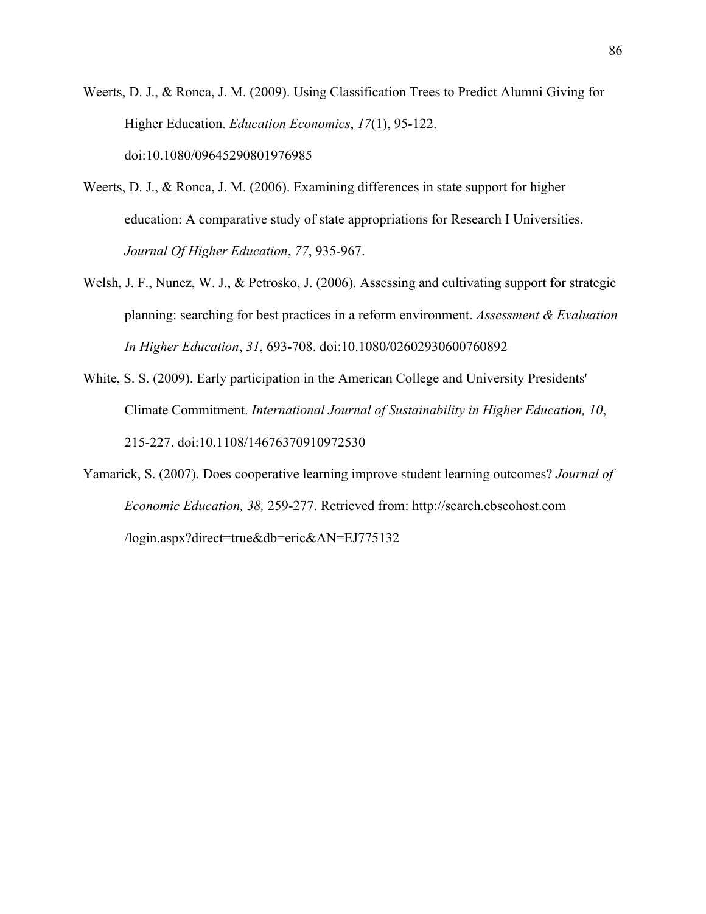Weerts, D. J., & Ronca, J. M. (2009). Using Classification Trees to Predict Alumni Giving for Higher Education. *Education Economics*, *17*(1), 95-122. doi:10.1080/09645290801976985

Weerts, D. J., & Ronca, J. M. (2006). Examining differences in state support for higher education: A comparative study of state appropriations for Research I Universities. *Journal Of Higher Education*, *77*, 935-967.

Welsh, J. F., Nunez, W. J., & Petrosko, J. (2006). Assessing and cultivating support for strategic planning: searching for best practices in a reform environment. *Assessment & Evaluation In Higher Education*, *31*, 693-708. doi:10.1080/02602930600760892

White, S. S. (2009). Early participation in the American College and University Presidents' Climate Commitment. *International Journal of Sustainability in Higher Education, 10*, 215-227. doi:10.1108/14676370910972530

Yamarick, S. (2007). Does cooperative learning improve student learning outcomes? *Journal of Economic Education, 38,* 259-277. Retrieved from: http://search.ebscohost.com /login.aspx?direct=true&db=eric&AN=EJ775132